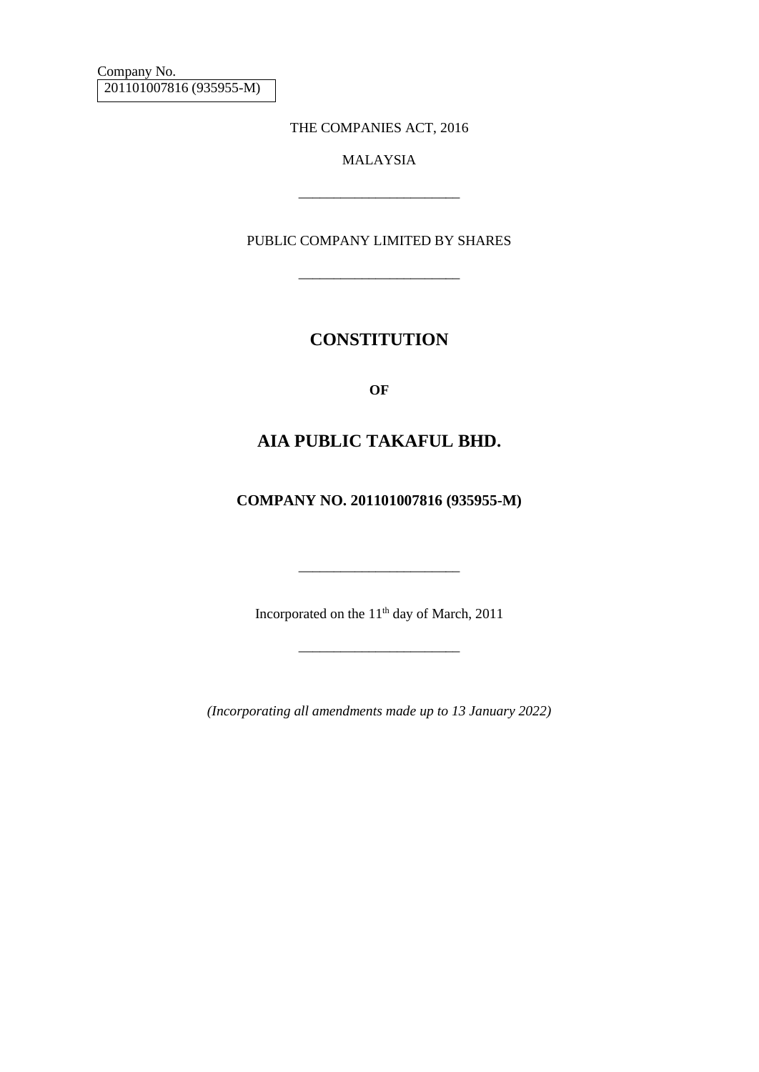Company No.
201101007816 (935955-M)

THE COMPANIES ACT, 2016

MALAYSIA

---

PUBLIC COMPANY LIMITED BY SHARES

---

# CONSTITUTION

**OF**

# AIA PUBLIC TAKAFUL BHD.

**COMPANY NO. 201101007816 (935955-M)**

---

Incorporated on the 11th day of March, 2011

---

*(Incorporating all amendments made up to 13 January 2022)*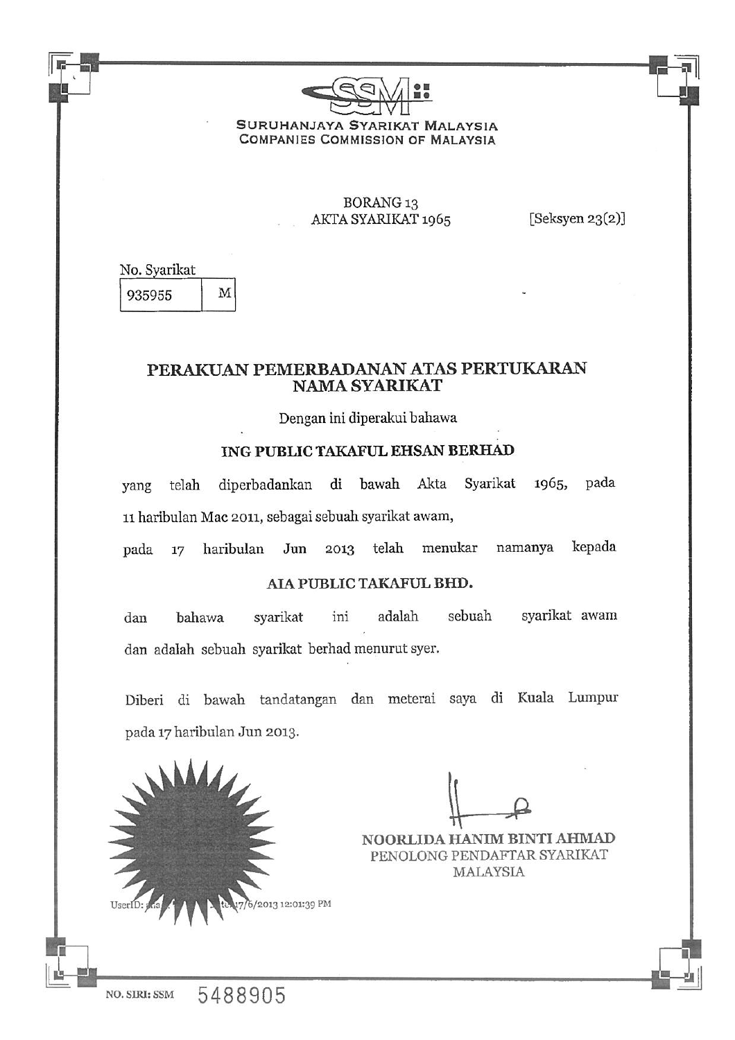SURUHANJAYA SYARIKAT MALAYSIA
COMPANIES COMMISSION OF MALAYSIA

BORANG 13
AKTA SYARIKAT 1965 [Seksyen 23(2)]

No. Syarikat

| 935955 | M |
|---|---|

## PERAKUAN PEMERBADANAN ATAS PERTUKARAN NAMA SYARIKAT

Dengan ini diperakui bahawa

**ING PUBLIC TAKAFUL EHSAN BERHAD**

yang telah diperbadankan di bawah Akta Syarikat 1965, pada 11 haribulan Mac 2011, sebagai sebuah syarikat awam,

pada 17 haribulan Jun 2013 telah menukar namanya kepada

**AIA PUBLIC TAKAFUL BHD.**

dan bahawa syarikat ini adalah sebuah syarikat awam dan adalah sebuah syarikat berhad menurut syer.

Diberi di bawah tandatangan dan meterai saya di Kuala Lumpur pada 17 haribulan Jun 2013.

UserID: ... 17/6/2013 12:01:39 PM

NOORLIDA HANIM BINTI AHMAD
PENOLONG PENDAFTAR SYARIKAT
MALAYSIA

NO. SIRI: SSM 5488905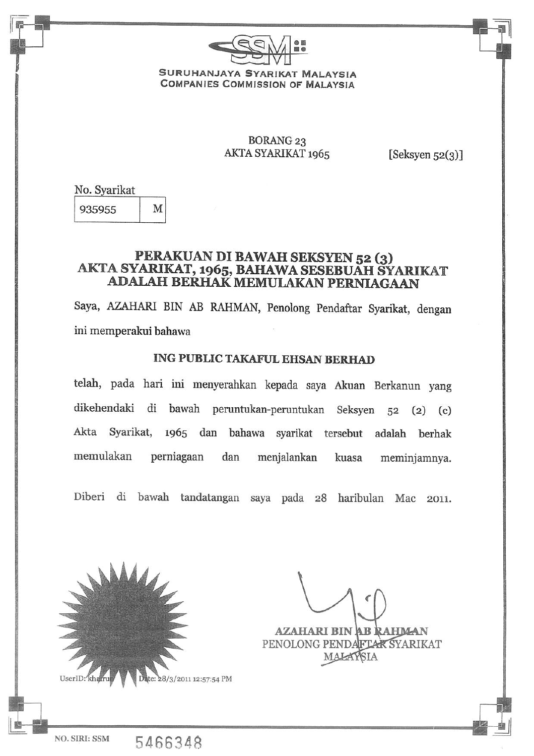SURUHANJAYA SYARIKAT MALAYSIA
COMPANIES COMMISSION OF MALAYSIA

BORANG 23
AKTA SYARIKAT 1965 [Seksyen 52(3)]

No. Syarikat

| 935955 | M |
|---|---|

## PERAKUAN DI BAWAH SEKSYEN 52 (3) AKTA SYARIKAT, 1965, BAHAWA SESEBUAH SYARIKAT ADALAH BERHAK MEMULAKAN PERNIAGAAN

Saya, AZAHARI BIN AB RAHMAN, Penolong Pendaftar Syarikat, dengan ini memperakui bahawa

**ING PUBLIC TAKAFUL EHSAN BERHAD**

telah, pada hari ini menyerahkan kepada saya Akuan Berkanun yang dikehendaki di bawah peruntukan-peruntukan Seksyen 52 (2) (c) Akta Syarikat, 1965 dan bahawa syarikat tersebut adalah berhak memulakan perniagaan dan menjalankan kuasa meminjamnya.

Diberi di bawah tandatangan saya pada 28 haribulan Mac 2011.

UserID: khairul Date: 28/3/2011 12:57:54 PM

AZAHARI BIN AB RAHMAN
PENOLONG PENDAFTAR SYARIKAT
MALAYSIA

NO. SIRI: SSM 5466348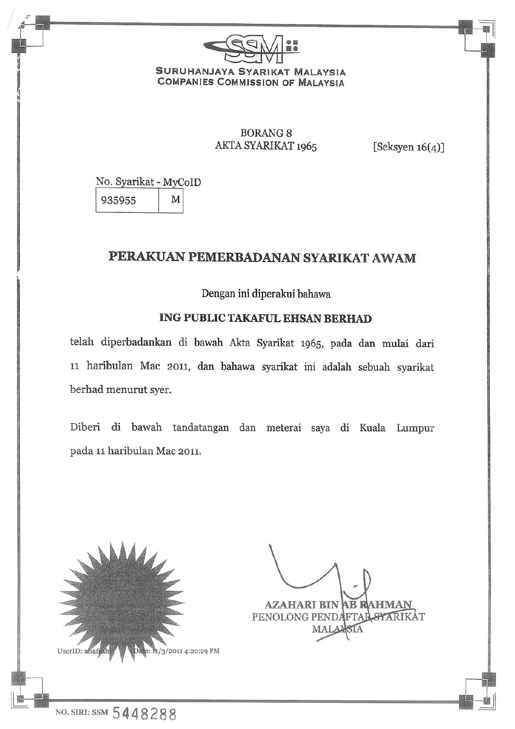SURUHANJAYA SYARIKAT MALAYSIA
COMPANIES COMMISSION OF MALAYSIA

BORANG 8
AKTA SYARIKAT 1965

[Seksyen 16(4)]

No. Syarikat - MyCoID

| 935955 | M |
| --- | --- |

# PERAKUAN PEMERBADANAN SYARIKAT AWAM

Dengan ini diperakui bahawa

**ING PUBLIC TAKAFUL EHSAN BERHAD**

telah diperbadankan di bawah Akta Syarikat 1965, pada dan mulai dari 11 haribulan Mac 2011, dan bahawa syarikat ini adalah sebuah syarikat berhad menurut syer.

Diberi di bawah tandatangan dan meterai saya di Kuala Lumpur pada 11 haribulan Mac 2011.

UserID: anafsah Date: 11/3/2011 4:20:29 PM

AZAHARI BIN AB RAHMAN
PENOLONG PENDAFTAR SYARIKAT
MALAYSIA

NO. SIRI: SSM 5448288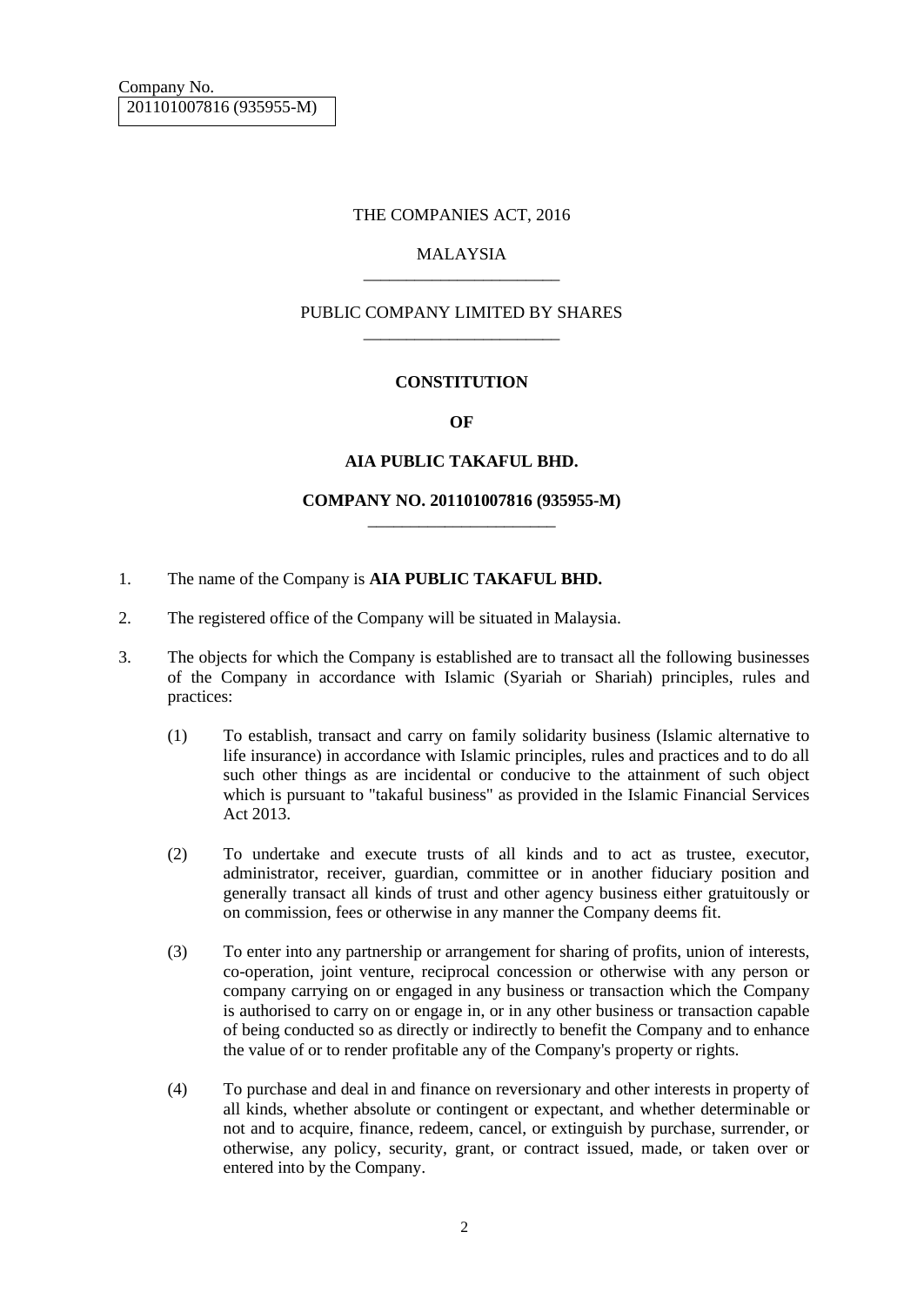Company No.
201101007816 (935955-M)

THE COMPANIES ACT, 2016

MALAYSIA

PUBLIC COMPANY LIMITED BY SHARES

# CONSTITUTION

# OF

# AIA PUBLIC TAKAFUL BHD.

## COMPANY NO. 201101007816 (935955-M)

1. The name of the Company is **AIA PUBLIC TAKAFUL BHD.**

2. The registered office of the Company will be situated in Malaysia.

3. The objects for which the Company is established are to transact all the following businesses of the Company in accordance with Islamic (Syariah or Shariah) principles, rules and practices:

   (1) To establish, transact and carry on family solidarity business (Islamic alternative to life insurance) in accordance with Islamic principles, rules and practices and to do all such other things as are incidental or conducive to the attainment of such object which is pursuant to "takaful business" as provided in the Islamic Financial Services Act 2013.

   (2) To undertake and execute trusts of all kinds and to act as trustee, executor, administrator, receiver, guardian, committee or in another fiduciary position and generally transact all kinds of trust and other agency business either gratuitously or on commission, fees or otherwise in any manner the Company deems fit.

   (3) To enter into any partnership or arrangement for sharing of profits, union of interests, co-operation, joint venture, reciprocal concession or otherwise with any person or company carrying on or engaged in any business or transaction which the Company is authorised to carry on or engage in, or in any other business or transaction capable of being conducted so as directly or indirectly to benefit the Company and to enhance the value of or to render profitable any of the Company's property or rights.

   (4) To purchase and deal in and finance on reversionary and other interests in property of all kinds, whether absolute or contingent or expectant, and whether determinable or not and to acquire, finance, redeem, cancel, or extinguish by purchase, surrender, or otherwise, any policy, security, grant, or contract issued, made, or taken over or entered into by the Company.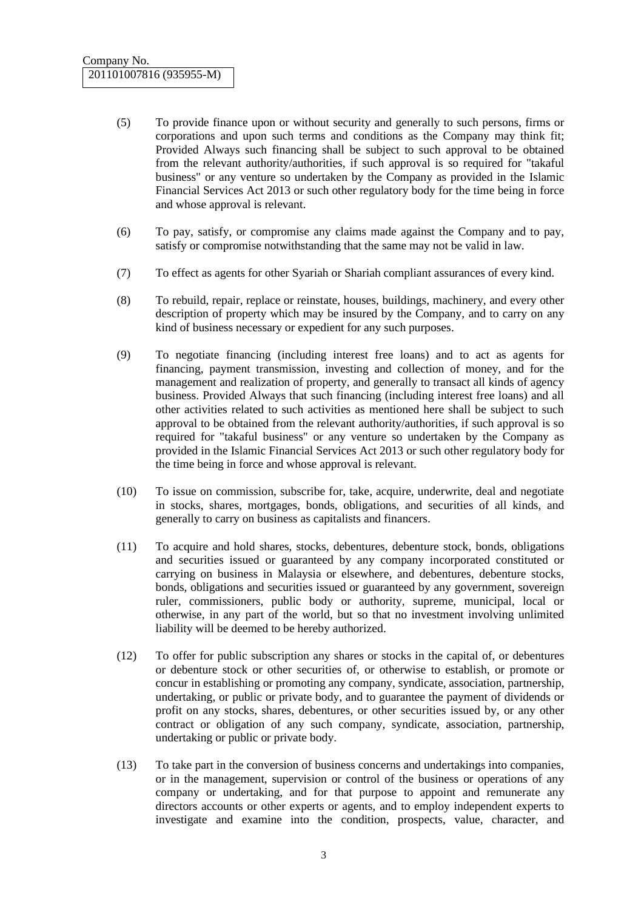Company No.
201101007816 (935955-M)

(5) To provide finance upon or without security and generally to such persons, firms or corporations and upon such terms and conditions as the Company may think fit; Provided Always such financing shall be subject to such approval to be obtained from the relevant authority/authorities, if such approval is so required for "takaful business" or any venture so undertaken by the Company as provided in the Islamic Financial Services Act 2013 or such other regulatory body for the time being in force and whose approval is relevant.

(6) To pay, satisfy, or compromise any claims made against the Company and to pay, satisfy or compromise notwithstanding that the same may not be valid in law.

(7) To effect as agents for other Syariah or Shariah compliant assurances of every kind.

(8) To rebuild, repair, replace or reinstate, houses, buildings, machinery, and every other description of property which may be insured by the Company, and to carry on any kind of business necessary or expedient for any such purposes.

(9) To negotiate financing (including interest free loans) and to act as agents for financing, payment transmission, investing and collection of money, and for the management and realization of property, and generally to transact all kinds of agency business. Provided Always that such financing (including interest free loans) and all other activities related to such activities as mentioned here shall be subject to such approval to be obtained from the relevant authority/authorities, if such approval is so required for "takaful business" or any venture so undertaken by the Company as provided in the Islamic Financial Services Act 2013 or such other regulatory body for the time being in force and whose approval is relevant.

(10) To issue on commission, subscribe for, take, acquire, underwrite, deal and negotiate in stocks, shares, mortgages, bonds, obligations, and securities of all kinds, and generally to carry on business as capitalists and financers.

(11) To acquire and hold shares, stocks, debentures, debenture stock, bonds, obligations and securities issued or guaranteed by any company incorporated constituted or carrying on business in Malaysia or elsewhere, and debentures, debenture stocks, bonds, obligations and securities issued or guaranteed by any government, sovereign ruler, commissioners, public body or authority, supreme, municipal, local or otherwise, in any part of the world, but so that no investment involving unlimited liability will be deemed to be hereby authorized.

(12) To offer for public subscription any shares or stocks in the capital of, or debentures or debenture stock or other securities of, or otherwise to establish, or promote or concur in establishing or promoting any company, syndicate, association, partnership, undertaking, or public or private body, and to guarantee the payment of dividends or profit on any stocks, shares, debentures, or other securities issued by, or any other contract or obligation of any such company, syndicate, association, partnership, undertaking or public or private body.

(13) To take part in the conversion of business concerns and undertakings into companies, or in the management, supervision or control of the business or operations of any company or undertaking, and for that purpose to appoint and remunerate any directors accounts or other experts or agents, and to employ independent experts to investigate and examine into the condition, prospects, value, character, and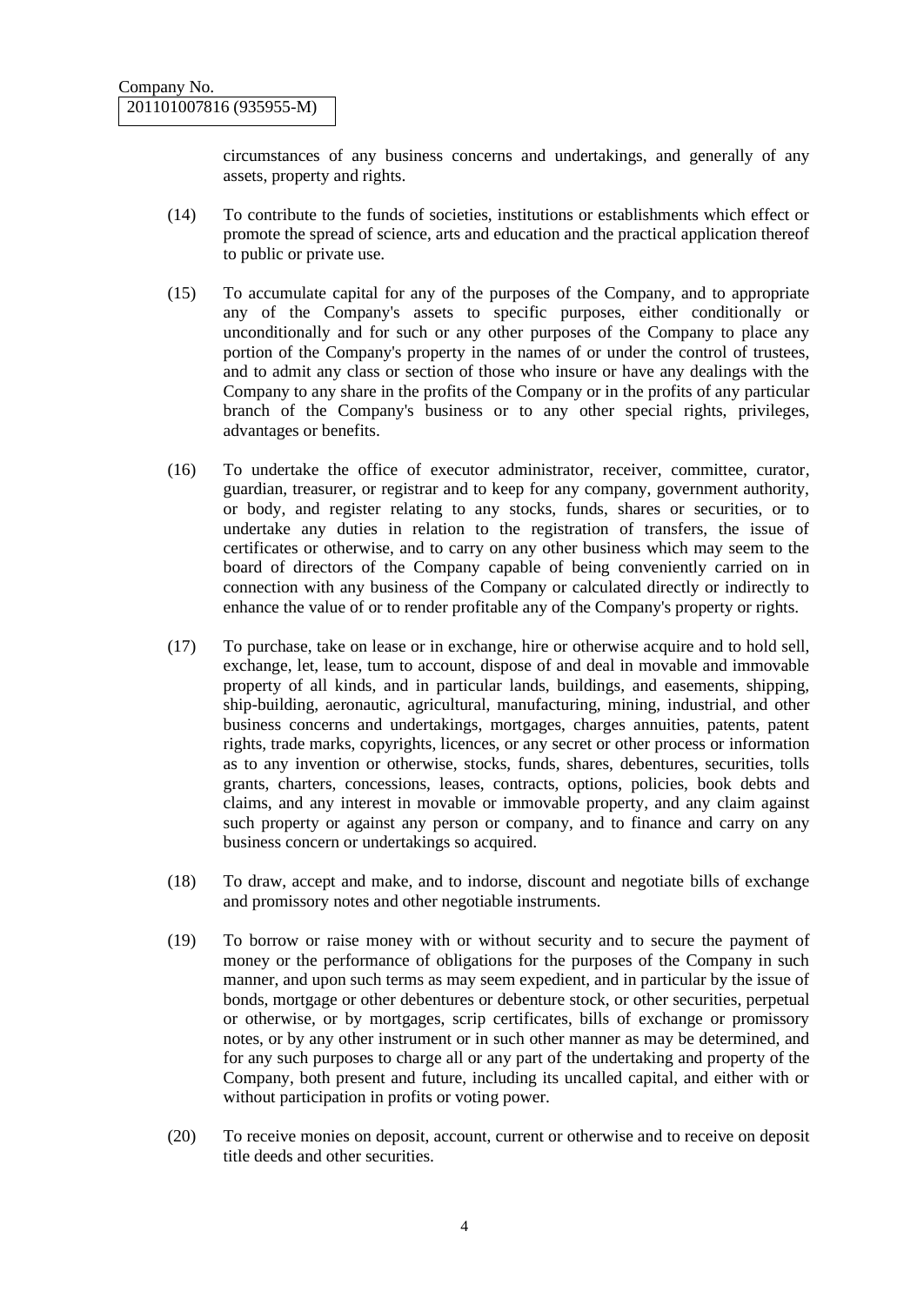circumstances of any business concerns and undertakings, and generally of any assets, property and rights.

(14) To contribute to the funds of societies, institutions or establishments which effect or promote the spread of science, arts and education and the practical application thereof to public or private use.

(15) To accumulate capital for any of the purposes of the Company, and to appropriate any of the Company's assets to specific purposes, either conditionally or unconditionally and for such or any other purposes of the Company to place any portion of the Company's property in the names of or under the control of trustees, and to admit any class or section of those who insure or have any dealings with the Company to any share in the profits of the Company or in the profits of any particular branch of the Company's business or to any other special rights, privileges, advantages or benefits.

(16) To undertake the office of executor administrator, receiver, committee, curator, guardian, treasurer, or registrar and to keep for any company, government authority, or body, and register relating to any stocks, funds, shares or securities, or to undertake any duties in relation to the registration of transfers, the issue of certificates or otherwise, and to carry on any other business which may seem to the board of directors of the Company capable of being conveniently carried on in connection with any business of the Company or calculated directly or indirectly to enhance the value of or to render profitable any of the Company's property or rights.

(17) To purchase, take on lease or in exchange, hire or otherwise acquire and to hold sell, exchange, let, lease, tum to account, dispose of and deal in movable and immovable property of all kinds, and in particular lands, buildings, and easements, shipping, ship-building, aeronautic, agricultural, manufacturing, mining, industrial, and other business concerns and undertakings, mortgages, charges annuities, patents, patent rights, trade marks, copyrights, licences, or any secret or other process or information as to any invention or otherwise, stocks, funds, shares, debentures, securities, tolls grants, charters, concessions, leases, contracts, options, policies, book debts and claims, and any interest in movable or immovable property, and any claim against such property or against any person or company, and to finance and carry on any business concern or undertakings so acquired.

(18) To draw, accept and make, and to indorse, discount and negotiate bills of exchange and promissory notes and other negotiable instruments.

(19) To borrow or raise money with or without security and to secure the payment of money or the performance of obligations for the purposes of the Company in such manner, and upon such terms as may seem expedient, and in particular by the issue of bonds, mortgage or other debentures or debenture stock, or other securities, perpetual or otherwise, or by mortgages, scrip certificates, bills of exchange or promissory notes, or by any other instrument or in such other manner as may be determined, and for any such purposes to charge all or any part of the undertaking and property of the Company, both present and future, including its uncalled capital, and either with or without participation in profits or voting power.

(20) To receive monies on deposit, account, current or otherwise and to receive on deposit title deeds and other securities.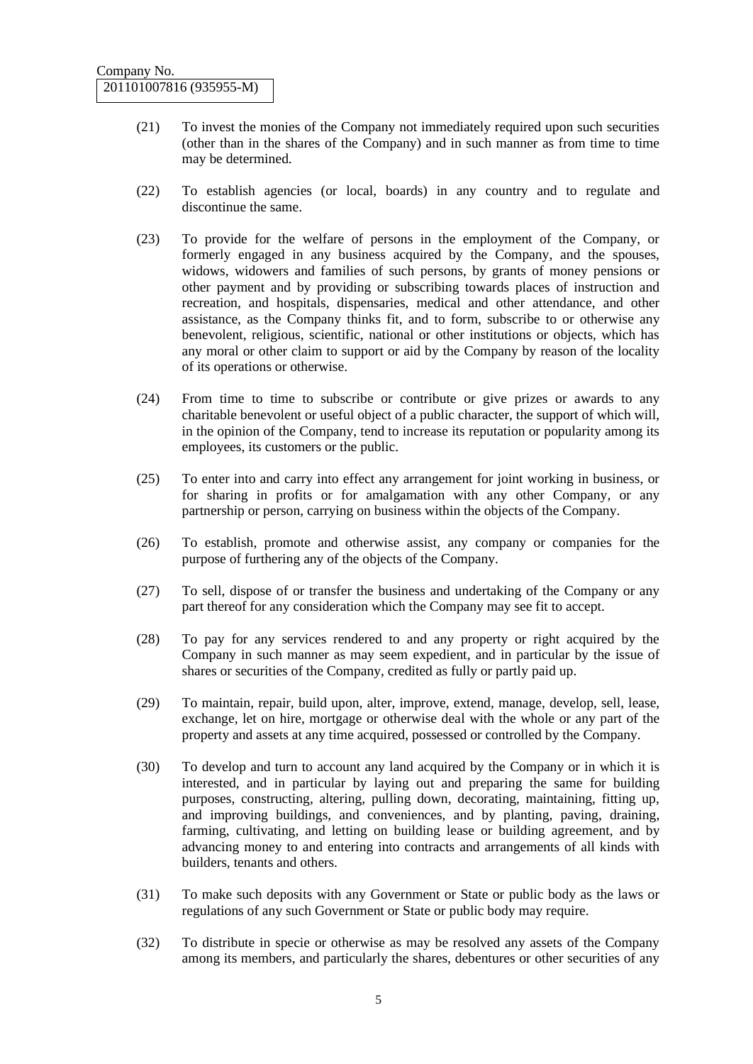(21) To invest the monies of the Company not immediately required upon such securities (other than in the shares of the Company) and in such manner as from time to time may be determined.

(22) To establish agencies (or local, boards) in any country and to regulate and discontinue the same.

(23) To provide for the welfare of persons in the employment of the Company, or formerly engaged in any business acquired by the Company, and the spouses, widows, widowers and families of such persons, by grants of money pensions or other payment and by providing or subscribing towards places of instruction and recreation, and hospitals, dispensaries, medical and other attendance, and other assistance, as the Company thinks fit, and to form, subscribe to or otherwise any benevolent, religious, scientific, national or other institutions or objects, which has any moral or other claim to support or aid by the Company by reason of the locality of its operations or otherwise.

(24) From time to time to subscribe or contribute or give prizes or awards to any charitable benevolent or useful object of a public character, the support of which will, in the opinion of the Company, tend to increase its reputation or popularity among its employees, its customers or the public.

(25) To enter into and carry into effect any arrangement for joint working in business, or for sharing in profits or for amalgamation with any other Company, or any partnership or person, carrying on business within the objects of the Company.

(26) To establish, promote and otherwise assist, any company or companies for the purpose of furthering any of the objects of the Company.

(27) To sell, dispose of or transfer the business and undertaking of the Company or any part thereof for any consideration which the Company may see fit to accept.

(28) To pay for any services rendered to and any property or right acquired by the Company in such manner as may seem expedient, and in particular by the issue of shares or securities of the Company, credited as fully or partly paid up.

(29) To maintain, repair, build upon, alter, improve, extend, manage, develop, sell, lease, exchange, let on hire, mortgage or otherwise deal with the whole or any part of the property and assets at any time acquired, possessed or controlled by the Company.

(30) To develop and turn to account any land acquired by the Company or in which it is interested, and in particular by laying out and preparing the same for building purposes, constructing, altering, pulling down, decorating, maintaining, fitting up, and improving buildings, and conveniences, and by planting, paving, draining, farming, cultivating, and letting on building lease or building agreement, and by advancing money to and entering into contracts and arrangements of all kinds with builders, tenants and others.

(31) To make such deposits with any Government or State or public body as the laws or regulations of any such Government or State or public body may require.

(32) To distribute in specie or otherwise as may be resolved any assets of the Company among its members, and particularly the shares, debentures or other securities of any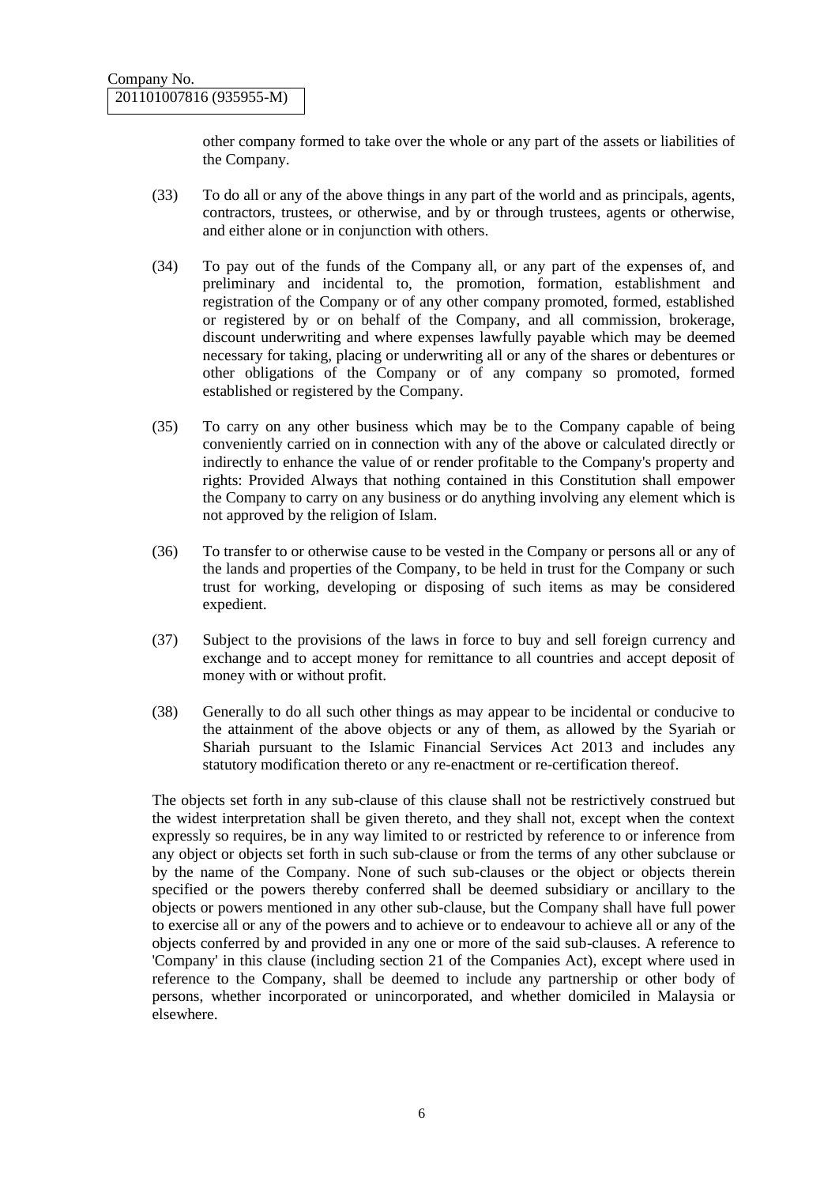other company formed to take over the whole or any part of the assets or liabilities of the Company.

(33) To do all or any of the above things in any part of the world and as principals, agents, contractors, trustees, or otherwise, and by or through trustees, agents or otherwise, and either alone or in conjunction with others.

(34) To pay out of the funds of the Company all, or any part of the expenses of, and preliminary and incidental to, the promotion, formation, establishment and registration of the Company or of any other company promoted, formed, established or registered by or on behalf of the Company, and all commission, brokerage, discount underwriting and where expenses lawfully payable which may be deemed necessary for taking, placing or underwriting all or any of the shares or debentures or other obligations of the Company or of any company so promoted, formed established or registered by the Company.

(35) To carry on any other business which may be to the Company capable of being conveniently carried on in connection with any of the above or calculated directly or indirectly to enhance the value of or render profitable to the Company's property and rights: Provided Always that nothing contained in this Constitution shall empower the Company to carry on any business or do anything involving any element which is not approved by the religion of Islam.

(36) To transfer to or otherwise cause to be vested in the Company or persons all or any of the lands and properties of the Company, to be held in trust for the Company or such trust for working, developing or disposing of such items as may be considered expedient.

(37) Subject to the provisions of the laws in force to buy and sell foreign currency and exchange and to accept money for remittance to all countries and accept deposit of money with or without profit.

(38) Generally to do all such other things as may appear to be incidental or conducive to the attainment of the above objects or any of them, as allowed by the Syariah or Shariah pursuant to the Islamic Financial Services Act 2013 and includes any statutory modification thereto or any re-enactment or re-certification thereof.

The objects set forth in any sub-clause of this clause shall not be restrictively construed but the widest interpretation shall be given thereto, and they shall not, except when the context expressly so requires, be in any way limited to or restricted by reference to or inference from any object or objects set forth in such sub-clause or from the terms of any other subclause or by the name of the Company. None of such sub-clauses or the object or objects therein specified or the powers thereby conferred shall be deemed subsidiary or ancillary to the objects or powers mentioned in any other sub-clause, but the Company shall have full power to exercise all or any of the powers and to achieve or to endeavour to achieve all or any of the objects conferred by and provided in any one or more of the said sub-clauses. A reference to 'Company' in this clause (including section 21 of the Companies Act), except where used in reference to the Company, shall be deemed to include any partnership or other body of persons, whether incorporated or unincorporated, and whether domiciled in Malaysia or elsewhere.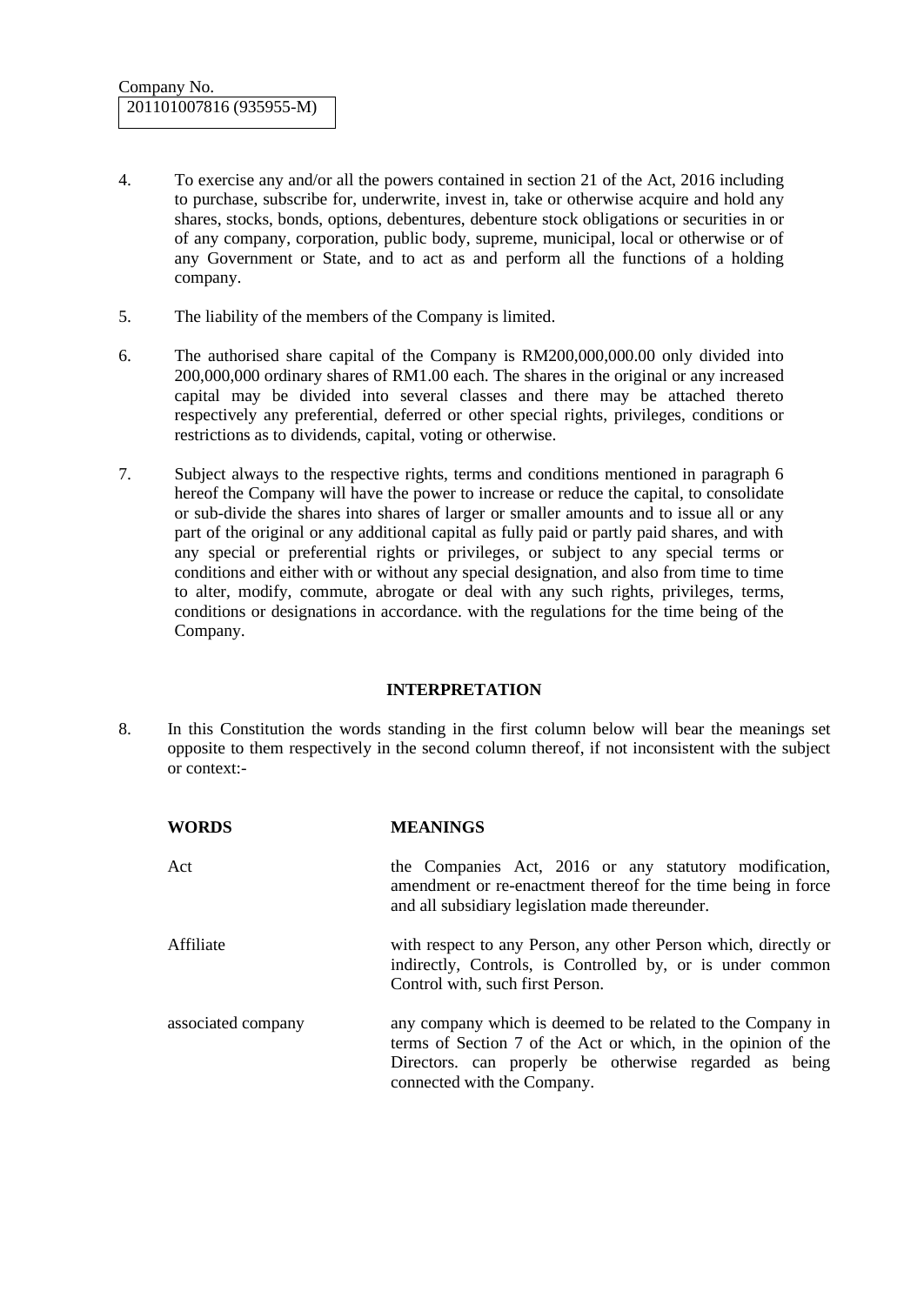Company No.
201101007816 (935955-M)

4. To exercise any and/or all the powers contained in section 21 of the Act, 2016 including to purchase, subscribe for, underwrite, invest in, take or otherwise acquire and hold any shares, stocks, bonds, options, debentures, debenture stock obligations or securities in or of any company, corporation, public body, supreme, municipal, local or otherwise or of any Government or State, and to act as and perform all the functions of a holding company.

5. The liability of the members of the Company is limited.

6. The authorised share capital of the Company is RM200,000,000.00 only divided into 200,000,000 ordinary shares of RM1.00 each. The shares in the original or any increased capital may be divided into several classes and there may be attached thereto respectively any preferential, deferred or other special rights, privileges, conditions or restrictions as to dividends, capital, voting or otherwise.

7. Subject always to the respective rights, terms and conditions mentioned in paragraph 6 hereof the Company will have the power to increase or reduce the capital, to consolidate or sub-divide the shares into shares of larger or smaller amounts and to issue all or any part of the original or any additional capital as fully paid or partly paid shares, and with any special or preferential rights or privileges, or subject to any special terms or conditions and either with or without any special designation, and also from time to time to alter, modify, commute, abrogate or deal with any such rights, privileges, terms, conditions or designations in accordance. with the regulations for the time being of the Company.

**INTERPRETATION**

8. In this Constitution the words standing in the first column below will bear the meanings set opposite to them respectively in the second column thereof, if not inconsistent with the subject or context:-

| **WORDS** | **MEANINGS** |
|---|---|
| Act | the Companies Act, 2016 or any statutory modification, amendment or re-enactment thereof for the time being in force and all subsidiary legislation made thereunder. |
| Affiliate | with respect to any Person, any other Person which, directly or indirectly, Controls, is Controlled by, or is under common Control with, such first Person. |
| associated company | any company which is deemed to be related to the Company in terms of Section 7 of the Act or which, in the opinion of the Directors. can properly be otherwise regarded as being connected with the Company. |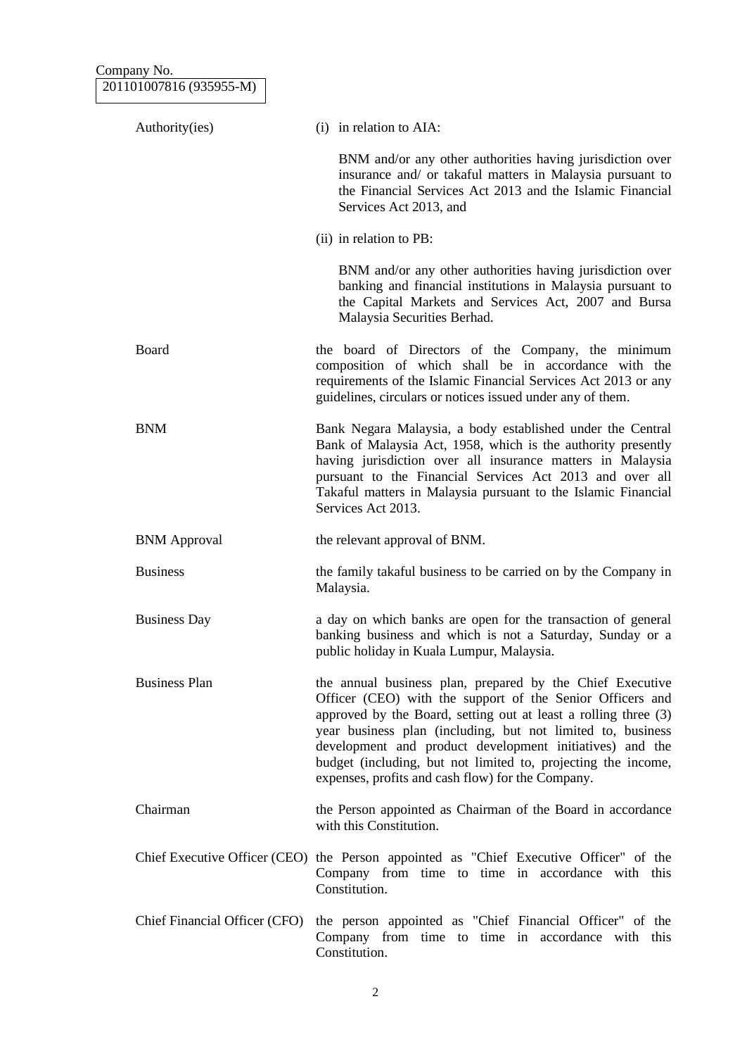Company No.
201101007816 (935955-M)

| | |
|---|---|
| Authority(ies) | (i) in relation to AIA:<br><br>BNM and/or any other authorities having jurisdiction over insurance and/ or takaful matters in Malaysia pursuant to the Financial Services Act 2013 and the Islamic Financial Services Act 2013, and<br><br>(ii) in relation to PB:<br><br>BNM and/or any other authorities having jurisdiction over banking and financial institutions in Malaysia pursuant to the Capital Markets and Services Act, 2007 and Bursa Malaysia Securities Berhad. |
| Board | the board of Directors of the Company, the minimum composition of which shall be in accordance with the requirements of the Islamic Financial Services Act 2013 or any guidelines, circulars or notices issued under any of them. |
| BNM | Bank Negara Malaysia, a body established under the Central Bank of Malaysia Act, 1958, which is the authority presently having jurisdiction over all insurance matters in Malaysia pursuant to the Financial Services Act 2013 and over all Takaful matters in Malaysia pursuant to the Islamic Financial Services Act 2013. |
| BNM Approval | the relevant approval of BNM. |
| Business | the family takaful business to be carried on by the Company in Malaysia. |
| Business Day | a day on which banks are open for the transaction of general banking business and which is not a Saturday, Sunday or a public holiday in Kuala Lumpur, Malaysia. |
| Business Plan | the annual business plan, prepared by the Chief Executive Officer (CEO) with the support of the Senior Officers and approved by the Board, setting out at least a rolling three (3) year business plan (including, but not limited to, business development and product development initiatives) and the budget (including, but not limited to, projecting the income, expenses, profits and cash flow) for the Company. |
| Chairman | the Person appointed as Chairman of the Board in accordance with this Constitution. |
| Chief Executive Officer (CEO) | the Person appointed as "Chief Executive Officer" of the Company from time to time in accordance with this Constitution. |
| Chief Financial Officer (CFO) | the person appointed as "Chief Financial Officer" of the Company from time to time in accordance with this Constitution. |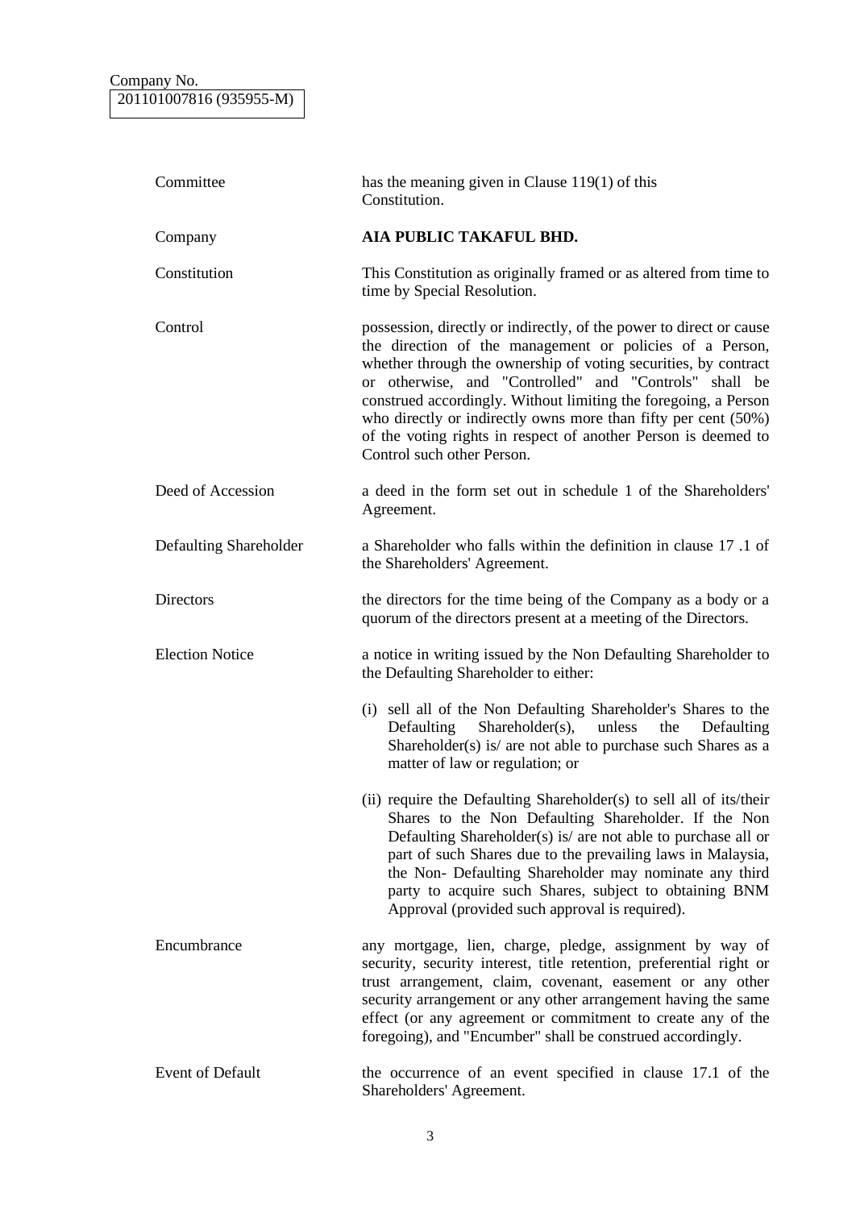Company No.
201101007816 (935955-M)

| | |
|---|---|
| Committee | has the meaning given in Clause 119(1) of this Constitution. |
| Company | **AIA PUBLIC TAKAFUL BHD.** |
| Constitution | This Constitution as originally framed or as altered from time to time by Special Resolution. |
| Control | possession, directly or indirectly, of the power to direct or cause the direction of the management or policies of a Person, whether through the ownership of voting securities, by contract or otherwise, and "Controlled" and "Controls" shall be construed accordingly. Without limiting the foregoing, a Person who directly or indirectly owns more than fifty per cent (50%) of the voting rights in respect of another Person is deemed to Control such other Person. |
| Deed of Accession | a deed in the form set out in schedule 1 of the Shareholders' Agreement. |
| Defaulting Shareholder | a Shareholder who falls within the definition in clause 17 .1 of the Shareholders' Agreement. |
| Directors | the directors for the time being of the Company as a body or a quorum of the directors present at a meeting of the Directors. |
| Election Notice | a notice in writing issued by the Non Defaulting Shareholder to the Defaulting Shareholder to either:<br><br>(i) sell all of the Non Defaulting Shareholder's Shares to the Defaulting Shareholder(s), unless the Defaulting Shareholder(s) is/ are not able to purchase such Shares as a matter of law or regulation; or<br><br>(ii) require the Defaulting Shareholder(s) to sell all of its/their Shares to the Non Defaulting Shareholder. If the Non Defaulting Shareholder(s) is/ are not able to purchase all or part of such Shares due to the prevailing laws in Malaysia, the Non- Defaulting Shareholder may nominate any third party to acquire such Shares, subject to obtaining BNM Approval (provided such approval is required). |
| Encumbrance | any mortgage, lien, charge, pledge, assignment by way of security, security interest, title retention, preferential right or trust arrangement, claim, covenant, easement or any other security arrangement or any other arrangement having the same effect (or any agreement or commitment to create any of the foregoing), and "Encumber" shall be construed accordingly. |
| Event of Default | the occurrence of an event specified in clause 17.1 of the Shareholders' Agreement. |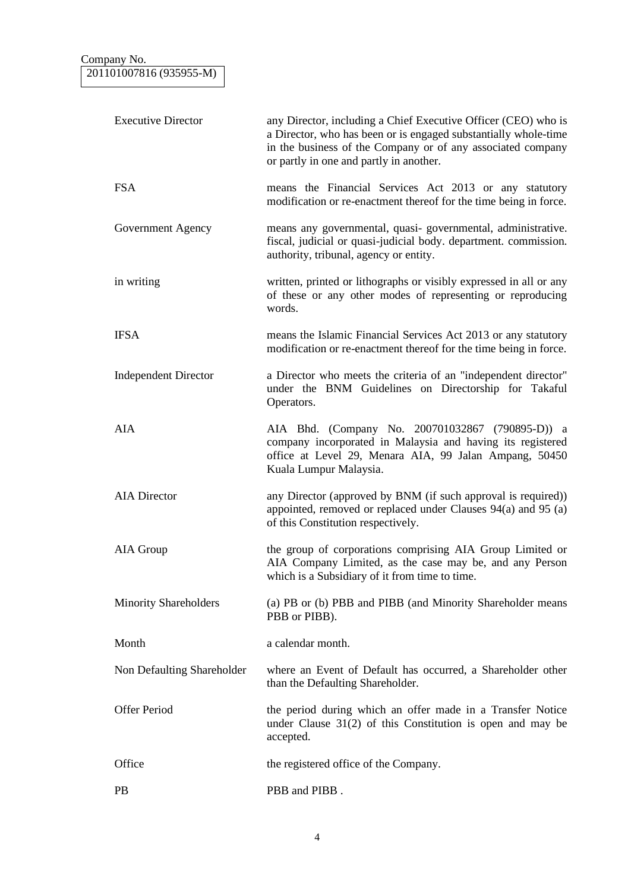Company No.
201101007816 (935955-M)

| | |
|---|---|
| Executive Director | any Director, including a Chief Executive Officer (CEO) who is a Director, who has been or is engaged substantially whole-time in the business of the Company or of any associated company or partly in one and partly in another. |
| FSA | means the Financial Services Act 2013 or any statutory modification or re-enactment thereof for the time being in force. |
| Government Agency | means any governmental, quasi- governmental, administrative. fiscal, judicial or quasi-judicial body. department. commission. authority, tribunal, agency or entity. |
| in writing | written, printed or lithographs or visibly expressed in all or any of these or any other modes of representing or reproducing words. |
| IFSA | means the Islamic Financial Services Act 2013 or any statutory modification or re-enactment thereof for the time being in force. |
| Independent Director | a Director who meets the criteria of an "independent director" under the BNM Guidelines on Directorship for Takaful Operators. |
| AIA | AIA Bhd. (Company No. 200701032867 (790895-D)) a company incorporated in Malaysia and having its registered office at Level 29, Menara AIA, 99 Jalan Ampang, 50450 Kuala Lumpur Malaysia. |
| AIA Director | any Director (approved by BNM (if such approval is required)) appointed, removed or replaced under Clauses 94(a) and 95 (a) of this Constitution respectively. |
| AIA Group | the group of corporations comprising AIA Group Limited or AIA Company Limited, as the case may be, and any Person which is a Subsidiary of it from time to time. |
| Minority Shareholders | (a) PB or (b) PBB and PIBB (and Minority Shareholder means PBB or PIBB). |
| Month | a calendar month. |
| Non Defaulting Shareholder | where an Event of Default has occurred, a Shareholder other than the Defaulting Shareholder. |
| Offer Period | the period during which an offer made in a Transfer Notice under Clause 31(2) of this Constitution is open and may be accepted. |
| Office | the registered office of the Company. |
| PB | PBB and PIBB . |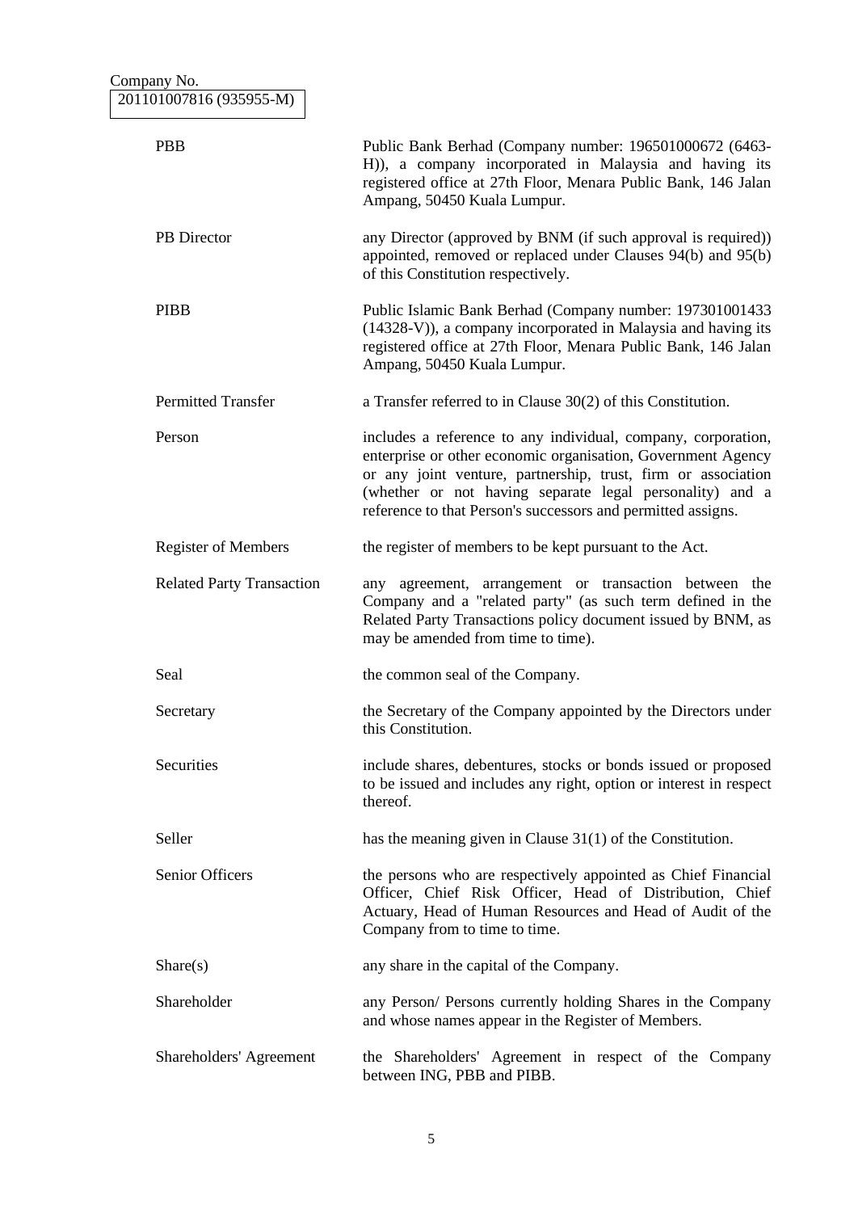Company No.
201101007816 (935955-M)

| | |
|---|---|
| PBB | Public Bank Berhad (Company number: 196501000672 (6463-H)), a company incorporated in Malaysia and having its registered office at 27th Floor, Menara Public Bank, 146 Jalan Ampang, 50450 Kuala Lumpur. |
| PB Director | any Director (approved by BNM (if such approval is required)) appointed, removed or replaced under Clauses 94(b) and 95(b) of this Constitution respectively. |
| PIBB | Public Islamic Bank Berhad (Company number: 197301001433 (14328-V)), a company incorporated in Malaysia and having its registered office at 27th Floor, Menara Public Bank, 146 Jalan Ampang, 50450 Kuala Lumpur. |
| Permitted Transfer | a Transfer referred to in Clause 30(2) of this Constitution. |
| Person | includes a reference to any individual, company, corporation, enterprise or other economic organisation, Government Agency or any joint venture, partnership, trust, firm or association (whether or not having separate legal personality) and a reference to that Person's successors and permitted assigns. |
| Register of Members | the register of members to be kept pursuant to the Act. |
| Related Party Transaction | any agreement, arrangement or transaction between the Company and a "related party" (as such term defined in the Related Party Transactions policy document issued by BNM, as may be amended from time to time). |
| Seal | the common seal of the Company. |
| Secretary | the Secretary of the Company appointed by the Directors under this Constitution. |
| Securities | include shares, debentures, stocks or bonds issued or proposed to be issued and includes any right, option or interest in respect thereof. |
| Seller | has the meaning given in Clause 31(1) of the Constitution. |
| Senior Officers | the persons who are respectively appointed as Chief Financial Officer, Chief Risk Officer, Head of Distribution, Chief Actuary, Head of Human Resources and Head of Audit of the Company from time to time. |
| Share(s) | any share in the capital of the Company. |
| Shareholder | any Person/ Persons currently holding Shares in the Company and whose names appear in the Register of Members. |
| Shareholders' Agreement | the Shareholders' Agreement in respect of the Company between ING, PBB and PIBB. |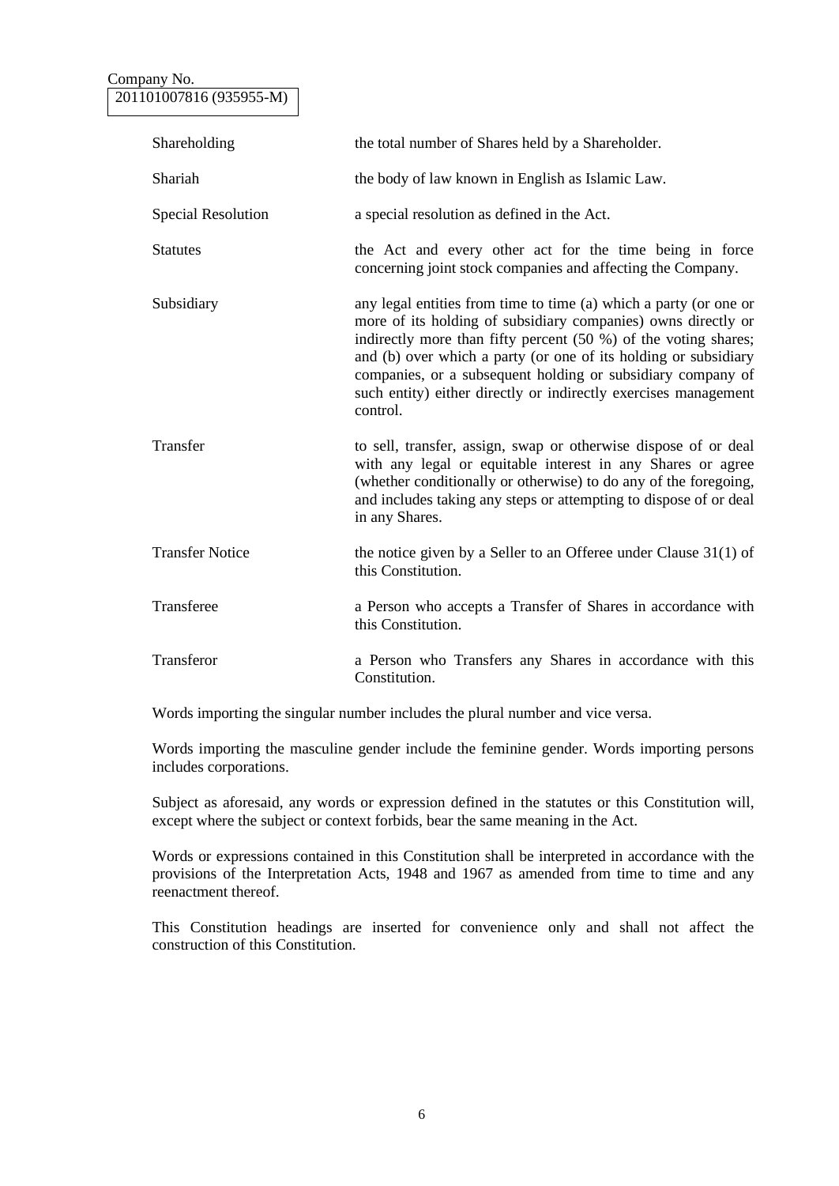Company No.
201101007816 (935955-M)

| | |
|---|---|
| Shareholding | the total number of Shares held by a Shareholder. |
| Shariah | the body of law known in English as Islamic Law. |
| Special Resolution | a special resolution as defined in the Act. |
| Statutes | the Act and every other act for the time being in force concerning joint stock companies and affecting the Company. |
| Subsidiary | any legal entities from time to time (a) which a party (or one or more of its holding of subsidiary companies) owns directly or indirectly more than fifty percent (50 %) of the voting shares; and (b) over which a party (or one of its holding or subsidiary companies, or a subsequent holding or subsidiary company of such entity) either directly or indirectly exercises management control. |
| Transfer | to sell, transfer, assign, swap or otherwise dispose of or deal with any legal or equitable interest in any Shares or agree (whether conditionally or otherwise) to do any of the foregoing, and includes taking any steps or attempting to dispose of or deal in any Shares. |
| Transfer Notice | the notice given by a Seller to an Offeree under Clause 31(1) of this Constitution. |
| Transferee | a Person who accepts a Transfer of Shares in accordance with this Constitution. |
| Transferor | a Person who Transfers any Shares in accordance with this Constitution. |

Words importing the singular number includes the plural number and vice versa.

Words importing the masculine gender include the feminine gender. Words importing persons includes corporations.

Subject as aforesaid, any words or expression defined in the statutes or this Constitution will, except where the subject or context forbids, bear the same meaning in the Act.

Words or expressions contained in this Constitution shall be interpreted in accordance with the provisions of the Interpretation Acts, 1948 and 1967 as amended from time to time and any reenactment thereof.

This Constitution headings are inserted for convenience only and shall not affect the construction of this Constitution.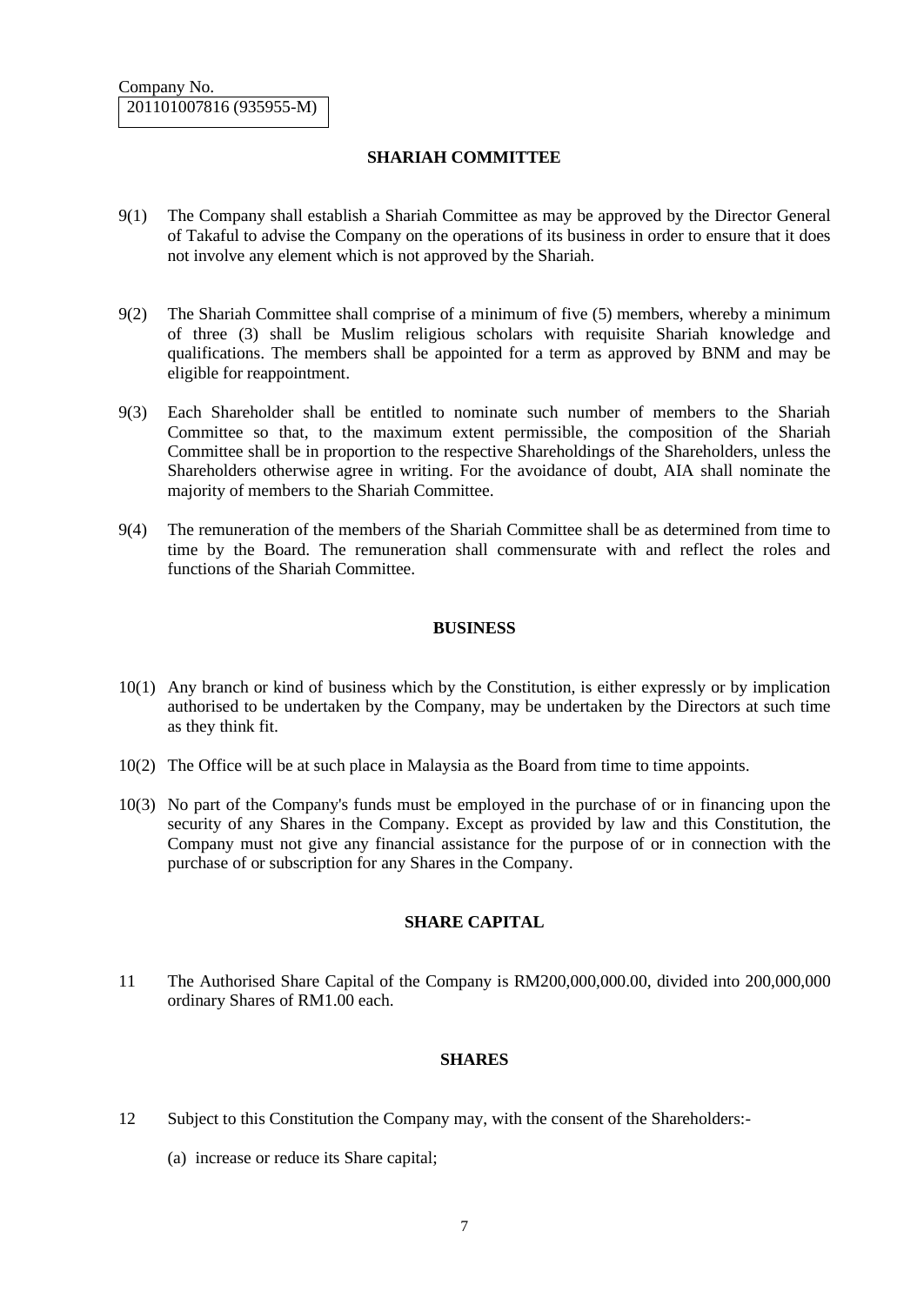Company No.
201101007816 (935955-M)

## SHARIAH COMMITTEE

9(1) The Company shall establish a Shariah Committee as may be approved by the Director General of Takaful to advise the Company on the operations of its business in order to ensure that it does not involve any element which is not approved by the Shariah.

9(2) The Shariah Committee shall comprise of a minimum of five (5) members, whereby a minimum of three (3) shall be Muslim religious scholars with requisite Shariah knowledge and qualifications. The members shall be appointed for a term as approved by BNM and may be eligible for reappointment.

9(3) Each Shareholder shall be entitled to nominate such number of members to the Shariah Committee so that, to the maximum extent permissible, the composition of the Shariah Committee shall be in proportion to the respective Shareholdings of the Shareholders, unless the Shareholders otherwise agree in writing. For the avoidance of doubt, AIA shall nominate the majority of members to the Shariah Committee.

9(4) The remuneration of the members of the Shariah Committee shall be as determined from time to time by the Board. The remuneration shall commensurate with and reflect the roles and functions of the Shariah Committee.

## BUSINESS

10(1) Any branch or kind of business which by the Constitution, is either expressly or by implication authorised to be undertaken by the Company, may be undertaken by the Directors at such time as they think fit.

10(2) The Office will be at such place in Malaysia as the Board from time to time appoints.

10(3) No part of the Company's funds must be employed in the purchase of or in financing upon the security of any Shares in the Company. Except as provided by law and this Constitution, the Company must not give any financial assistance for the purpose of or in connection with the purchase of or subscription for any Shares in the Company.

## SHARE CAPITAL

11 The Authorised Share Capital of the Company is RM200,000,000.00, divided into 200,000,000 ordinary Shares of RM1.00 each.

## SHARES

12 Subject to this Constitution the Company may, with the consent of the Shareholders:-

(a) increase or reduce its Share capital;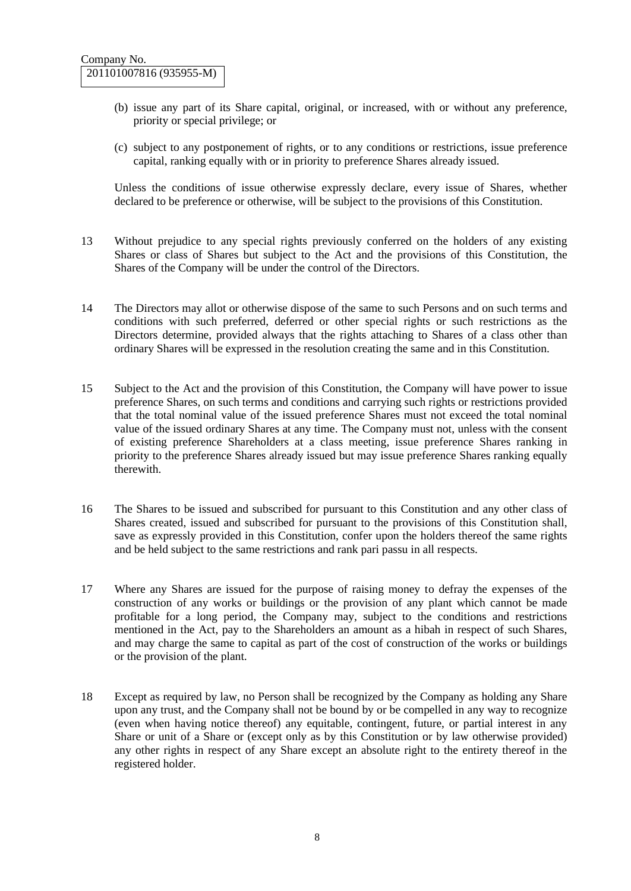(b) issue any part of its Share capital, original, or increased, with or without any preference, priority or special privilege; or

(c) subject to any postponement of rights, or to any conditions or restrictions, issue preference capital, ranking equally with or in priority to preference Shares already issued.

Unless the conditions of issue otherwise expressly declare, every issue of Shares, whether declared to be preference or otherwise, will be subject to the provisions of this Constitution.

13 Without prejudice to any special rights previously conferred on the holders of any existing Shares or class of Shares but subject to the Act and the provisions of this Constitution, the Shares of the Company will be under the control of the Directors.

14 The Directors may allot or otherwise dispose of the same to such Persons and on such terms and conditions with such preferred, deferred or other special rights or such restrictions as the Directors determine, provided always that the rights attaching to Shares of a class other than ordinary Shares will be expressed in the resolution creating the same and in this Constitution.

15 Subject to the Act and the provision of this Constitution, the Company will have power to issue preference Shares, on such terms and conditions and carrying such rights or restrictions provided that the total nominal value of the issued preference Shares must not exceed the total nominal value of the issued ordinary Shares at any time. The Company must not, unless with the consent of existing preference Shareholders at a class meeting, issue preference Shares ranking in priority to the preference Shares already issued but may issue preference Shares ranking equally therewith.

16 The Shares to be issued and subscribed for pursuant to this Constitution and any other class of Shares created, issued and subscribed for pursuant to the provisions of this Constitution shall, save as expressly provided in this Constitution, confer upon the holders thereof the same rights and be held subject to the same restrictions and rank pari passu in all respects.

17 Where any Shares are issued for the purpose of raising money to defray the expenses of the construction of any works or buildings or the provision of any plant which cannot be made profitable for a long period, the Company may, subject to the conditions and restrictions mentioned in the Act, pay to the Shareholders an amount as a hibah in respect of such Shares, and may charge the same to capital as part of the cost of construction of the works or buildings or the provision of the plant.

18 Except as required by law, no Person shall be recognized by the Company as holding any Share upon any trust, and the Company shall not be bound by or be compelled in any way to recognize (even when having notice thereof) any equitable, contingent, future, or partial interest in any Share or unit of a Share or (except only as by this Constitution or by law otherwise provided) any other rights in respect of any Share except an absolute right to the entirety thereof in the registered holder.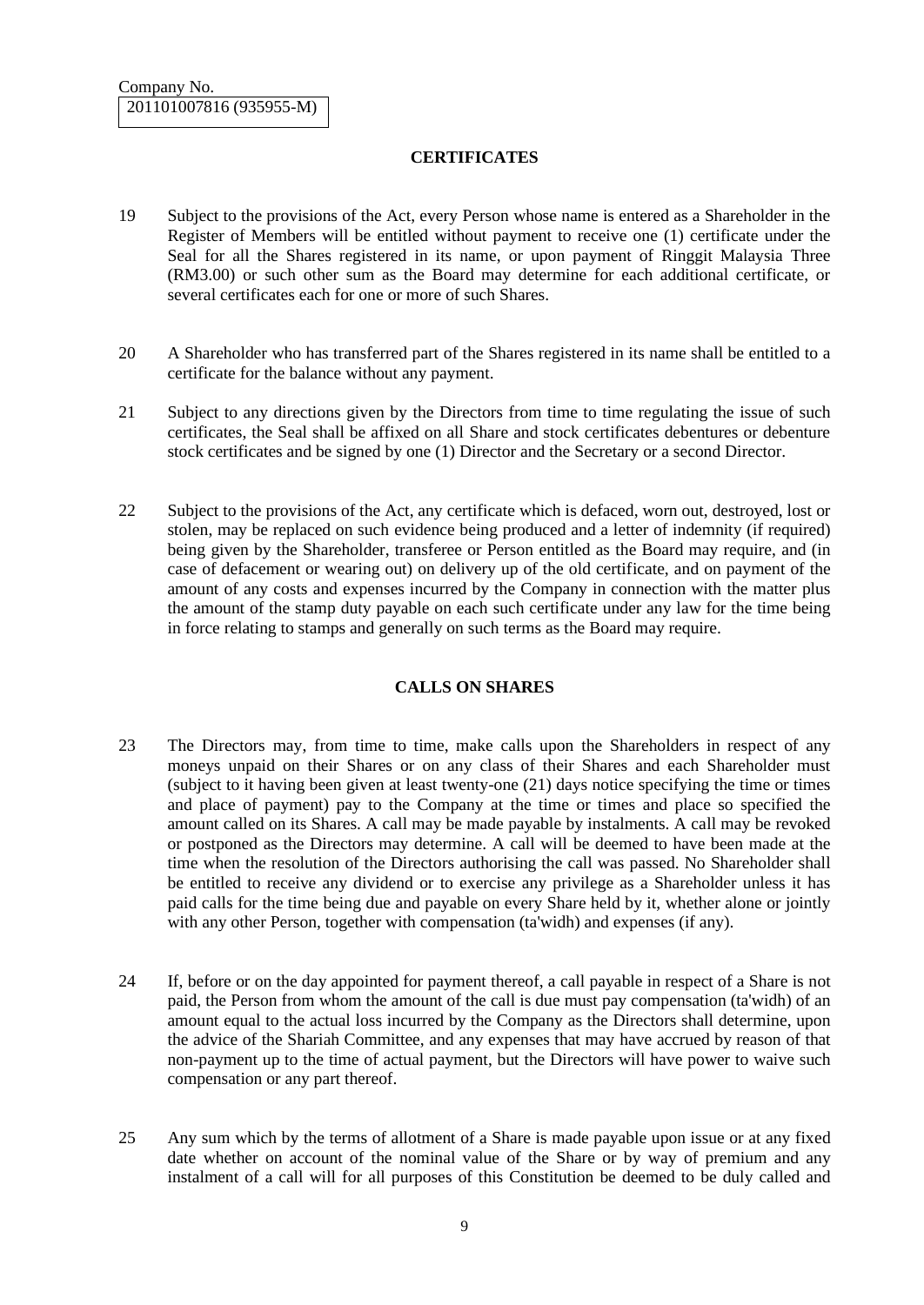Company No.
201101007816 (935955-M)

## CERTIFICATES

19 Subject to the provisions of the Act, every Person whose name is entered as a Shareholder in the Register of Members will be entitled without payment to receive one (1) certificate under the Seal for all the Shares registered in its name, or upon payment of Ringgit Malaysia Three (RM3.00) or such other sum as the Board may determine for each additional certificate, or several certificates each for one or more of such Shares.

20 A Shareholder who has transferred part of the Shares registered in its name shall be entitled to a certificate for the balance without any payment.

21 Subject to any directions given by the Directors from time to time regulating the issue of such certificates, the Seal shall be affixed on all Share and stock certificates debentures or debenture stock certificates and be signed by one (1) Director and the Secretary or a second Director.

22 Subject to the provisions of the Act, any certificate which is defaced, worn out, destroyed, lost or stolen, may be replaced on such evidence being produced and a letter of indemnity (if required) being given by the Shareholder, transferee or Person entitled as the Board may require, and (in case of defacement or wearing out) on delivery up of the old certificate, and on payment of the amount of any costs and expenses incurred by the Company in connection with the matter plus the amount of the stamp duty payable on each such certificate under any law for the time being in force relating to stamps and generally on such terms as the Board may require.

## CALLS ON SHARES

23 The Directors may, from time to time, make calls upon the Shareholders in respect of any moneys unpaid on their Shares or on any class of their Shares and each Shareholder must (subject to it having been given at least twenty-one (21) days notice specifying the time or times and place of payment) pay to the Company at the time or times and place so specified the amount called on its Shares. A call may be made payable by instalments. A call may be revoked or postponed as the Directors may determine. A call will be deemed to have been made at the time when the resolution of the Directors authorising the call was passed. No Shareholder shall be entitled to receive any dividend or to exercise any privilege as a Shareholder unless it has paid calls for the time being due and payable on every Share held by it, whether alone or jointly with any other Person, together with compensation (ta'widh) and expenses (if any).

24 If, before or on the day appointed for payment thereof, a call payable in respect of a Share is not paid, the Person from whom the amount of the call is due must pay compensation (ta'widh) of an amount equal to the actual loss incurred by the Company as the Directors shall determine, upon the advice of the Shariah Committee, and any expenses that may have accrued by reason of that non-payment up to the time of actual payment, but the Directors will have power to waive such compensation or any part thereof.

25 Any sum which by the terms of allotment of a Share is made payable upon issue or at any fixed date whether on account of the nominal value of the Share or by way of premium and any instalment of a call will for all purposes of this Constitution be deemed to be duly called and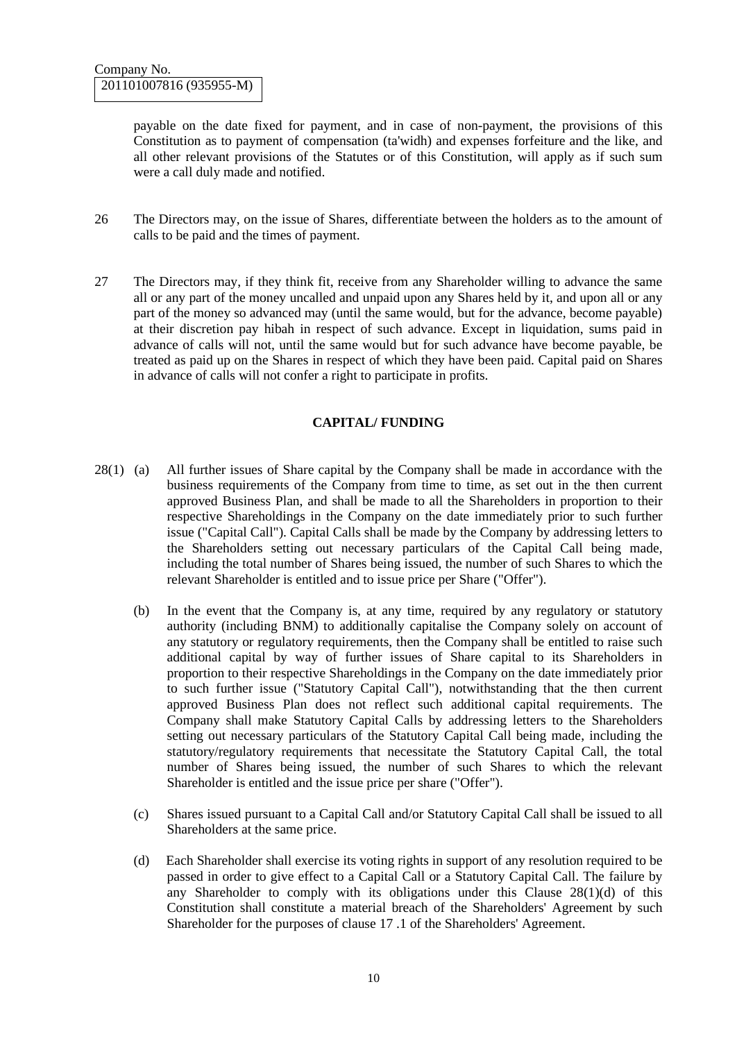payable on the date fixed for payment, and in case of non-payment, the provisions of this Constitution as to payment of compensation (ta'widh) and expenses forfeiture and the like, and all other relevant provisions of the Statutes or of this Constitution, will apply as if such sum were a call duly made and notified.

26 The Directors may, on the issue of Shares, differentiate between the holders as to the amount of calls to be paid and the times of payment.

27 The Directors may, if they think fit, receive from any Shareholder willing to advance the same all or any part of the money uncalled and unpaid upon any Shares held by it, and upon all or any part of the money so advanced may (until the same would, but for the advance, become payable) at their discretion pay hibah in respect of such advance. Except in liquidation, sums paid in advance of calls will not, until the same would but for such advance have become payable, be treated as paid up on the Shares in respect of which they have been paid. Capital paid on Shares in advance of calls will not confer a right to participate in profits.

**CAPITAL/ FUNDING**

28(1) (a) All further issues of Share capital by the Company shall be made in accordance with the business requirements of the Company from time to time, as set out in the then current approved Business Plan, and shall be made to all the Shareholders in proportion to their respective Shareholdings in the Company on the date immediately prior to such further issue ("Capital Call"). Capital Calls shall be made by the Company by addressing letters to the Shareholders setting out necessary particulars of the Capital Call being made, including the total number of Shares being issued, the number of such Shares to which the relevant Shareholder is entitled and to issue price per Share ("Offer").

(b) In the event that the Company is, at any time, required by any regulatory or statutory authority (including BNM) to additionally capitalise the Company solely on account of any statutory or regulatory requirements, then the Company shall be entitled to raise such additional capital by way of further issues of Share capital to its Shareholders in proportion to their respective Shareholdings in the Company on the date immediately prior to such further issue ("Statutory Capital Call"), notwithstanding that the then current approved Business Plan does not reflect such additional capital requirements. The Company shall make Statutory Capital Calls by addressing letters to the Shareholders setting out necessary particulars of the Statutory Capital Call being made, including the statutory/regulatory requirements that necessitate the Statutory Capital Call, the total number of Shares being issued, the number of such Shares to which the relevant Shareholder is entitled and the issue price per share ("Offer").

(c) Shares issued pursuant to a Capital Call and/or Statutory Capital Call shall be issued to all Shareholders at the same price.

(d) Each Shareholder shall exercise its voting rights in support of any resolution required to be passed in order to give effect to a Capital Call or a Statutory Capital Call. The failure by any Shareholder to comply with its obligations under this Clause 28(1)(d) of this Constitution shall constitute a material breach of the Shareholders' Agreement by such Shareholder for the purposes of clause 17 .1 of the Shareholders' Agreement.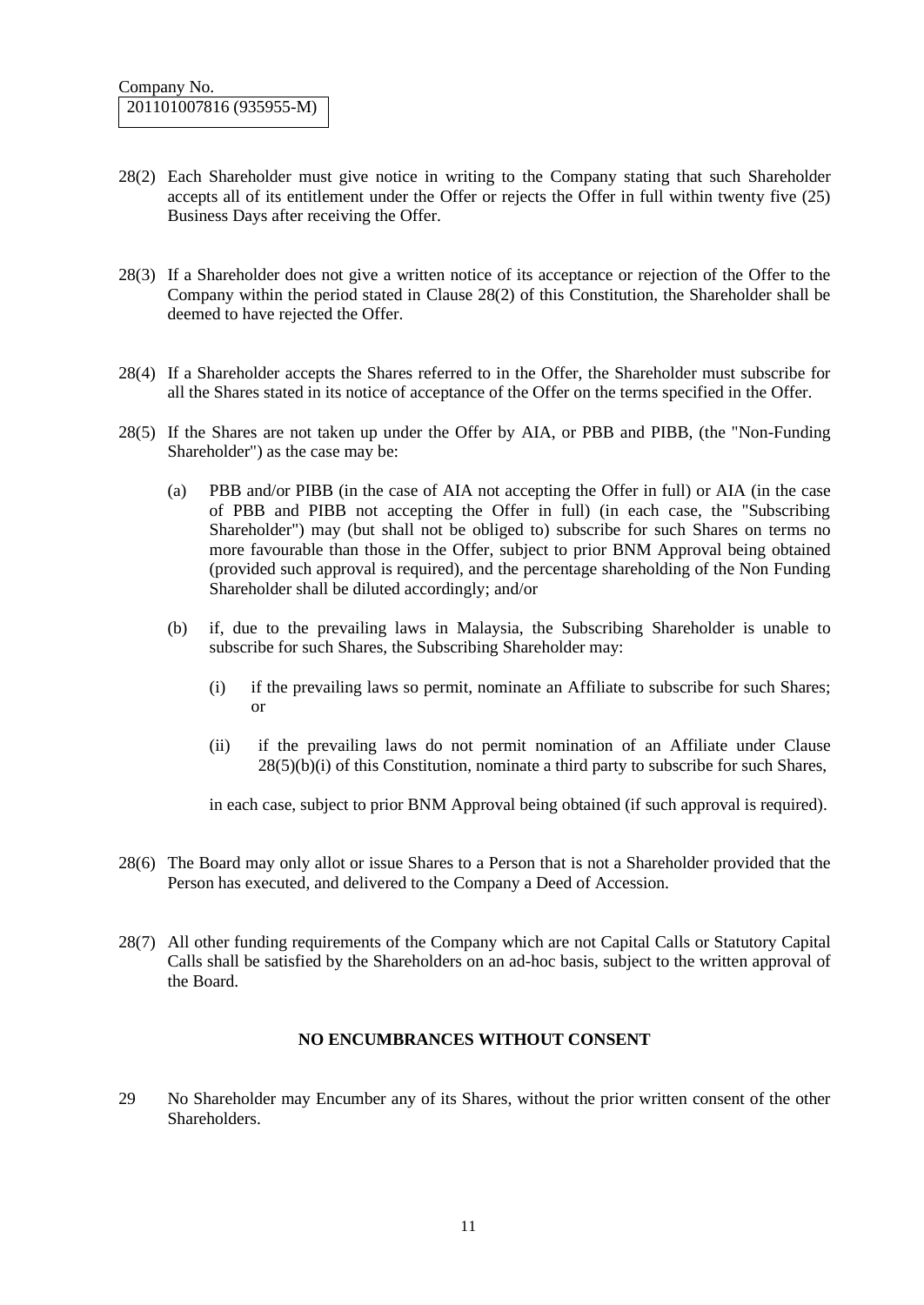Company No.
201101007816 (935955-M)

28(2) Each Shareholder must give notice in writing to the Company stating that such Shareholder accepts all of its entitlement under the Offer or rejects the Offer in full within twenty five (25) Business Days after receiving the Offer.

28(3) If a Shareholder does not give a written notice of its acceptance or rejection of the Offer to the Company within the period stated in Clause 28(2) of this Constitution, the Shareholder shall be deemed to have rejected the Offer.

28(4) If a Shareholder accepts the Shares referred to in the Offer, the Shareholder must subscribe for all the Shares stated in its notice of acceptance of the Offer on the terms specified in the Offer.

28(5) If the Shares are not taken up under the Offer by AIA, or PBB and PIBB, (the "Non-Funding Shareholder") as the case may be:

(a) PBB and/or PIBB (in the case of AIA not accepting the Offer in full) or AIA (in the case of PBB and PIBB not accepting the Offer in full) (in each case, the "Subscribing Shareholder") may (but shall not be obliged to) subscribe for such Shares on terms no more favourable than those in the Offer, subject to prior BNM Approval being obtained (provided such approval is required), and the percentage shareholding of the Non Funding Shareholder shall be diluted accordingly; and/or

(b) if, due to the prevailing laws in Malaysia, the Subscribing Shareholder is unable to subscribe for such Shares, the Subscribing Shareholder may:

(i) if the prevailing laws so permit, nominate an Affiliate to subscribe for such Shares; or

(ii) if the prevailing laws do not permit nomination of an Affiliate under Clause 28(5)(b)(i) of this Constitution, nominate a third party to subscribe for such Shares,

in each case, subject to prior BNM Approval being obtained (if such approval is required).

28(6) The Board may only allot or issue Shares to a Person that is not a Shareholder provided that the Person has executed, and delivered to the Company a Deed of Accession.

28(7) All other funding requirements of the Company which are not Capital Calls or Statutory Capital Calls shall be satisfied by the Shareholders on an ad-hoc basis, subject to the written approval of the Board.

## NO ENCUMBRANCES WITHOUT CONSENT

29 No Shareholder may Encumber any of its Shares, without the prior written consent of the other Shareholders.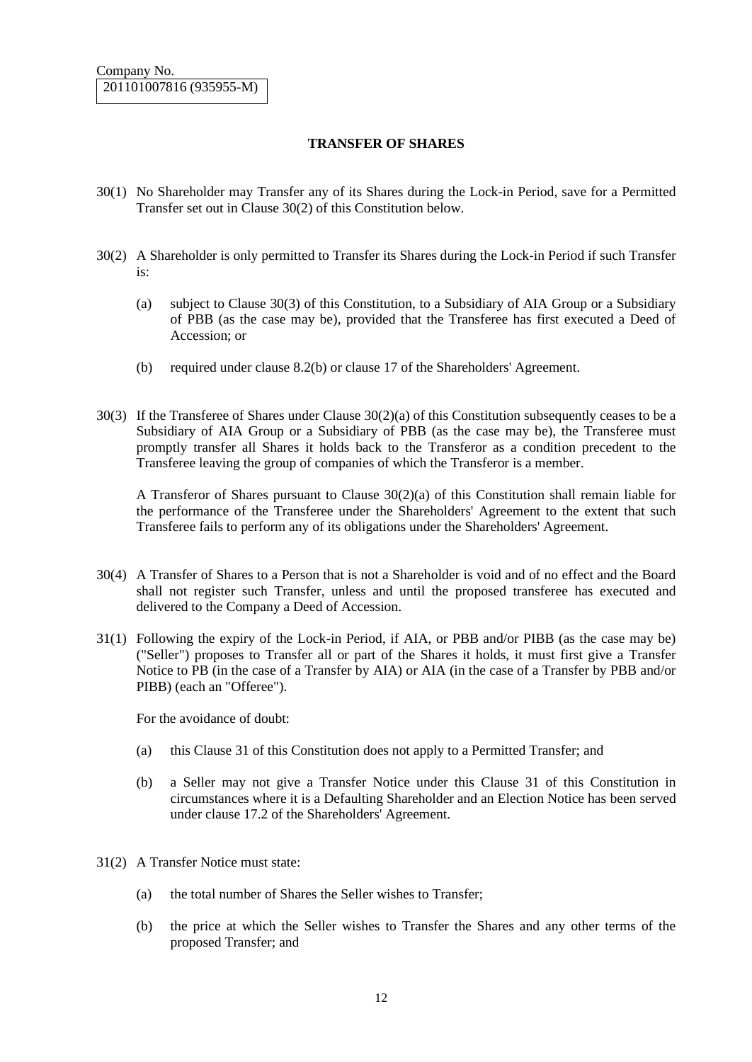Company No.
201101007816 (935955-M)

## TRANSFER OF SHARES

30(1) No Shareholder may Transfer any of its Shares during the Lock-in Period, save for a Permitted Transfer set out in Clause 30(2) of this Constitution below.

30(2) A Shareholder is only permitted to Transfer its Shares during the Lock-in Period if such Transfer is:

(a) subject to Clause 30(3) of this Constitution, to a Subsidiary of AIA Group or a Subsidiary of PBB (as the case may be), provided that the Transferee has first executed a Deed of Accession; or

(b) required under clause 8.2(b) or clause 17 of the Shareholders' Agreement.

30(3) If the Transferee of Shares under Clause 30(2)(a) of this Constitution subsequently ceases to be a Subsidiary of AIA Group or a Subsidiary of PBB (as the case may be), the Transferee must promptly transfer all Shares it holds back to the Transferor as a condition precedent to the Transferee leaving the group of companies of which the Transferor is a member.

A Transferor of Shares pursuant to Clause 30(2)(a) of this Constitution shall remain liable for the performance of the Transferee under the Shareholders' Agreement to the extent that such Transferee fails to perform any of its obligations under the Shareholders' Agreement.

30(4) A Transfer of Shares to a Person that is not a Shareholder is void and of no effect and the Board shall not register such Transfer, unless and until the proposed transferee has executed and delivered to the Company a Deed of Accession.

31(1) Following the expiry of the Lock-in Period, if AIA, or PBB and/or PIBB (as the case may be) ("Seller") proposes to Transfer all or part of the Shares it holds, it must first give a Transfer Notice to PB (in the case of a Transfer by AIA) or AIA (in the case of a Transfer by PBB and/or PIBB) (each an "Offeree").

For the avoidance of doubt:

(a) this Clause 31 of this Constitution does not apply to a Permitted Transfer; and

(b) a Seller may not give a Transfer Notice under this Clause 31 of this Constitution in circumstances where it is a Defaulting Shareholder and an Election Notice has been served under clause 17.2 of the Shareholders' Agreement.

31(2) A Transfer Notice must state:

(a) the total number of Shares the Seller wishes to Transfer;

(b) the price at which the Seller wishes to Transfer the Shares and any other terms of the proposed Transfer; and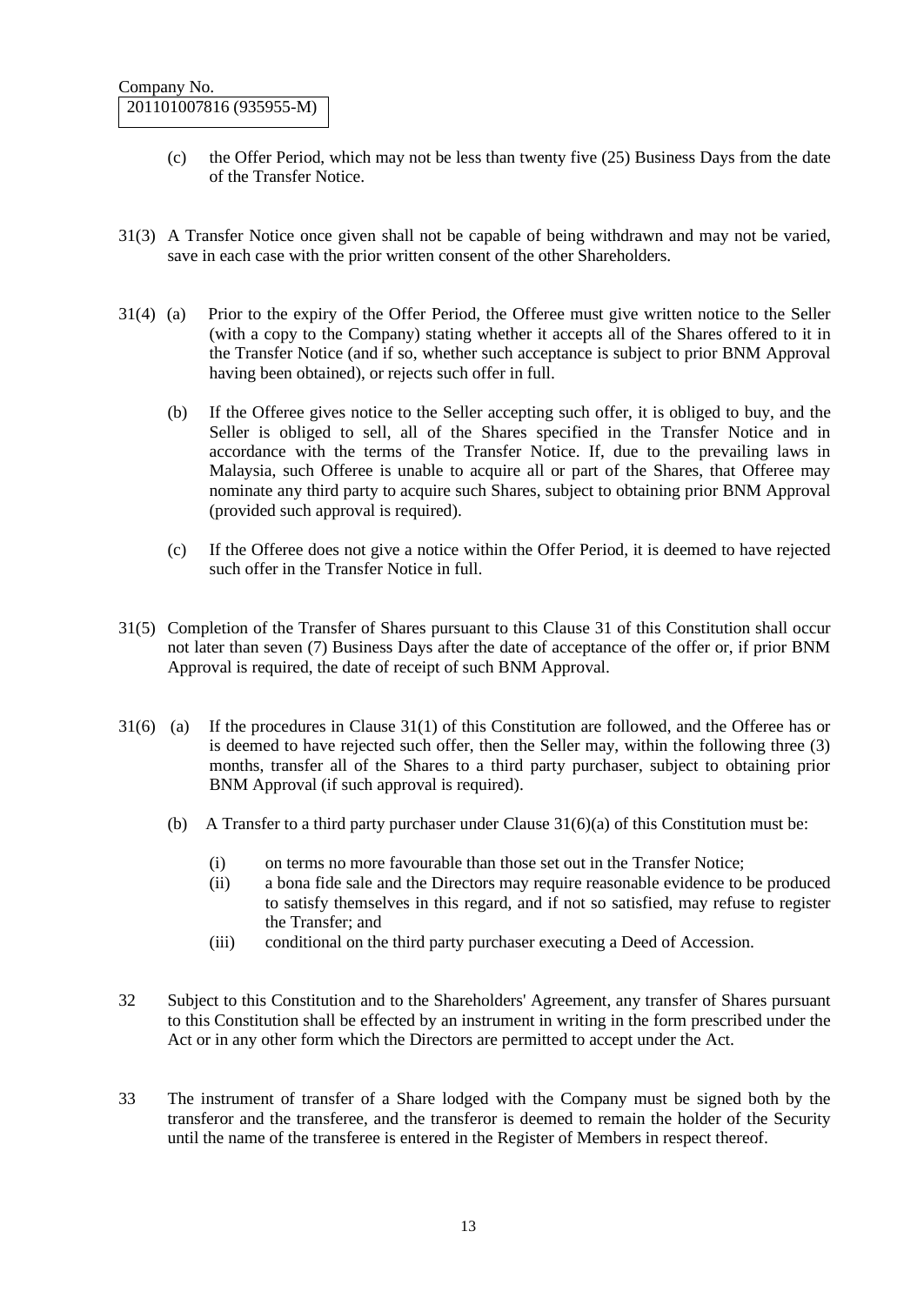Company No.
201101007816 (935955-M)

(c) the Offer Period, which may not be less than twenty five (25) Business Days from the date of the Transfer Notice.

31(3) A Transfer Notice once given shall not be capable of being withdrawn and may not be varied, save in each case with the prior written consent of the other Shareholders.

31(4) (a) Prior to the expiry of the Offer Period, the Offeree must give written notice to the Seller (with a copy to the Company) stating whether it accepts all of the Shares offered to it in the Transfer Notice (and if so, whether such acceptance is subject to prior BNM Approval having been obtained), or rejects such offer in full.

(b) If the Offeree gives notice to the Seller accepting such offer, it is obliged to buy, and the Seller is obliged to sell, all of the Shares specified in the Transfer Notice and in accordance with the terms of the Transfer Notice. If, due to the prevailing laws in Malaysia, such Offeree is unable to acquire all or part of the Shares, that Offeree may nominate any third party to acquire such Shares, subject to obtaining prior BNM Approval (provided such approval is required).

(c) If the Offeree does not give a notice within the Offer Period, it is deemed to have rejected such offer in the Transfer Notice in full.

31(5) Completion of the Transfer of Shares pursuant to this Clause 31 of this Constitution shall occur not later than seven (7) Business Days after the date of acceptance of the offer or, if prior BNM Approval is required, the date of receipt of such BNM Approval.

31(6) (a) If the procedures in Clause 31(1) of this Constitution are followed, and the Offeree has or is deemed to have rejected such offer, then the Seller may, within the following three (3) months, transfer all of the Shares to a third party purchaser, subject to obtaining prior BNM Approval (if such approval is required).

(b) A Transfer to a third party purchaser under Clause 31(6)(a) of this Constitution must be:

(i) on terms no more favourable than those set out in the Transfer Notice;
(ii) a bona fide sale and the Directors may require reasonable evidence to be produced to satisfy themselves in this regard, and if not so satisfied, may refuse to register the Transfer; and
(iii) conditional on the third party purchaser executing a Deed of Accession.

32 Subject to this Constitution and to the Shareholders' Agreement, any transfer of Shares pursuant to this Constitution shall be effected by an instrument in writing in the form prescribed under the Act or in any other form which the Directors are permitted to accept under the Act.

33 The instrument of transfer of a Share lodged with the Company must be signed both by the transferor and the transferee, and the transferor is deemed to remain the holder of the Security until the name of the transferee is entered in the Register of Members in respect thereof.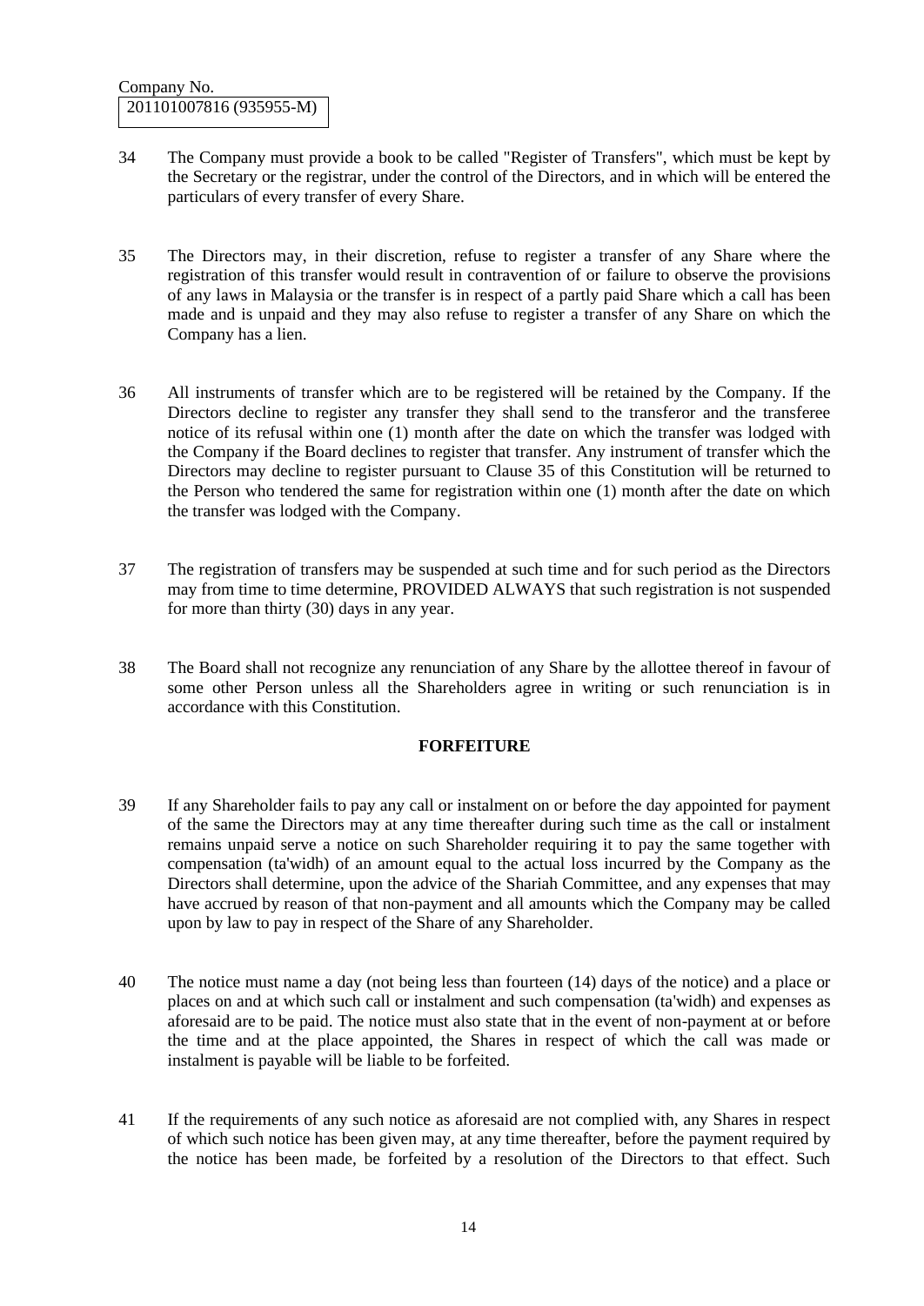34 The Company must provide a book to be called "Register of Transfers", which must be kept by the Secretary or the registrar, under the control of the Directors, and in which will be entered the particulars of every transfer of every Share.

35 The Directors may, in their discretion, refuse to register a transfer of any Share where the registration of this transfer would result in contravention of or failure to observe the provisions of any laws in Malaysia or the transfer is in respect of a partly paid Share which a call has been made and is unpaid and they may also refuse to register a transfer of any Share on which the Company has a lien.

36 All instruments of transfer which are to be registered will be retained by the Company. If the Directors decline to register any transfer they shall send to the transferor and the transferee notice of its refusal within one (1) month after the date on which the transfer was lodged with the Company if the Board declines to register that transfer. Any instrument of transfer which the Directors may decline to register pursuant to Clause 35 of this Constitution will be returned to the Person who tendered the same for registration within one (1) month after the date on which the transfer was lodged with the Company.

37 The registration of transfers may be suspended at such time and for such period as the Directors may from time to time determine, PROVIDED ALWAYS that such registration is not suspended for more than thirty (30) days in any year.

38 The Board shall not recognize any renunciation of any Share by the allottee thereof in favour of some other Person unless all the Shareholders agree in writing or such renunciation is in accordance with this Constitution.

**FORFEITURE**

39 If any Shareholder fails to pay any call or instalment on or before the day appointed for payment of the same the Directors may at any time thereafter during such time as the call or instalment remains unpaid serve a notice on such Shareholder requiring it to pay the same together with compensation (ta'widh) of an amount equal to the actual loss incurred by the Company as the Directors shall determine, upon the advice of the Shariah Committee, and any expenses that may have accrued by reason of that non-payment and all amounts which the Company may be called upon by law to pay in respect of the Share of any Shareholder.

40 The notice must name a day (not being less than fourteen (14) days of the notice) and a place or places on and at which such call or instalment and such compensation (ta'widh) and expenses as aforesaid are to be paid. The notice must also state that in the event of non-payment at or before the time and at the place appointed, the Shares in respect of which the call was made or instalment is payable will be liable to be forfeited.

41 If the requirements of any such notice as aforesaid are not complied with, any Shares in respect of which such notice has been given may, at any time thereafter, before the payment required by the notice has been made, be forfeited by a resolution of the Directors to that effect. Such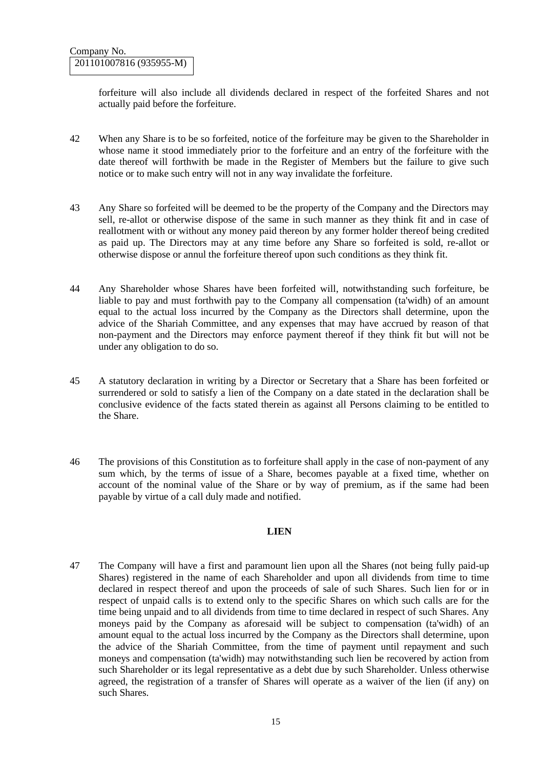forfeiture will also include all dividends declared in respect of the forfeited Shares and not actually paid before the forfeiture.

42 When any Share is to be so forfeited, notice of the forfeiture may be given to the Shareholder in whose name it stood immediately prior to the forfeiture and an entry of the forfeiture with the date thereof will forthwith be made in the Register of Members but the failure to give such notice or to make such entry will not in any way invalidate the forfeiture.

43 Any Share so forfeited will be deemed to be the property of the Company and the Directors may sell, re-allot or otherwise dispose of the same in such manner as they think fit and in case of reallotment with or without any money paid thereon by any former holder thereof being credited as paid up. The Directors may at any time before any Share so forfeited is sold, re-allot or otherwise dispose or annul the forfeiture thereof upon such conditions as they think fit.

44 Any Shareholder whose Shares have been forfeited will, notwithstanding such forfeiture, be liable to pay and must forthwith pay to the Company all compensation (ta'widh) of an amount equal to the actual loss incurred by the Company as the Directors shall determine, upon the advice of the Shariah Committee, and any expenses that may have accrued by reason of that non-payment and the Directors may enforce payment thereof if they think fit but will not be under any obligation to do so.

45 A statutory declaration in writing by a Director or Secretary that a Share has been forfeited or surrendered or sold to satisfy a lien of the Company on a date stated in the declaration shall be conclusive evidence of the facts stated therein as against all Persons claiming to be entitled to the Share.

46 The provisions of this Constitution as to forfeiture shall apply in the case of non-payment of any sum which, by the terms of issue of a Share, becomes payable at a fixed time, whether on account of the nominal value of the Share or by way of premium, as if the same had been payable by virtue of a call duly made and notified.

## LIEN

47 The Company will have a first and paramount lien upon all the Shares (not being fully paid-up Shares) registered in the name of each Shareholder and upon all dividends from time to time declared in respect thereof and upon the proceeds of sale of such Shares. Such lien for or in respect of unpaid calls is to extend only to the specific Shares on which such calls are for the time being unpaid and to all dividends from time to time declared in respect of such Shares. Any moneys paid by the Company as aforesaid will be subject to compensation (ta'widh) of an amount equal to the actual loss incurred by the Company as the Directors shall determine, upon the advice of the Shariah Committee, from the time of payment until repayment and such moneys and compensation (ta'widh) may notwithstanding such lien be recovered by action from such Shareholder or its legal representative as a debt due by such Shareholder. Unless otherwise agreed, the registration of a transfer of Shares will operate as a waiver of the lien (if any) on such Shares.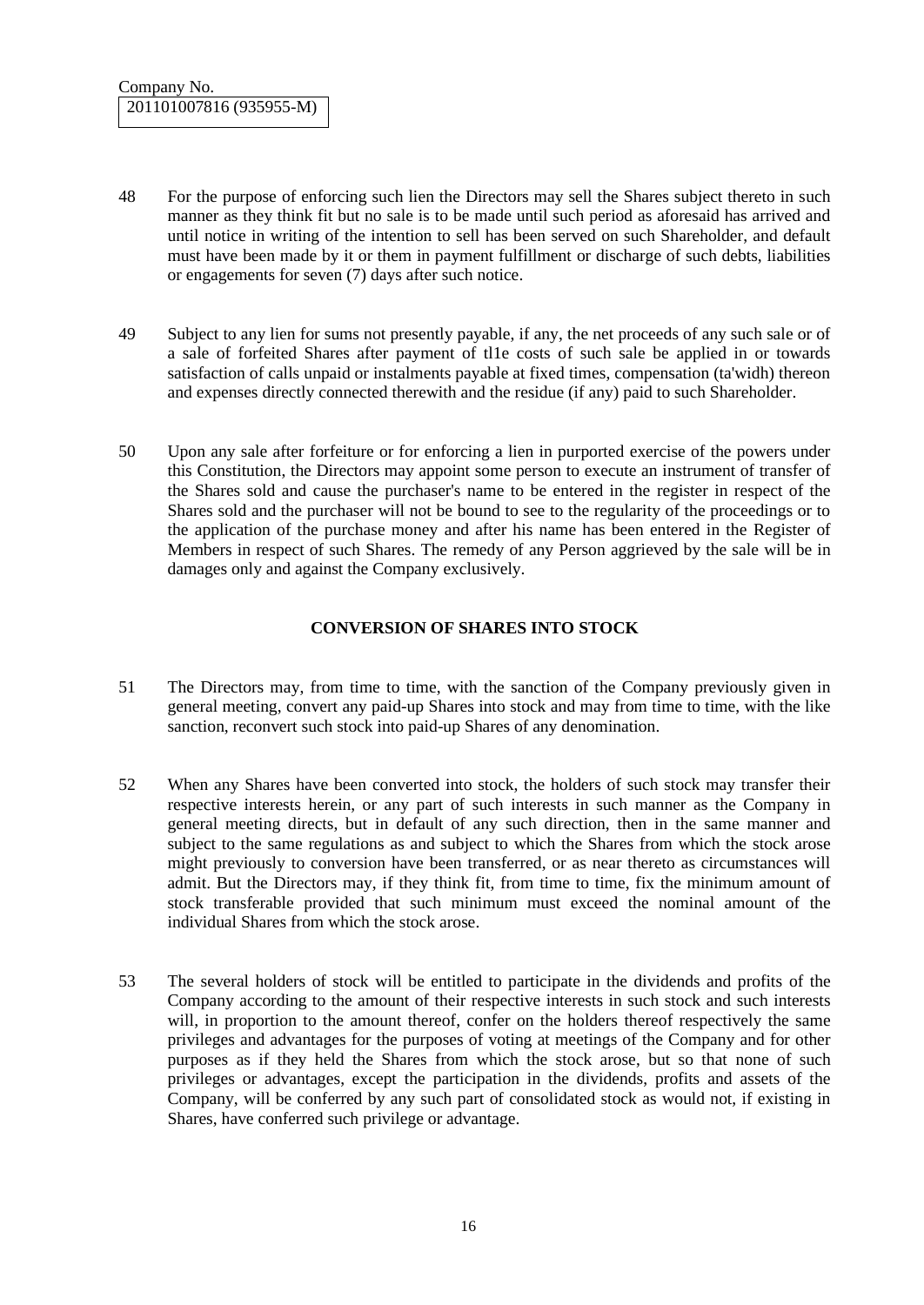48 For the purpose of enforcing such lien the Directors may sell the Shares subject thereto in such manner as they think fit but no sale is to be made until such period as aforesaid has arrived and until notice in writing of the intention to sell has been served on such Shareholder, and default must have been made by it or them in payment fulfillment or discharge of such debts, liabilities or engagements for seven (7) days after such notice.

49 Subject to any lien for sums not presently payable, if any, the net proceeds of any such sale or of a sale of forfeited Shares after payment of tl1e costs of such sale be applied in or towards satisfaction of calls unpaid or instalments payable at fixed times, compensation (ta'widh) thereon and expenses directly connected therewith and the residue (if any) paid to such Shareholder.

50 Upon any sale after forfeiture or for enforcing a lien in purported exercise of the powers under this Constitution, the Directors may appoint some person to execute an instrument of transfer of the Shares sold and cause the purchaser's name to be entered in the register in respect of the Shares sold and the purchaser will not be bound to see to the regularity of the proceedings or to the application of the purchase money and after his name has been entered in the Register of Members in respect of such Shares. The remedy of any Person aggrieved by the sale will be in damages only and against the Company exclusively.

## CONVERSION OF SHARES INTO STOCK

51 The Directors may, from time to time, with the sanction of the Company previously given in general meeting, convert any paid-up Shares into stock and may from time to time, with the like sanction, reconvert such stock into paid-up Shares of any denomination.

52 When any Shares have been converted into stock, the holders of such stock may transfer their respective interests herein, or any part of such interests in such manner as the Company in general meeting directs, but in default of any such direction, then in the same manner and subject to the same regulations as and subject to which the Shares from which the stock arose might previously to conversion have been transferred, or as near thereto as circumstances will admit. But the Directors may, if they think fit, from time to time, fix the minimum amount of stock transferable provided that such minimum must exceed the nominal amount of the individual Shares from which the stock arose.

53 The several holders of stock will be entitled to participate in the dividends and profits of the Company according to the amount of their respective interests in such stock and such interests will, in proportion to the amount thereof, confer on the holders thereof respectively the same privileges and advantages for the purposes of voting at meetings of the Company and for other purposes as if they held the Shares from which the stock arose, but so that none of such privileges or advantages, except the participation in the dividends, profits and assets of the Company, will be conferred by any such part of consolidated stock as would not, if existing in Shares, have conferred such privilege or advantage.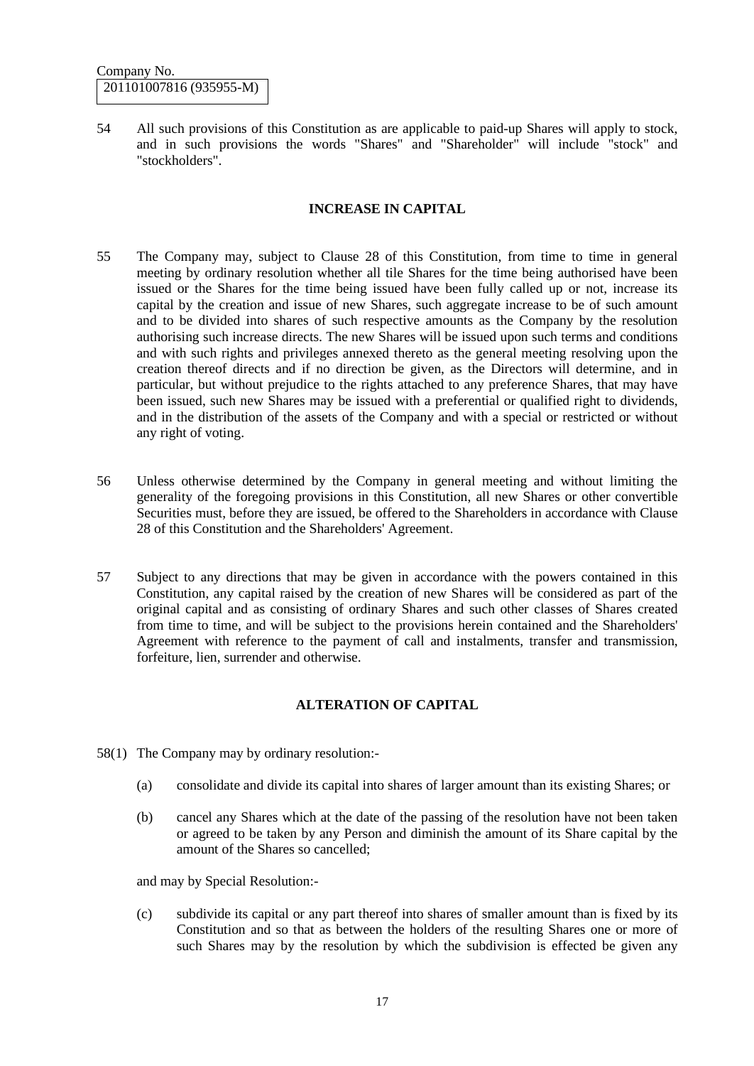Company No.
201101007816 (935955-M)

54 All such provisions of this Constitution as are applicable to paid-up Shares will apply to stock, and in such provisions the words "Shares" and "Shareholder" will include "stock" and "stockholders".

**INCREASE IN CAPITAL**

55 The Company may, subject to Clause 28 of this Constitution, from time to time in general meeting by ordinary resolution whether all tile Shares for the time being authorised have been issued or the Shares for the time being issued have been fully called up or not, increase its capital by the creation and issue of new Shares, such aggregate increase to be of such amount and to be divided into shares of such respective amounts as the Company by the resolution authorising such increase directs. The new Shares will be issued upon such terms and conditions and with such rights and privileges annexed thereto as the general meeting resolving upon the creation thereof directs and if no direction be given, as the Directors will determine, and in particular, but without prejudice to the rights attached to any preference Shares, that may have been issued, such new Shares may be issued with a preferential or qualified right to dividends, and in the distribution of the assets of the Company and with a special or restricted or without any right of voting.

56 Unless otherwise determined by the Company in general meeting and without limiting the generality of the foregoing provisions in this Constitution, all new Shares or other convertible Securities must, before they are issued, be offered to the Shareholders in accordance with Clause 28 of this Constitution and the Shareholders' Agreement.

57 Subject to any directions that may be given in accordance with the powers contained in this Constitution, any capital raised by the creation of new Shares will be considered as part of the original capital and as consisting of ordinary Shares and such other classes of Shares created from time to time, and will be subject to the provisions herein contained and the Shareholders' Agreement with reference to the payment of call and instalments, transfer and transmission, forfeiture, lien, surrender and otherwise.

**ALTERATION OF CAPITAL**

58(1) The Company may by ordinary resolution:-

(a) consolidate and divide its capital into shares of larger amount than its existing Shares; or

(b) cancel any Shares which at the date of the passing of the resolution have not been taken or agreed to be taken by any Person and diminish the amount of its Share capital by the amount of the Shares so cancelled;

and may by Special Resolution:-

(c) subdivide its capital or any part thereof into shares of smaller amount than is fixed by its Constitution and so that as between the holders of the resulting Shares one or more of such Shares may by the resolution by which the subdivision is effected be given any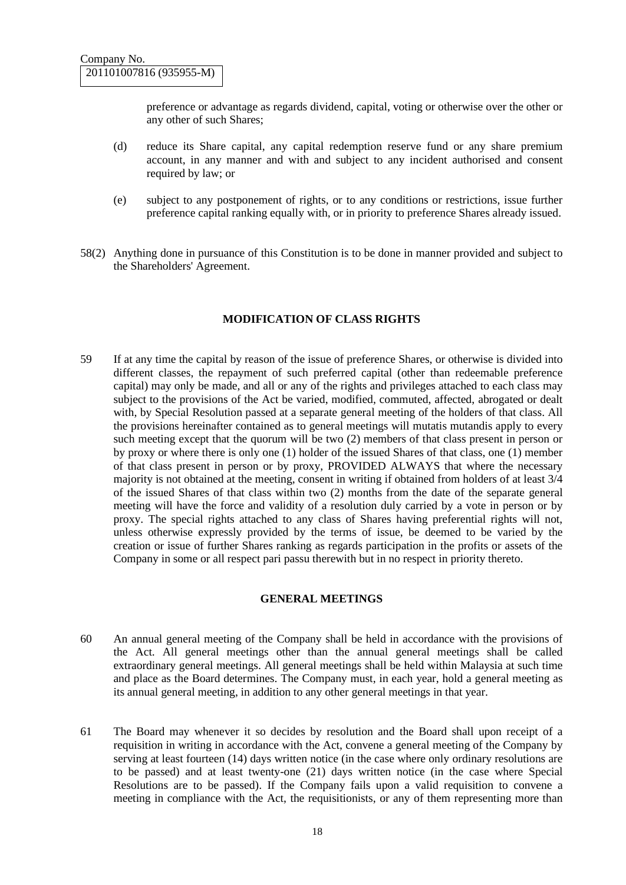preference or advantage as regards dividend, capital, voting or otherwise over the other or any other of such Shares;

(d) reduce its Share capital, any capital redemption reserve fund or any share premium account, in any manner and with and subject to any incident authorised and consent required by law; or

(e) subject to any postponement of rights, or to any conditions or restrictions, issue further preference capital ranking equally with, or in priority to preference Shares already issued.

58(2) Anything done in pursuance of this Constitution is to be done in manner provided and subject to the Shareholders' Agreement.

## MODIFICATION OF CLASS RIGHTS

59 If at any time the capital by reason of the issue of preference Shares, or otherwise is divided into different classes, the repayment of such preferred capital (other than redeemable preference capital) may only be made, and all or any of the rights and privileges attached to each class may subject to the provisions of the Act be varied, modified, commuted, affected, abrogated or dealt with, by Special Resolution passed at a separate general meeting of the holders of that class. All the provisions hereinafter contained as to general meetings will mutatis mutandis apply to every such meeting except that the quorum will be two (2) members of that class present in person or by proxy or where there is only one (1) holder of the issued Shares of that class, one (1) member of that class present in person or by proxy, PROVIDED ALWAYS that where the necessary majority is not obtained at the meeting, consent in writing if obtained from holders of at least 3/4 of the issued Shares of that class within two (2) months from the date of the separate general meeting will have the force and validity of a resolution duly carried by a vote in person or by proxy. The special rights attached to any class of Shares having preferential rights will not, unless otherwise expressly provided by the terms of issue, be deemed to be varied by the creation or issue of further Shares ranking as regards participation in the profits or assets of the Company in some or all respect pari passu therewith but in no respect in priority thereto.

## GENERAL MEETINGS

60 An annual general meeting of the Company shall be held in accordance with the provisions of the Act. All general meetings other than the annual general meetings shall be called extraordinary general meetings. All general meetings shall be held within Malaysia at such time and place as the Board determines. The Company must, in each year, hold a general meeting as its annual general meeting, in addition to any other general meetings in that year.

61 The Board may whenever it so decides by resolution and the Board shall upon receipt of a requisition in writing in accordance with the Act, convene a general meeting of the Company by serving at least fourteen (14) days written notice (in the case where only ordinary resolutions are to be passed) and at least twenty-one (21) days written notice (in the case where Special Resolutions are to be passed). If the Company fails upon a valid requisition to convene a meeting in compliance with the Act, the requisitionists, or any of them representing more than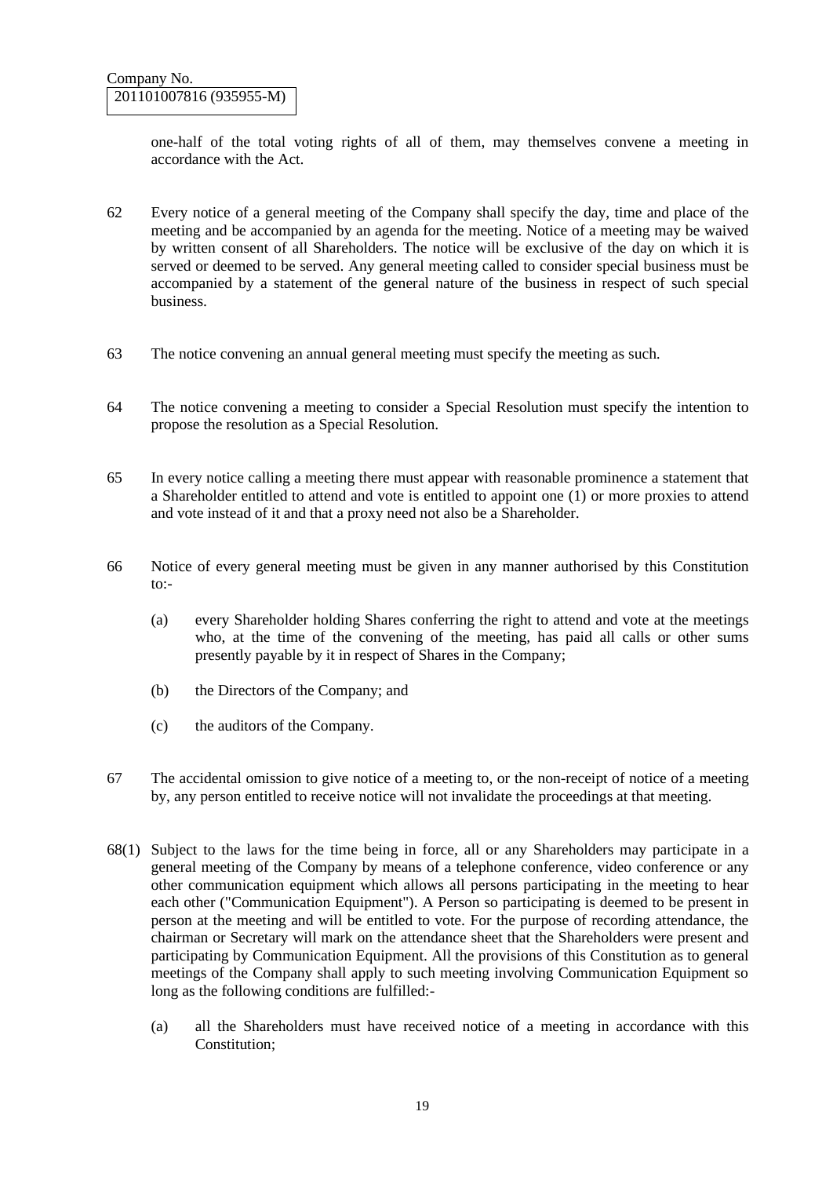one-half of the total voting rights of all of them, may themselves convene a meeting in accordance with the Act.

62 Every notice of a general meeting of the Company shall specify the day, time and place of the meeting and be accompanied by an agenda for the meeting. Notice of a meeting may be waived by written consent of all Shareholders. The notice will be exclusive of the day on which it is served or deemed to be served. Any general meeting called to consider special business must be accompanied by a statement of the general nature of the business in respect of such special business.

63 The notice convening an annual general meeting must specify the meeting as such.

64 The notice convening a meeting to consider a Special Resolution must specify the intention to propose the resolution as a Special Resolution.

65 In every notice calling a meeting there must appear with reasonable prominence a statement that a Shareholder entitled to attend and vote is entitled to appoint one (1) or more proxies to attend and vote instead of it and that a proxy need not also be a Shareholder.

66 Notice of every general meeting must be given in any manner authorised by this Constitution to:-

(a) every Shareholder holding Shares conferring the right to attend and vote at the meetings who, at the time of the convening of the meeting, has paid all calls or other sums presently payable by it in respect of Shares in the Company;

(b) the Directors of the Company; and

(c) the auditors of the Company.

67 The accidental omission to give notice of a meeting to, or the non-receipt of notice of a meeting by, any person entitled to receive notice will not invalidate the proceedings at that meeting.

68(1) Subject to the laws for the time being in force, all or any Shareholders may participate in a general meeting of the Company by means of a telephone conference, video conference or any other communication equipment which allows all persons participating in the meeting to hear each other ("Communication Equipment"). A Person so participating is deemed to be present in person at the meeting and will be entitled to vote. For the purpose of recording attendance, the chairman or Secretary will mark on the attendance sheet that the Shareholders were present and participating by Communication Equipment. All the provisions of this Constitution as to general meetings of the Company shall apply to such meeting involving Communication Equipment so long as the following conditions are fulfilled:-

(a) all the Shareholders must have received notice of a meeting in accordance with this Constitution;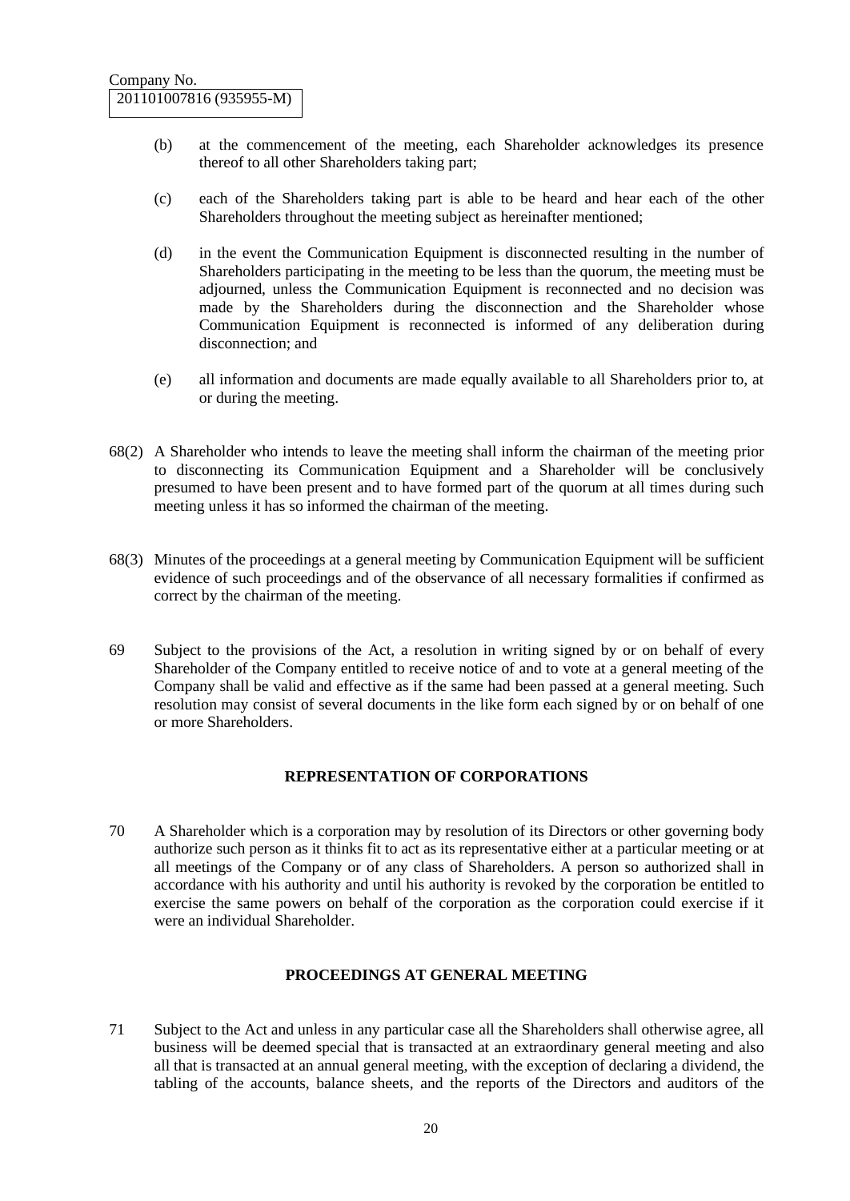(b) at the commencement of the meeting, each Shareholder acknowledges its presence thereof to all other Shareholders taking part;

(c) each of the Shareholders taking part is able to be heard and hear each of the other Shareholders throughout the meeting subject as hereinafter mentioned;

(d) in the event the Communication Equipment is disconnected resulting in the number of Shareholders participating in the meeting to be less than the quorum, the meeting must be adjourned, unless the Communication Equipment is reconnected and no decision was made by the Shareholders during the disconnection and the Shareholder whose Communication Equipment is reconnected is informed of any deliberation during disconnection; and

(e) all information and documents are made equally available to all Shareholders prior to, at or during the meeting.

68(2) A Shareholder who intends to leave the meeting shall inform the chairman of the meeting prior to disconnecting its Communication Equipment and a Shareholder will be conclusively presumed to have been present and to have formed part of the quorum at all times during such meeting unless it has so informed the chairman of the meeting.

68(3) Minutes of the proceedings at a general meeting by Communication Equipment will be sufficient evidence of such proceedings and of the observance of all necessary formalities if confirmed as correct by the chairman of the meeting.

69 Subject to the provisions of the Act, a resolution in writing signed by or on behalf of every Shareholder of the Company entitled to receive notice of and to vote at a general meeting of the Company shall be valid and effective as if the same had been passed at a general meeting. Such resolution may consist of several documents in the like form each signed by or on behalf of one or more Shareholders.

**REPRESENTATION OF CORPORATIONS**

70 A Shareholder which is a corporation may by resolution of its Directors or other governing body authorize such person as it thinks fit to act as its representative either at a particular meeting or at all meetings of the Company or of any class of Shareholders. A person so authorized shall in accordance with his authority and until his authority is revoked by the corporation be entitled to exercise the same powers on behalf of the corporation as the corporation could exercise if it were an individual Shareholder.

**PROCEEDINGS AT GENERAL MEETING**

71 Subject to the Act and unless in any particular case all the Shareholders shall otherwise agree, all business will be deemed special that is transacted at an extraordinary general meeting and also all that is transacted at an annual general meeting, with the exception of declaring a dividend, the tabling of the accounts, balance sheets, and the reports of the Directors and auditors of the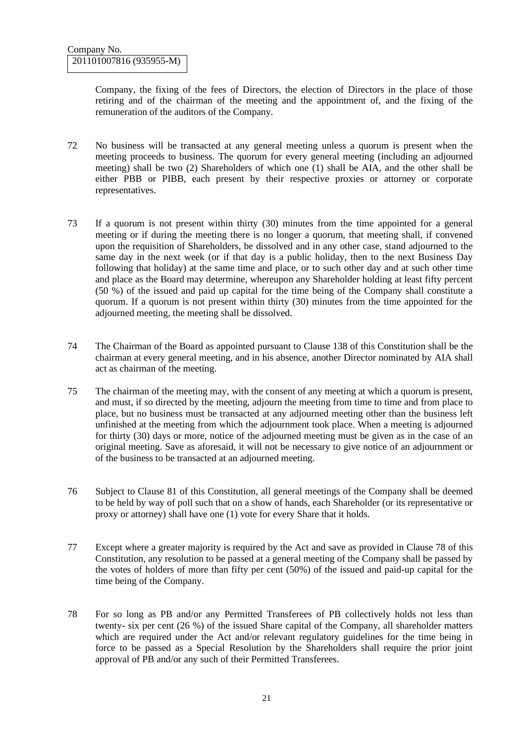Company, the fixing of the fees of Directors, the election of Directors in the place of those retiring and of the chairman of the meeting and the appointment of, and the fixing of the remuneration of the auditors of the Company.

72 No business will be transacted at any general meeting unless a quorum is present when the meeting proceeds to business. The quorum for every general meeting (including an adjourned meeting) shall be two (2) Shareholders of which one (1) shall be AIA, and the other shall be either PBB or PIBB, each present by their respective proxies or attorney or corporate representatives.

73 If a quorum is not present within thirty (30) minutes from the time appointed for a general meeting or if during the meeting there is no longer a quorum, that meeting shall, if convened upon the requisition of Shareholders, be dissolved and in any other case, stand adjourned to the same day in the next week (or if that day is a public holiday, then to the next Business Day following that holiday) at the same time and place, or to such other day and at such other time and place as the Board may determine, whereupon any Shareholder holding at least fifty percent (50 %) of the issued and paid up capital for the time being of the Company shall constitute a quorum. If a quorum is not present within thirty (30) minutes from the time appointed for the adjourned meeting, the meeting shall be dissolved.

74 The Chairman of the Board as appointed pursuant to Clause 138 of this Constitution shall be the chairman at every general meeting, and in his absence, another Director nominated by AIA shall act as chairman of the meeting.

75 The chairman of the meeting may, with the consent of any meeting at which a quorum is present, and must, if so directed by the meeting, adjourn the meeting from time to time and from place to place, but no business must be transacted at any adjourned meeting other than the business left unfinished at the meeting from which the adjournment took place. When a meeting is adjourned for thirty (30) days or more, notice of the adjourned meeting must be given as in the case of an original meeting. Save as aforesaid, it will not be necessary to give notice of an adjournment or of the business to be transacted at an adjourned meeting.

76 Subject to Clause 81 of this Constitution, all general meetings of the Company shall be deemed to be held by way of poll such that on a show of hands, each Shareholder (or its representative or proxy or attorney) shall have one (1) vote for every Share that it holds.

77 Except where a greater majority is required by the Act and save as provided in Clause 78 of this Constitution, any resolution to be passed at a general meeting of the Company shall be passed by the votes of holders of more than fifty per cent (50%) of the issued and paid-up capital for the time being of the Company.

78 For so long as PB and/or any Permitted Transferees of PB collectively holds not less than twenty- six per cent (26 %) of the issued Share capital of the Company, all shareholder matters which are required under the Act and/or relevant regulatory guidelines for the time being in force to be passed as a Special Resolution by the Shareholders shall require the prior joint approval of PB and/or any such of their Permitted Transferees.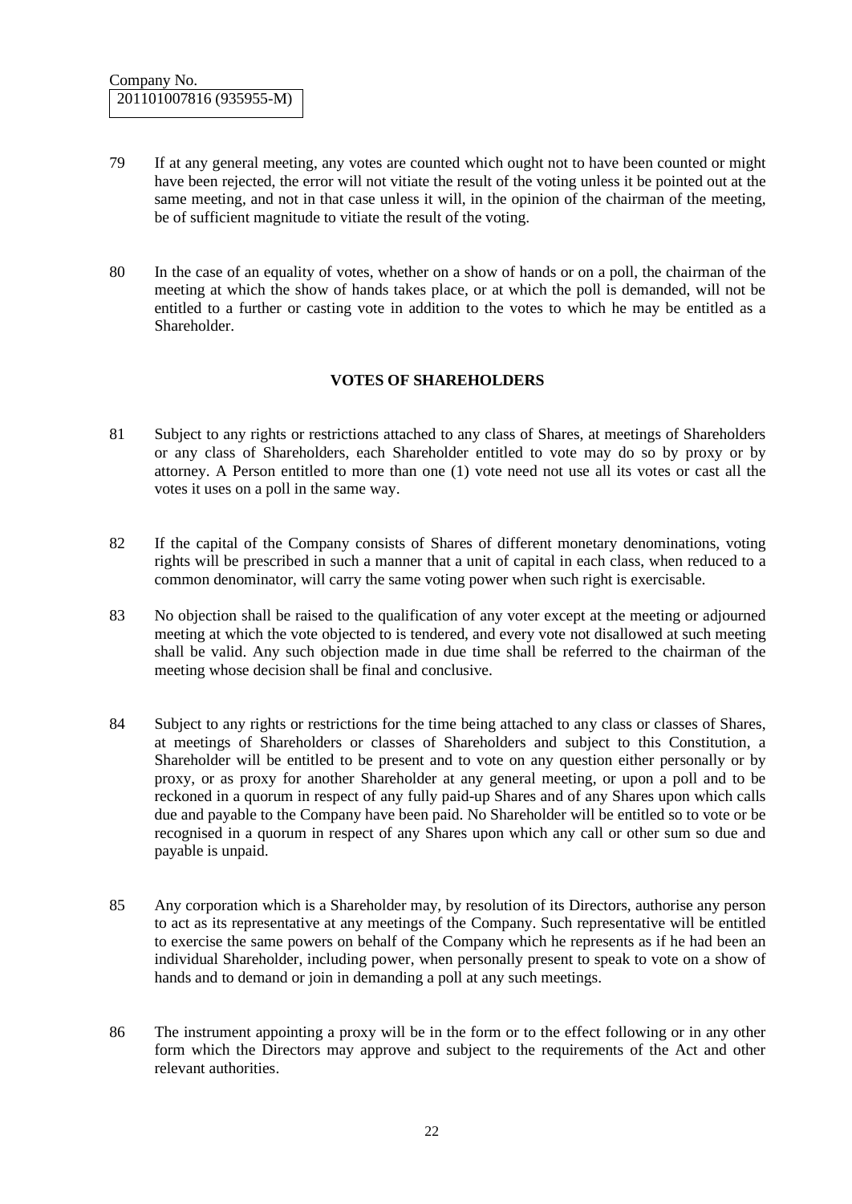79 If at any general meeting, any votes are counted which ought not to have been counted or might have been rejected, the error will not vitiate the result of the voting unless it be pointed out at the same meeting, and not in that case unless it will, in the opinion of the chairman of the meeting, be of sufficient magnitude to vitiate the result of the voting.

80 In the case of an equality of votes, whether on a show of hands or on a poll, the chairman of the meeting at which the show of hands takes place, or at which the poll is demanded, will not be entitled to a further or casting vote in addition to the votes to which he may be entitled as a Shareholder.

## VOTES OF SHAREHOLDERS

81 Subject to any rights or restrictions attached to any class of Shares, at meetings of Shareholders or any class of Shareholders, each Shareholder entitled to vote may do so by proxy or by attorney. A Person entitled to more than one (1) vote need not use all its votes or cast all the votes it uses on a poll in the same way.

82 If the capital of the Company consists of Shares of different monetary denominations, voting rights will be prescribed in such a manner that a unit of capital in each class, when reduced to a common denominator, will carry the same voting power when such right is exercisable.

83 No objection shall be raised to the qualification of any voter except at the meeting or adjourned meeting at which the vote objected to is tendered, and every vote not disallowed at such meeting shall be valid. Any such objection made in due time shall be referred to the chairman of the meeting whose decision shall be final and conclusive.

84 Subject to any rights or restrictions for the time being attached to any class or classes of Shares, at meetings of Shareholders or classes of Shareholders and subject to this Constitution, a Shareholder will be entitled to be present and to vote on any question either personally or by proxy, or as proxy for another Shareholder at any general meeting, or upon a poll and to be reckoned in a quorum in respect of any fully paid-up Shares and of any Shares upon which calls due and payable to the Company have been paid. No Shareholder will be entitled so to vote or be recognised in a quorum in respect of any Shares upon which any call or other sum so due and payable is unpaid.

85 Any corporation which is a Shareholder may, by resolution of its Directors, authorise any person to act as its representative at any meetings of the Company. Such representative will be entitled to exercise the same powers on behalf of the Company which he represents as if he had been an individual Shareholder, including power, when personally present to speak to vote on a show of hands and to demand or join in demanding a poll at any such meetings.

86 The instrument appointing a proxy will be in the form or to the effect following or in any other form which the Directors may approve and subject to the requirements of the Act and other relevant authorities.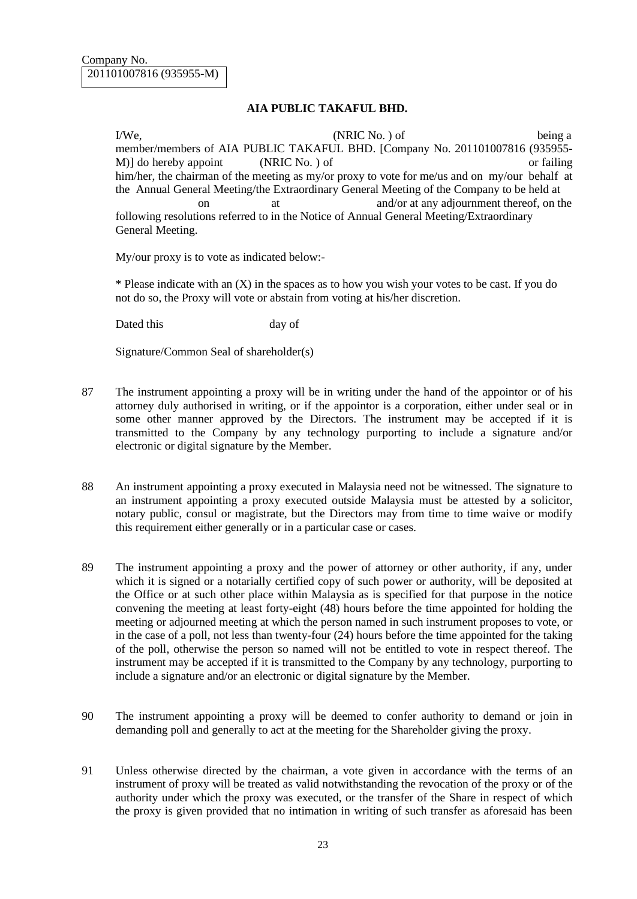Company No.

201101007816 (935955-M)

**AIA PUBLIC TAKAFUL BHD.**

I/We, (NRIC No. ) of being a member/members of AIA PUBLIC TAKAFUL BHD. [Company No. 201101007816 (935955-M)] do hereby appoint (NRIC No. ) of or failing him/her, the chairman of the meeting as my/or proxy to vote for me/us and on my/our behalf at the Annual General Meeting/the Extraordinary General Meeting of the Company to be held at on at and/or at any adjournment thereof, on the following resolutions referred to in the Notice of Annual General Meeting/Extraordinary General Meeting.

My/our proxy is to vote as indicated below:-

* Please indicate with an (X) in the spaces as to how you wish your votes to be cast. If you do not do so, the Proxy will vote or abstain from voting at his/her discretion.

Dated this day of

Signature/Common Seal of shareholder(s)

87 The instrument appointing a proxy will be in writing under the hand of the appointor or of his attorney duly authorised in writing, or if the appointor is a corporation, either under seal or in some other manner approved by the Directors. The instrument may be accepted if it is transmitted to the Company by any technology purporting to include a signature and/or electronic or digital signature by the Member.

88 An instrument appointing a proxy executed in Malaysia need not be witnessed. The signature to an instrument appointing a proxy executed outside Malaysia must be attested by a solicitor, notary public, consul or magistrate, but the Directors may from time to time waive or modify this requirement either generally or in a particular case or cases.

89 The instrument appointing a proxy and the power of attorney or other authority, if any, under which it is signed or a notarially certified copy of such power or authority, will be deposited at the Office or at such other place within Malaysia as is specified for that purpose in the notice convening the meeting at least forty-eight (48) hours before the time appointed for holding the meeting or adjourned meeting at which the person named in such instrument proposes to vote, or in the case of a poll, not less than twenty-four (24) hours before the time appointed for the taking of the poll, otherwise the person so named will not be entitled to vote in respect thereof. The instrument may be accepted if it is transmitted to the Company by any technology, purporting to include a signature and/or an electronic or digital signature by the Member.

90 The instrument appointing a proxy will be deemed to confer authority to demand or join in demanding poll and generally to act at the meeting for the Shareholder giving the proxy.

91 Unless otherwise directed by the chairman, a vote given in accordance with the terms of an instrument of proxy will be treated as valid notwithstanding the revocation of the proxy or of the authority under which the proxy was executed, or the transfer of the Share in respect of which the proxy is given provided that no intimation in writing of such transfer as aforesaid has been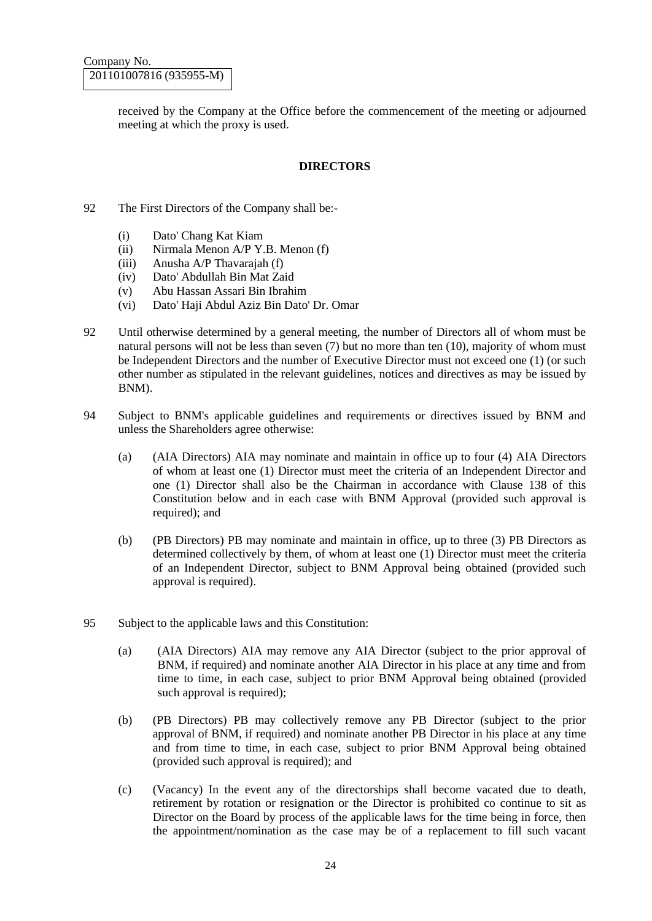Company No.
201101007816 (935955-M)

received by the Company at the Office before the commencement of the meeting or adjourned meeting at which the proxy is used.

## DIRECTORS

92 The First Directors of the Company shall be:-

- (i) Dato' Chang Kat Kiam
- (ii) Nirmala Menon A/P Y.B. Menon (f)
- (iii) Anusha A/P Thavarajah (f)
- (iv) Dato' Abdullah Bin Mat Zaid
- (v) Abu Hassan Assari Bin Ibrahim
- (vi) Dato' Haji Abdul Aziz Bin Dato' Dr. Omar

92 Until otherwise determined by a general meeting, the number of Directors all of whom must be natural persons will not be less than seven (7) but no more than ten (10), majority of whom must be Independent Directors and the number of Executive Director must not exceed one (1) (or such other number as stipulated in the relevant guidelines, notices and directives as may be issued by BNM).

94 Subject to BNM's applicable guidelines and requirements or directives issued by BNM and unless the Shareholders agree otherwise:

(a) (AIA Directors) AIA may nominate and maintain in office up to four (4) AIA Directors of whom at least one (1) Director must meet the criteria of an Independent Director and one (1) Director shall also be the Chairman in accordance with Clause 138 of this Constitution below and in each case with BNM Approval (provided such approval is required); and

(b) (PB Directors) PB may nominate and maintain in office, up to three (3) PB Directors as determined collectively by them, of whom at least one (1) Director must meet the criteria of an Independent Director, subject to BNM Approval being obtained (provided such approval is required).

95 Subject to the applicable laws and this Constitution:

(a) (AIA Directors) AIA may remove any AIA Director (subject to the prior approval of BNM, if required) and nominate another AIA Director in his place at any time and from time to time, in each case, subject to prior BNM Approval being obtained (provided such approval is required);

(b) (PB Directors) PB may collectively remove any PB Director (subject to the prior approval of BNM, if required) and nominate another PB Director in his place at any time and from time to time, in each case, subject to prior BNM Approval being obtained (provided such approval is required); and

(c) (Vacancy) In the event any of the directorships shall become vacated due to death, retirement by rotation or resignation or the Director is prohibited co continue to sit as Director on the Board by process of the applicable laws for the time being in force, then the appointment/nomination as the case may be of a replacement to fill such vacant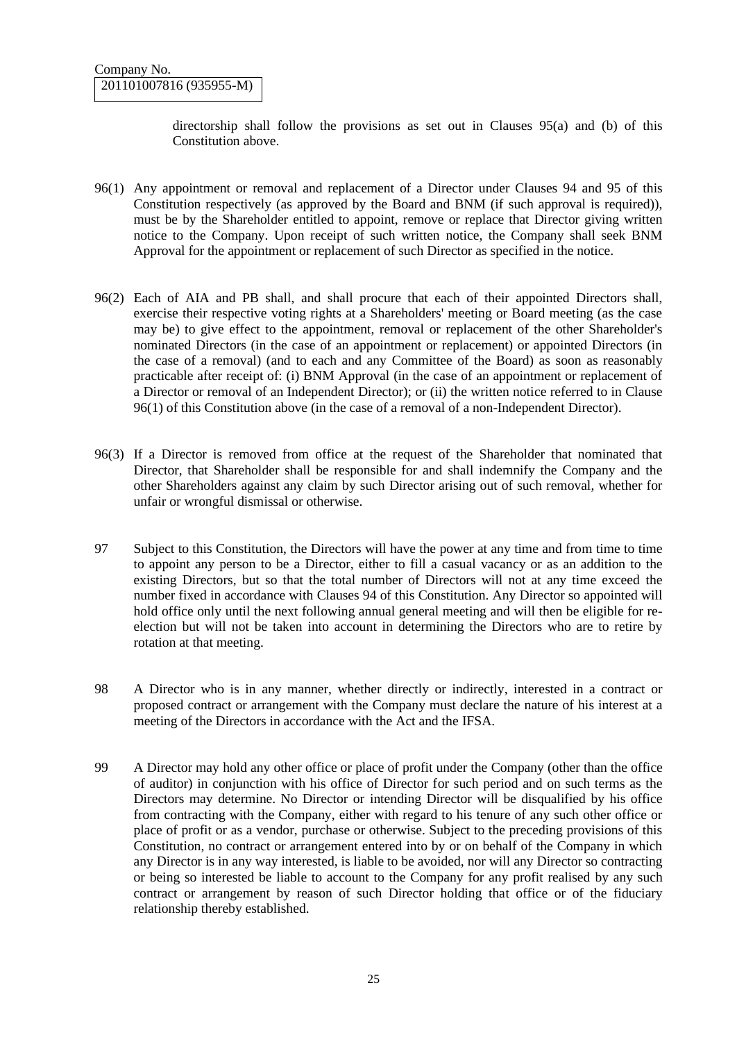directorship shall follow the provisions as set out in Clauses 95(a) and (b) of this Constitution above.

96(1) Any appointment or removal and replacement of a Director under Clauses 94 and 95 of this Constitution respectively (as approved by the Board and BNM (if such approval is required)), must be by the Shareholder entitled to appoint, remove or replace that Director giving written notice to the Company. Upon receipt of such written notice, the Company shall seek BNM Approval for the appointment or replacement of such Director as specified in the notice.

96(2) Each of AIA and PB shall, and shall procure that each of their appointed Directors shall, exercise their respective voting rights at a Shareholders' meeting or Board meeting (as the case may be) to give effect to the appointment, removal or replacement of the other Shareholder's nominated Directors (in the case of an appointment or replacement) or appointed Directors (in the case of a removal) (and to each and any Committee of the Board) as soon as reasonably practicable after receipt of: (i) BNM Approval (in the case of an appointment or replacement of a Director or removal of an Independent Director); or (ii) the written notice referred to in Clause 96(1) of this Constitution above (in the case of a removal of a non-Independent Director).

96(3) If a Director is removed from office at the request of the Shareholder that nominated that Director, that Shareholder shall be responsible for and shall indemnify the Company and the other Shareholders against any claim by such Director arising out of such removal, whether for unfair or wrongful dismissal or otherwise.

97 Subject to this Constitution, the Directors will have the power at any time and from time to time to appoint any person to be a Director, either to fill a casual vacancy or as an addition to the existing Directors, but so that the total number of Directors will not at any time exceed the number fixed in accordance with Clauses 94 of this Constitution. Any Director so appointed will hold office only until the next following annual general meeting and will then be eligible for re-election but will not be taken into account in determining the Directors who are to retire by rotation at that meeting.

98 A Director who is in any manner, whether directly or indirectly, interested in a contract or proposed contract or arrangement with the Company must declare the nature of his interest at a meeting of the Directors in accordance with the Act and the IFSA.

99 A Director may hold any other office or place of profit under the Company (other than the office of auditor) in conjunction with his office of Director for such period and on such terms as the Directors may determine. No Director or intending Director will be disqualified by his office from contracting with the Company, either with regard to his tenure of any such other office or place of profit or as a vendor, purchase or otherwise. Subject to the preceding provisions of this Constitution, no contract or arrangement entered into by or on behalf of the Company in which any Director is in any way interested, is liable to be avoided, nor will any Director so contracting or being so interested be liable to account to the Company for any profit realised by any such contract or arrangement by reason of such Director holding that office or of the fiduciary relationship thereby established.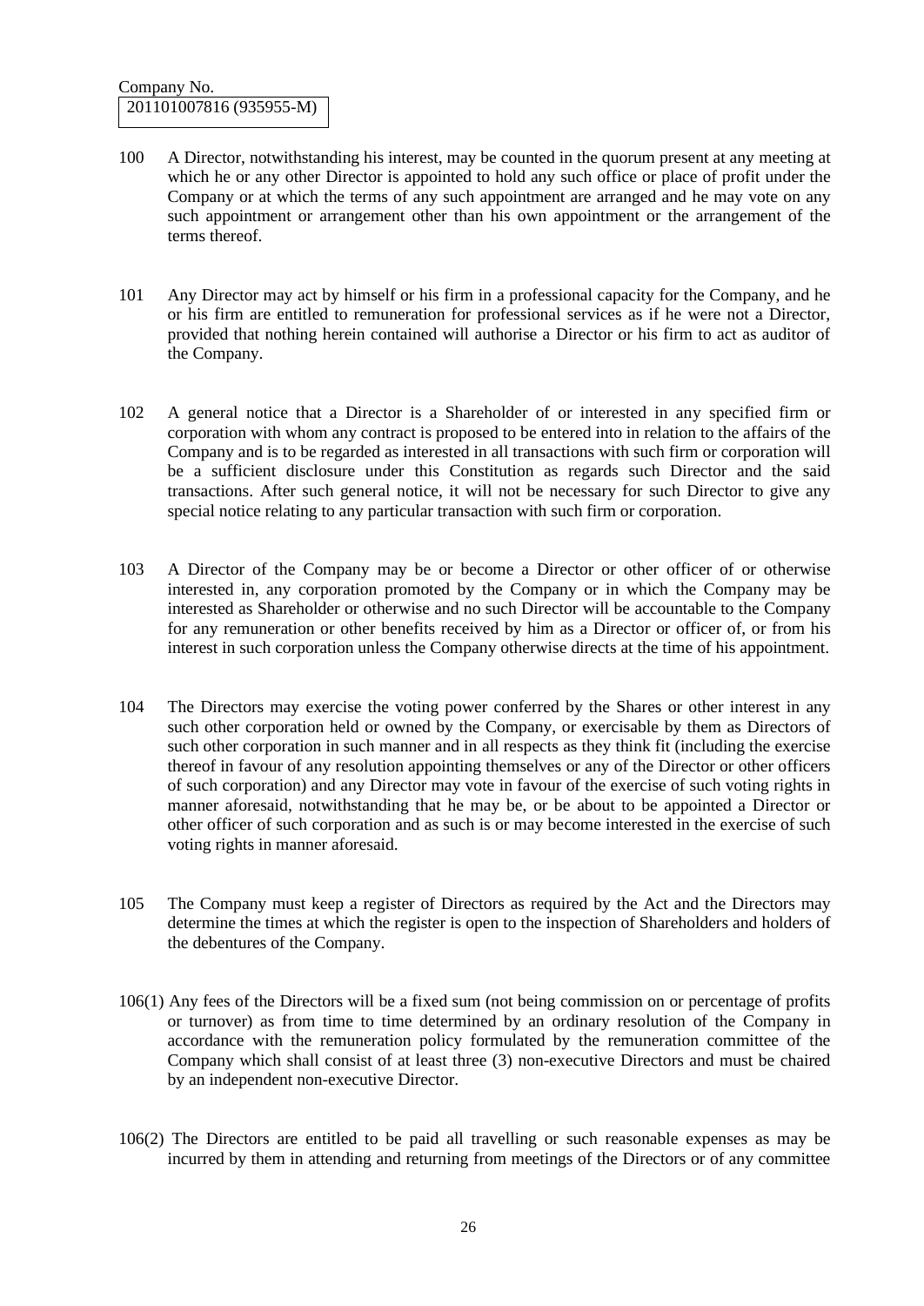Company No.
201101007816 (935955-M)

100 A Director, notwithstanding his interest, may be counted in the quorum present at any meeting at which he or any other Director is appointed to hold any such office or place of profit under the Company or at which the terms of any such appointment are arranged and he may vote on any such appointment or arrangement other than his own appointment or the arrangement of the terms thereof.

101 Any Director may act by himself or his firm in a professional capacity for the Company, and he or his firm are entitled to remuneration for professional services as if he were not a Director, provided that nothing herein contained will authorise a Director or his firm to act as auditor of the Company.

102 A general notice that a Director is a Shareholder of or interested in any specified firm or corporation with whom any contract is proposed to be entered into in relation to the affairs of the Company and is to be regarded as interested in all transactions with such firm or corporation will be a sufficient disclosure under this Constitution as regards such Director and the said transactions. After such general notice, it will not be necessary for such Director to give any special notice relating to any particular transaction with such firm or corporation.

103 A Director of the Company may be or become a Director or other officer of or otherwise interested in, any corporation promoted by the Company or in which the Company may be interested as Shareholder or otherwise and no such Director will be accountable to the Company for any remuneration or other benefits received by him as a Director or officer of, or from his interest in such corporation unless the Company otherwise directs at the time of his appointment.

104 The Directors may exercise the voting power conferred by the Shares or other interest in any such other corporation held or owned by the Company, or exercisable by them as Directors of such other corporation in such manner and in all respects as they think fit (including the exercise thereof in favour of any resolution appointing themselves or any of the Director or other officers of such corporation) and any Director may vote in favour of the exercise of such voting rights in manner aforesaid, notwithstanding that he may be, or be about to be appointed a Director or other officer of such corporation and as such is or may become interested in the exercise of such voting rights in manner aforesaid.

105 The Company must keep a register of Directors as required by the Act and the Directors may determine the times at which the register is open to the inspection of Shareholders and holders of the debentures of the Company.

106(1) Any fees of the Directors will be a fixed sum (not being commission on or percentage of profits or turnover) as from time to time determined by an ordinary resolution of the Company in accordance with the remuneration policy formulated by the remuneration committee of the Company which shall consist of at least three (3) non-executive Directors and must be chaired by an independent non-executive Director.

106(2) The Directors are entitled to be paid all travelling or such reasonable expenses as may be incurred by them in attending and returning from meetings of the Directors or of any committee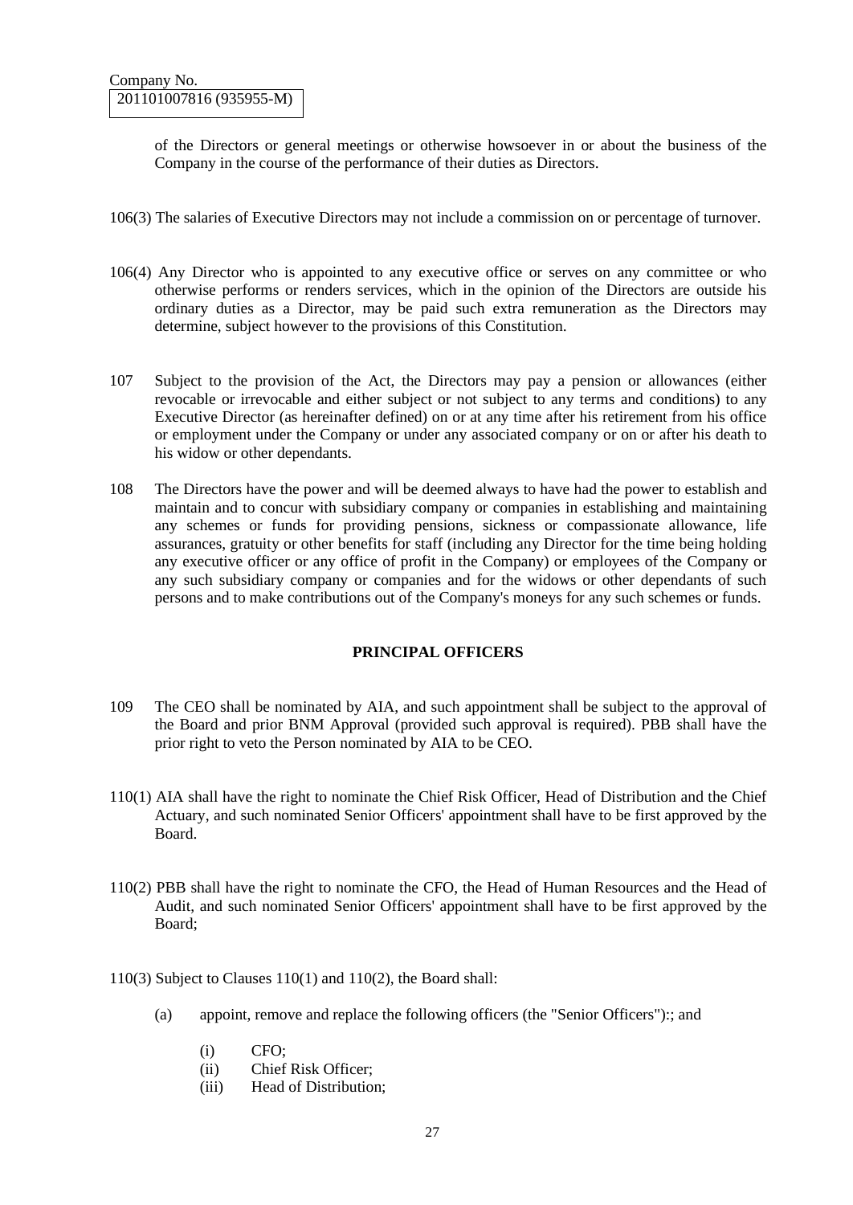of the Directors or general meetings or otherwise howsoever in or about the business of the Company in the course of the performance of their duties as Directors.

106(3) The salaries of Executive Directors may not include a commission on or percentage of turnover.

106(4) Any Director who is appointed to any executive office or serves on any committee or who otherwise performs or renders services, which in the opinion of the Directors are outside his ordinary duties as a Director, may be paid such extra remuneration as the Directors may determine, subject however to the provisions of this Constitution.

107 Subject to the provision of the Act, the Directors may pay a pension or allowances (either revocable or irrevocable and either subject or not subject to any terms and conditions) to any Executive Director (as hereinafter defined) on or at any time after his retirement from his office or employment under the Company or under any associated company or on or after his death to his widow or other dependants.

108 The Directors have the power and will be deemed always to have had the power to establish and maintain and to concur with subsidiary company or companies in establishing and maintaining any schemes or funds for providing pensions, sickness or compassionate allowance, life assurances, gratuity or other benefits for staff (including any Director for the time being holding any executive officer or any office of profit in the Company) or employees of the Company or any such subsidiary company or companies and for the widows or other dependants of such persons and to make contributions out of the Company's moneys for any such schemes or funds.

## PRINCIPAL OFFICERS

109 The CEO shall be nominated by AIA, and such appointment shall be subject to the approval of the Board and prior BNM Approval (provided such approval is required). PBB shall have the prior right to veto the Person nominated by AIA to be CEO.

110(1) AIA shall have the right to nominate the Chief Risk Officer, Head of Distribution and the Chief Actuary, and such nominated Senior Officers' appointment shall have to be first approved by the Board.

110(2) PBB shall have the right to nominate the CFO, the Head of Human Resources and the Head of Audit, and such nominated Senior Officers' appointment shall have to be first approved by the Board;

110(3) Subject to Clauses 110(1) and 110(2), the Board shall:

(a) appoint, remove and replace the following officers (the "Senior Officers"):; and

(i) CFO;
(ii) Chief Risk Officer;
(iii) Head of Distribution;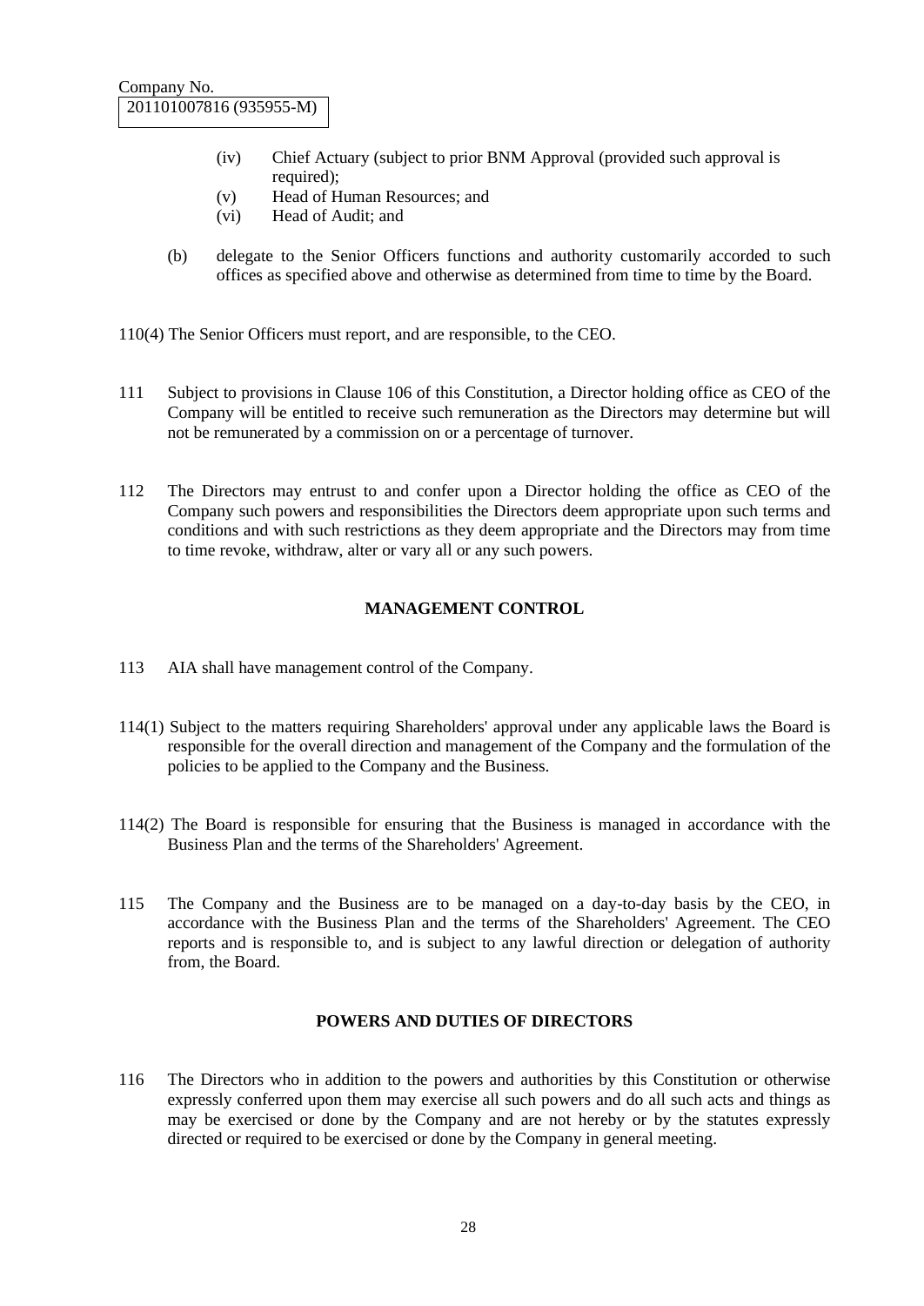Company No.
201101007816 (935955-M)

(iv) Chief Actuary (subject to prior BNM Approval (provided such approval is required);
(v) Head of Human Resources; and
(vi) Head of Audit; and

(b) delegate to the Senior Officers functions and authority customarily accorded to such offices as specified above and otherwise as determined from time to time by the Board.

110(4) The Senior Officers must report, and are responsible, to the CEO.

111 Subject to provisions in Clause 106 of this Constitution, a Director holding office as CEO of the Company will be entitled to receive such remuneration as the Directors may determine but will not be remunerated by a commission on or a percentage of turnover.

112 The Directors may entrust to and confer upon a Director holding the office as CEO of the Company such powers and responsibilities the Directors deem appropriate upon such terms and conditions and with such restrictions as they deem appropriate and the Directors may from time to time revoke, withdraw, alter or vary all or any such powers.

## MANAGEMENT CONTROL

113 AIA shall have management control of the Company.

114(1) Subject to the matters requiring Shareholders' approval under any applicable laws the Board is responsible for the overall direction and management of the Company and the formulation of the policies to be applied to the Company and the Business.

114(2) The Board is responsible for ensuring that the Business is managed in accordance with the Business Plan and the terms of the Shareholders' Agreement.

115 The Company and the Business are to be managed on a day-to-day basis by the CEO, in accordance with the Business Plan and the terms of the Shareholders' Agreement. The CEO reports and is responsible to, and is subject to any lawful direction or delegation of authority from, the Board.

## POWERS AND DUTIES OF DIRECTORS

116 The Directors who in addition to the powers and authorities by this Constitution or otherwise expressly conferred upon them may exercise all such powers and do all such acts and things as may be exercised or done by the Company and are not hereby or by the statutes expressly directed or required to be exercised or done by the Company in general meeting.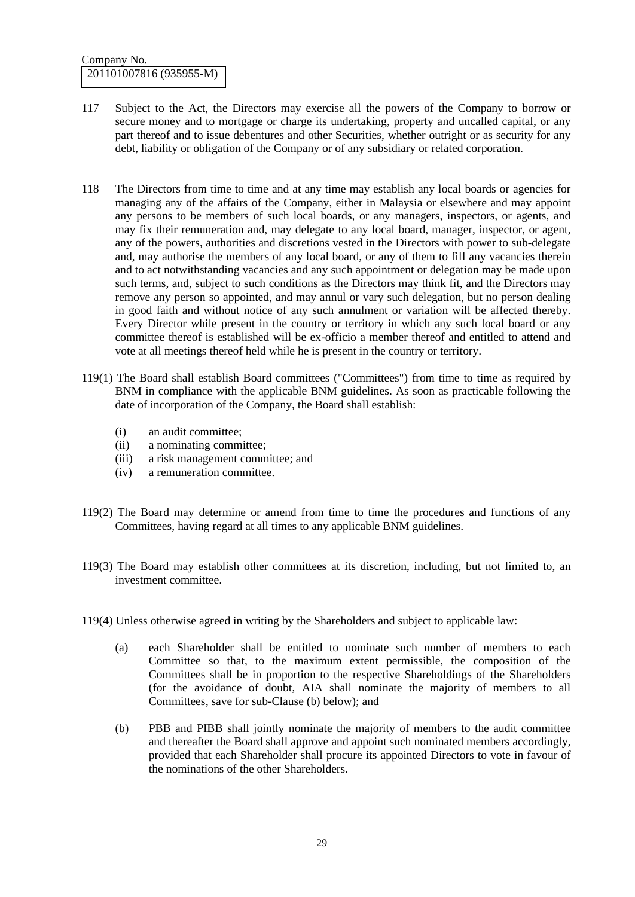117 Subject to the Act, the Directors may exercise all the powers of the Company to borrow or secure money and to mortgage or charge its undertaking, property and uncalled capital, or any part thereof and to issue debentures and other Securities, whether outright or as security for any debt, liability or obligation of the Company or of any subsidiary or related corporation.

118 The Directors from time to time and at any time may establish any local boards or agencies for managing any of the affairs of the Company, either in Malaysia or elsewhere and may appoint any persons to be members of such local boards, or any managers, inspectors, or agents, and may fix their remuneration and, may delegate to any local board, manager, inspector, or agent, any of the powers, authorities and discretions vested in the Directors with power to sub-delegate and, may authorise the members of any local board, or any of them to fill any vacancies therein and to act notwithstanding vacancies and any such appointment or delegation may be made upon such terms, and, subject to such conditions as the Directors may think fit, and the Directors may remove any person so appointed, and may annul or vary such delegation, but no person dealing in good faith and without notice of any such annulment or variation will be affected thereby. Every Director while present in the country or territory in which any such local board or any committee thereof is established will be ex-officio a member thereof and entitled to attend and vote at all meetings thereof held while he is present in the country or territory.

119(1) The Board shall establish Board committees ("Committees") from time to time as required by BNM in compliance with the applicable BNM guidelines. As soon as practicable following the date of incorporation of the Company, the Board shall establish:

(i) an audit committee;
(ii) a nominating committee;
(iii) a risk management committee; and
(iv) a remuneration committee.

119(2) The Board may determine or amend from time to time the procedures and functions of any Committees, having regard at all times to any applicable BNM guidelines.

119(3) The Board may establish other committees at its discretion, including, but not limited to, an investment committee.

119(4) Unless otherwise agreed in writing by the Shareholders and subject to applicable law:

(a) each Shareholder shall be entitled to nominate such number of members to each Committee so that, to the maximum extent permissible, the composition of the Committees shall be in proportion to the respective Shareholdings of the Shareholders (for the avoidance of doubt, AIA shall nominate the majority of members to all Committees, save for sub-Clause (b) below); and

(b) PBB and PIBB shall jointly nominate the majority of members to the audit committee and thereafter the Board shall approve and appoint such nominated members accordingly, provided that each Shareholder shall procure its appointed Directors to vote in favour of the nominations of the other Shareholders.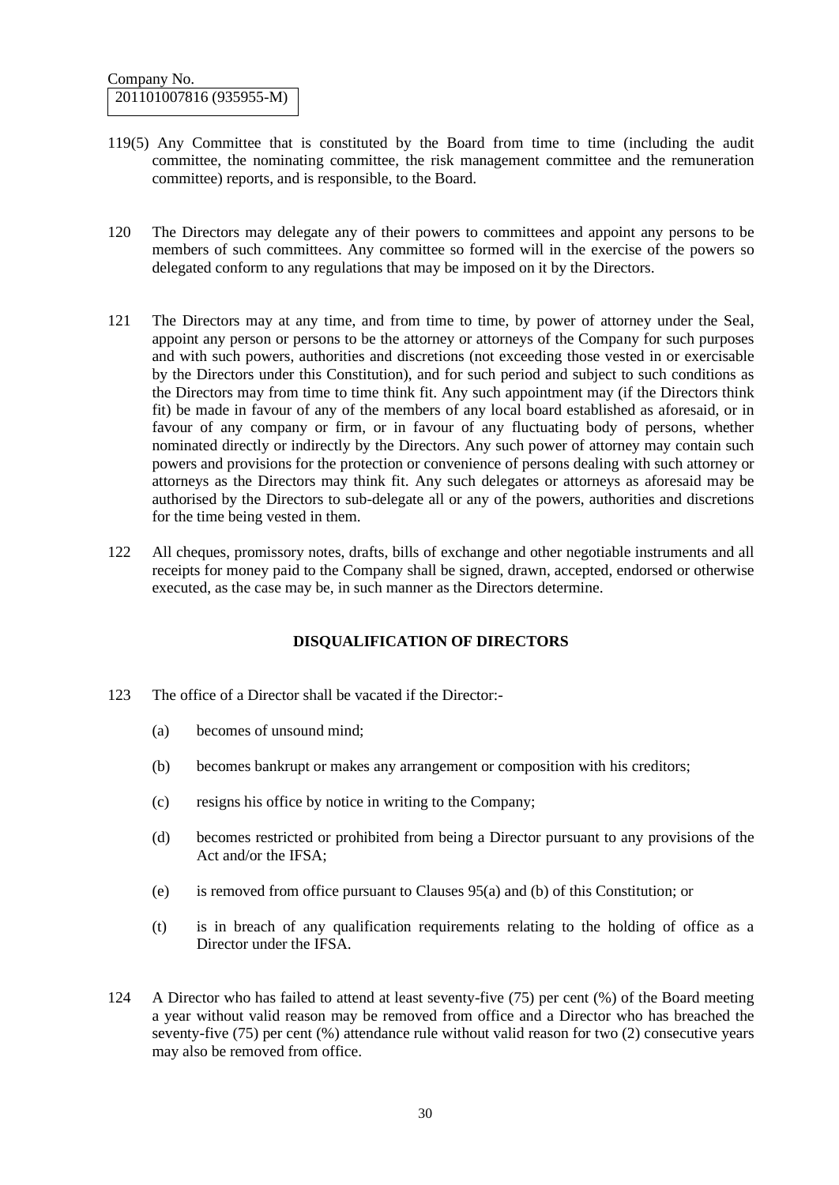Company No.
201101007816 (935955-M)

119(5) Any Committee that is constituted by the Board from time to time (including the audit committee, the nominating committee, the risk management committee and the remuneration committee) reports, and is responsible, to the Board.

120 The Directors may delegate any of their powers to committees and appoint any persons to be members of such committees. Any committee so formed will in the exercise of the powers so delegated conform to any regulations that may be imposed on it by the Directors.

121 The Directors may at any time, and from time to time, by power of attorney under the Seal, appoint any person or persons to be the attorney or attorneys of the Company for such purposes and with such powers, authorities and discretions (not exceeding those vested in or exercisable by the Directors under this Constitution), and for such period and subject to such conditions as the Directors may from time to time think fit. Any such appointment may (if the Directors think fit) be made in favour of any of the members of any local board established as aforesaid, or in favour of any company or firm, or in favour of any fluctuating body of persons, whether nominated directly or indirectly by the Directors. Any such power of attorney may contain such powers and provisions for the protection or convenience of persons dealing with such attorney or attorneys as the Directors may think fit. Any such delegates or attorneys as aforesaid may be authorised by the Directors to sub-delegate all or any of the powers, authorities and discretions for the time being vested in them.

122 All cheques, promissory notes, drafts, bills of exchange and other negotiable instruments and all receipts for money paid to the Company shall be signed, drawn, accepted, endorsed or otherwise executed, as the case may be, in such manner as the Directors determine.

## DISQUALIFICATION OF DIRECTORS

123 The office of a Director shall be vacated if the Director:-

(a) becomes of unsound mind;

(b) becomes bankrupt or makes any arrangement or composition with his creditors;

(c) resigns his office by notice in writing to the Company;

(d) becomes restricted or prohibited from being a Director pursuant to any provisions of the Act and/or the IFSA;

(e) is removed from office pursuant to Clauses 95(a) and (b) of this Constitution; or

(t) is in breach of any qualification requirements relating to the holding of office as a Director under the IFSA.

124 A Director who has failed to attend at least seventy-five (75) per cent (%) of the Board meeting a year without valid reason may be removed from office and a Director who has breached the seventy-five (75) per cent (%) attendance rule without valid reason for two (2) consecutive years may also be removed from office.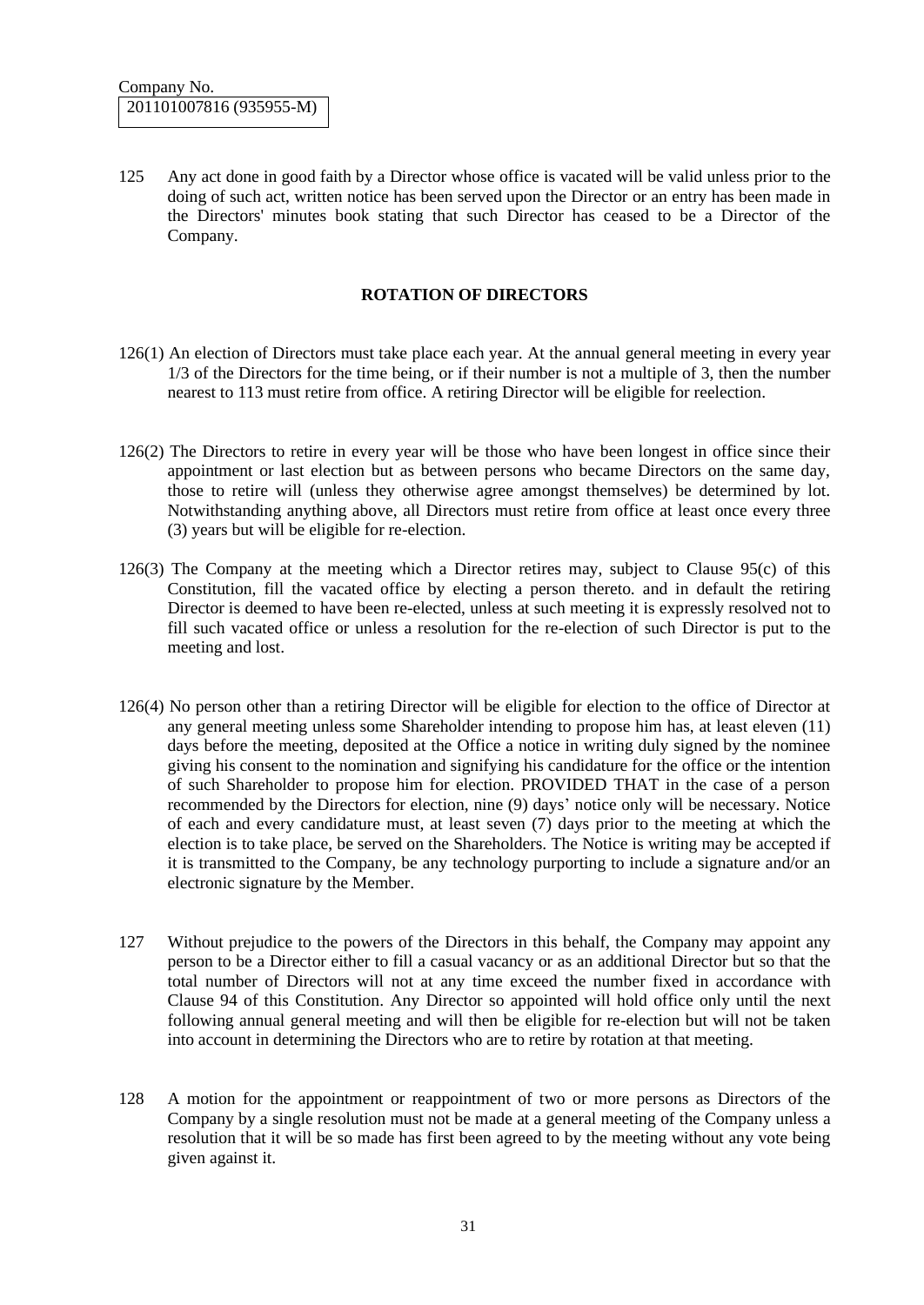125 Any act done in good faith by a Director whose office is vacated will be valid unless prior to the doing of such act, written notice has been served upon the Director or an entry has been made in the Directors' minutes book stating that such Director has ceased to be a Director of the Company.

## ROTATION OF DIRECTORS

126(1) An election of Directors must take place each year. At the annual general meeting in every year 1/3 of the Directors for the time being, or if their number is not a multiple of 3, then the number nearest to 113 must retire from office. A retiring Director will be eligible for reelection.

126(2) The Directors to retire in every year will be those who have been longest in office since their appointment or last election but as between persons who became Directors on the same day, those to retire will (unless they otherwise agree amongst themselves) be determined by lot. Notwithstanding anything above, all Directors must retire from office at least once every three (3) years but will be eligible for re-election.

126(3) The Company at the meeting which a Director retires may, subject to Clause 95(c) of this Constitution, fill the vacated office by electing a person thereto. and in default the retiring Director is deemed to have been re-elected, unless at such meeting it is expressly resolved not to fill such vacated office or unless a resolution for the re-election of such Director is put to the meeting and lost.

126(4) No person other than a retiring Director will be eligible for election to the office of Director at any general meeting unless some Shareholder intending to propose him has, at least eleven (11) days before the meeting, deposited at the Office a notice in writing duly signed by the nominee giving his consent to the nomination and signifying his candidature for the office or the intention of such Shareholder to propose him for election. PROVIDED THAT in the case of a person recommended by the Directors for election, nine (9) days' notice only will be necessary. Notice of each and every candidature must, at least seven (7) days prior to the meeting at which the election is to take place, be served on the Shareholders. The Notice is writing may be accepted if it is transmitted to the Company, be any technology purporting to include a signature and/or an electronic signature by the Member.

127 Without prejudice to the powers of the Directors in this behalf, the Company may appoint any person to be a Director either to fill a casual vacancy or as an additional Director but so that the total number of Directors will not at any time exceed the number fixed in accordance with Clause 94 of this Constitution. Any Director so appointed will hold office only until the next following annual general meeting and will then be eligible for re-election but will not be taken into account in determining the Directors who are to retire by rotation at that meeting.

128 A motion for the appointment or reappointment of two or more persons as Directors of the Company by a single resolution must not be made at a general meeting of the Company unless a resolution that it will be so made has first been agreed to by the meeting without any vote being given against it.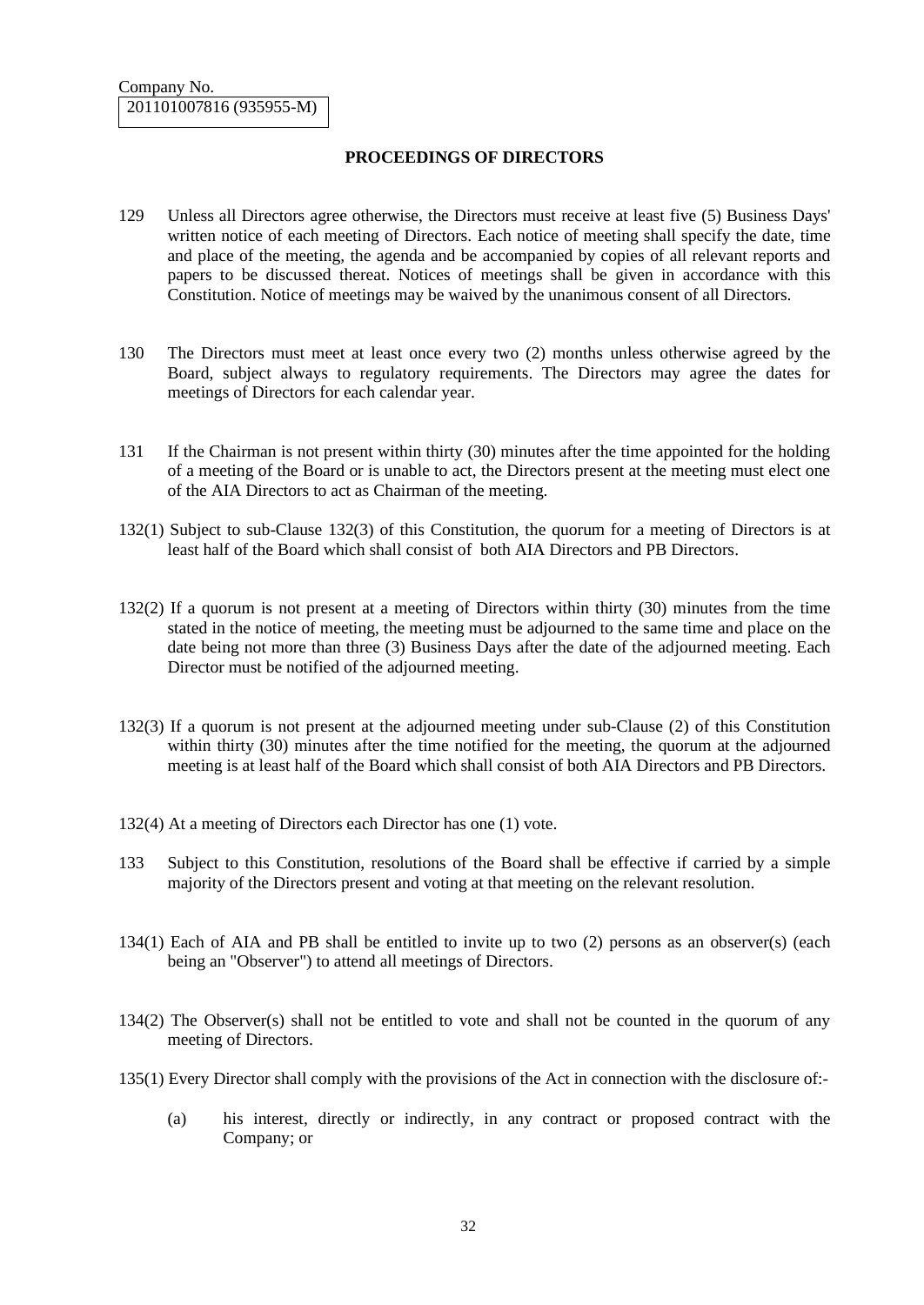Company No.
201101007816 (935955-M)

## PROCEEDINGS OF DIRECTORS

129 Unless all Directors agree otherwise, the Directors must receive at least five (5) Business Days' written notice of each meeting of Directors. Each notice of meeting shall specify the date, time and place of the meeting, the agenda and be accompanied by copies of all relevant reports and papers to be discussed thereat. Notices of meetings shall be given in accordance with this Constitution. Notice of meetings may be waived by the unanimous consent of all Directors.

130 The Directors must meet at least once every two (2) months unless otherwise agreed by the Board, subject always to regulatory requirements. The Directors may agree the dates for meetings of Directors for each calendar year.

131 If the Chairman is not present within thirty (30) minutes after the time appointed for the holding of a meeting of the Board or is unable to act, the Directors present at the meeting must elect one of the AIA Directors to act as Chairman of the meeting.

132(1) Subject to sub-Clause 132(3) of this Constitution, the quorum for a meeting of Directors is at least half of the Board which shall consist of both AIA Directors and PB Directors.

132(2) If a quorum is not present at a meeting of Directors within thirty (30) minutes from the time stated in the notice of meeting, the meeting must be adjourned to the same time and place on the date being not more than three (3) Business Days after the date of the adjourned meeting. Each Director must be notified of the adjourned meeting.

132(3) If a quorum is not present at the adjourned meeting under sub-Clause (2) of this Constitution within thirty (30) minutes after the time notified for the meeting, the quorum at the adjourned meeting is at least half of the Board which shall consist of both AIA Directors and PB Directors.

132(4) At a meeting of Directors each Director has one (1) vote.

133 Subject to this Constitution, resolutions of the Board shall be effective if carried by a simple majority of the Directors present and voting at that meeting on the relevant resolution.

134(1) Each of AIA and PB shall be entitled to invite up to two (2) persons as an observer(s) (each being an "Observer") to attend all meetings of Directors.

134(2) The Observer(s) shall not be entitled to vote and shall not be counted in the quorum of any meeting of Directors.

135(1) Every Director shall comply with the provisions of the Act in connection with the disclosure of:-

(a) his interest, directly or indirectly, in any contract or proposed contract with the Company; or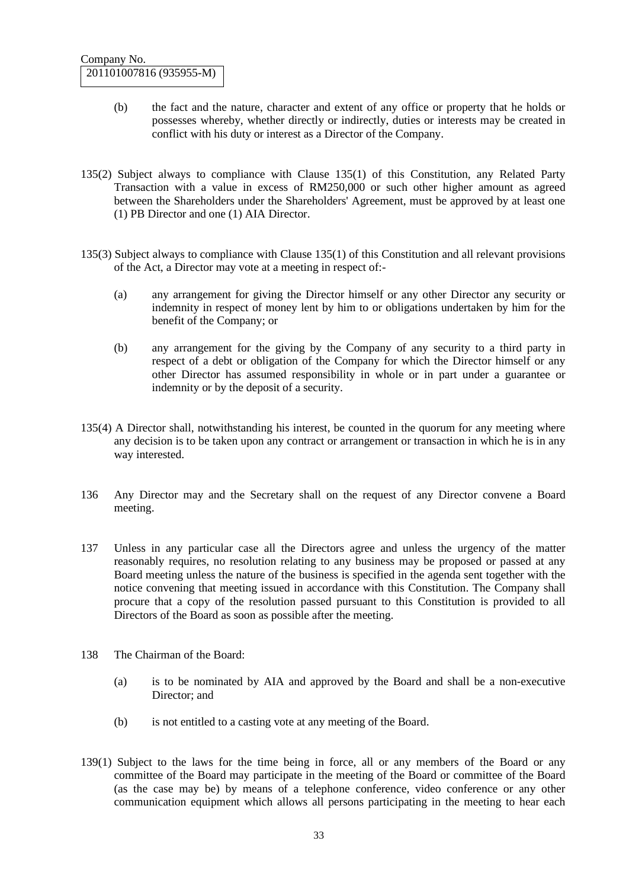(b) the fact and the nature, character and extent of any office or property that he holds or possesses whereby, whether directly or indirectly, duties or interests may be created in conflict with his duty or interest as a Director of the Company.

135(2) Subject always to compliance with Clause 135(1) of this Constitution, any Related Party Transaction with a value in excess of RM250,000 or such other higher amount as agreed between the Shareholders under the Shareholders' Agreement, must be approved by at least one (1) PB Director and one (1) AIA Director.

135(3) Subject always to compliance with Clause 135(1) of this Constitution and all relevant provisions of the Act, a Director may vote at a meeting in respect of:-

(a) any arrangement for giving the Director himself or any other Director any security or indemnity in respect of money lent by him to or obligations undertaken by him for the benefit of the Company; or

(b) any arrangement for the giving by the Company of any security to a third party in respect of a debt or obligation of the Company for which the Director himself or any other Director has assumed responsibility in whole or in part under a guarantee or indemnity or by the deposit of a security.

135(4) A Director shall, notwithstanding his interest, be counted in the quorum for any meeting where any decision is to be taken upon any contract or arrangement or transaction in which he is in any way interested.

136 Any Director may and the Secretary shall on the request of any Director convene a Board meeting.

137 Unless in any particular case all the Directors agree and unless the urgency of the matter reasonably requires, no resolution relating to any business may be proposed or passed at any Board meeting unless the nature of the business is specified in the agenda sent together with the notice convening that meeting issued in accordance with this Constitution. The Company shall procure that a copy of the resolution passed pursuant to this Constitution is provided to all Directors of the Board as soon as possible after the meeting.

138 The Chairman of the Board:

(a) is to be nominated by AIA and approved by the Board and shall be a non-executive Director; and

(b) is not entitled to a casting vote at any meeting of the Board.

139(1) Subject to the laws for the time being in force, all or any members of the Board or any committee of the Board may participate in the meeting of the Board or committee of the Board (as the case may be) by means of a telephone conference, video conference or any other communication equipment which allows all persons participating in the meeting to hear each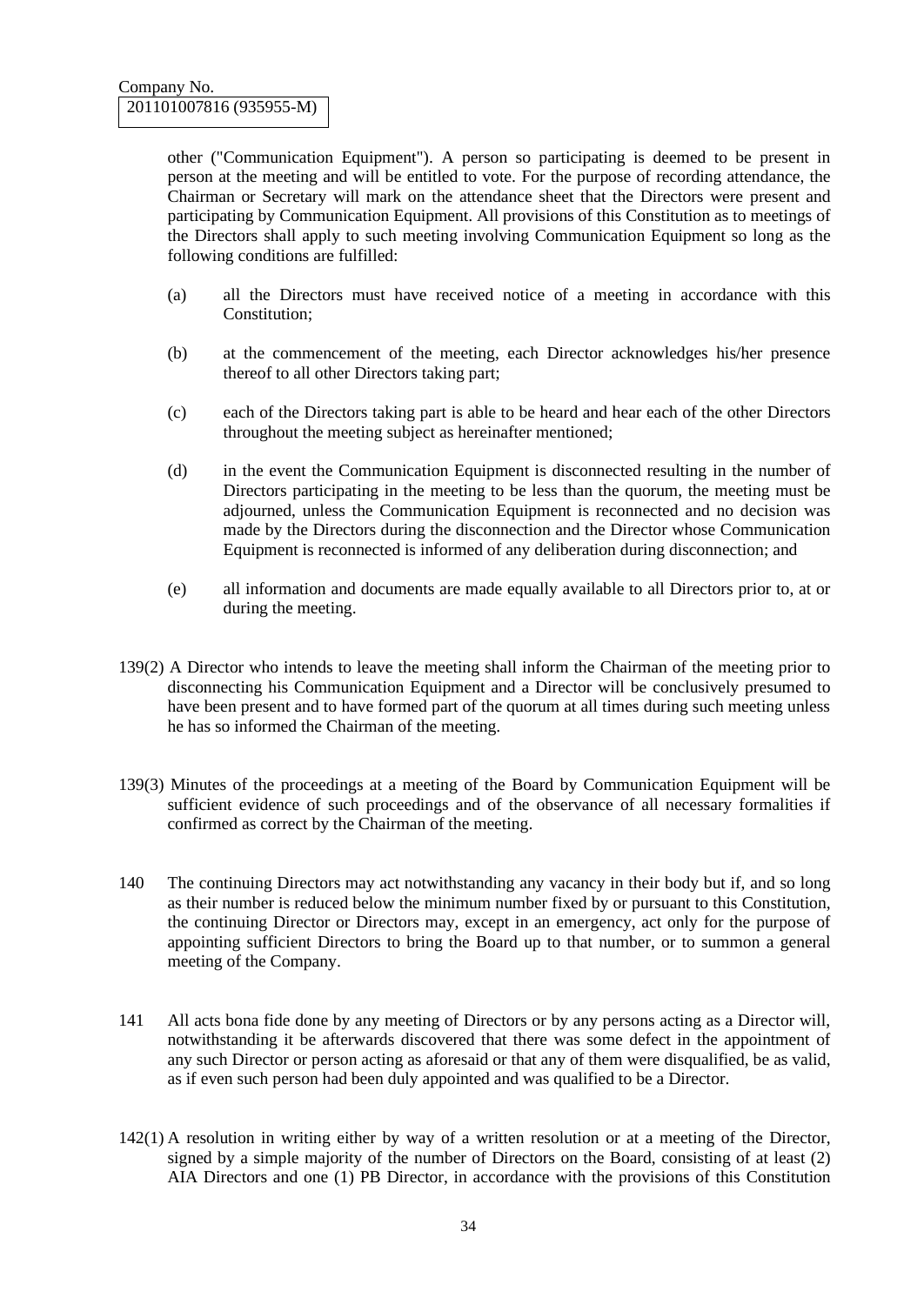other ("Communication Equipment"). A person so participating is deemed to be present in person at the meeting and will be entitled to vote. For the purpose of recording attendance, the Chairman or Secretary will mark on the attendance sheet that the Directors were present and participating by Communication Equipment. All provisions of this Constitution as to meetings of the Directors shall apply to such meeting involving Communication Equipment so long as the following conditions are fulfilled:

(a) all the Directors must have received notice of a meeting in accordance with this Constitution;

(b) at the commencement of the meeting, each Director acknowledges his/her presence thereof to all other Directors taking part;

(c) each of the Directors taking part is able to be heard and hear each of the other Directors throughout the meeting subject as hereinafter mentioned;

(d) in the event the Communication Equipment is disconnected resulting in the number of Directors participating in the meeting to be less than the quorum, the meeting must be adjourned, unless the Communication Equipment is reconnected and no decision was made by the Directors during the disconnection and the Director whose Communication Equipment is reconnected is informed of any deliberation during disconnection; and

(e) all information and documents are made equally available to all Directors prior to, at or during the meeting.

139(2) A Director who intends to leave the meeting shall inform the Chairman of the meeting prior to disconnecting his Communication Equipment and a Director will be conclusively presumed to have been present and to have formed part of the quorum at all times during such meeting unless he has so informed the Chairman of the meeting.

139(3) Minutes of the proceedings at a meeting of the Board by Communication Equipment will be sufficient evidence of such proceedings and of the observance of all necessary formalities if confirmed as correct by the Chairman of the meeting.

140 The continuing Directors may act notwithstanding any vacancy in their body but if, and so long as their number is reduced below the minimum number fixed by or pursuant to this Constitution, the continuing Director or Directors may, except in an emergency, act only for the purpose of appointing sufficient Directors to bring the Board up to that number, or to summon a general meeting of the Company.

141 All acts bona fide done by any meeting of Directors or by any persons acting as a Director will, notwithstanding it be afterwards discovered that there was some defect in the appointment of any such Director or person acting as aforesaid or that any of them were disqualified, be as valid, as if even such person had been duly appointed and was qualified to be a Director.

142(1) A resolution in writing either by way of a written resolution or at a meeting of the Director, signed by a simple majority of the number of Directors on the Board, consisting of at least (2) AIA Directors and one (1) PB Director, in accordance with the provisions of this Constitution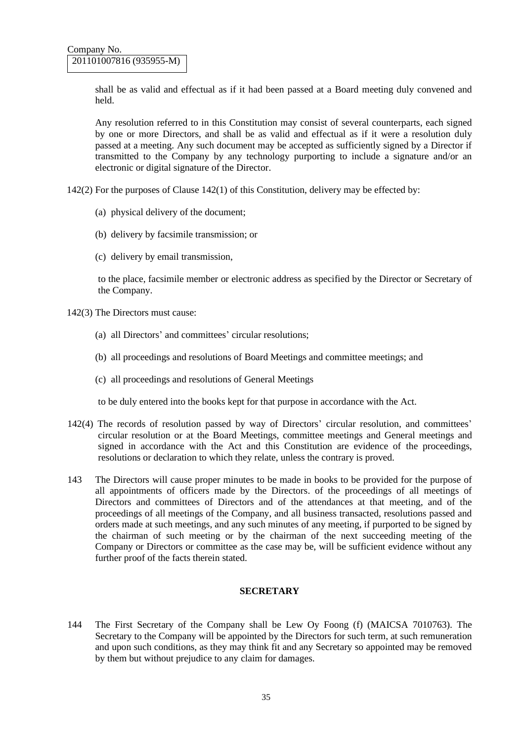shall be as valid and effectual as if it had been passed at a Board meeting duly convened and held.

Any resolution referred to in this Constitution may consist of several counterparts, each signed by one or more Directors, and shall be as valid and effectual as if it were a resolution duly passed at a meeting. Any such document may be accepted as sufficiently signed by a Director if transmitted to the Company by any technology purporting to include a signature and/or an electronic or digital signature of the Director.

142(2) For the purposes of Clause 142(1) of this Constitution, delivery may be effected by:

(a) physical delivery of the document;

(b) delivery by facsimile transmission; or

(c) delivery by email transmission,

to the place, facsimile member or electronic address as specified by the Director or Secretary of the Company.

142(3) The Directors must cause:

(a) all Directors' and committees' circular resolutions;

(b) all proceedings and resolutions of Board Meetings and committee meetings; and

(c) all proceedings and resolutions of General Meetings

to be duly entered into the books kept for that purpose in accordance with the Act.

142(4) The records of resolution passed by way of Directors' circular resolution, and committees' circular resolution or at the Board Meetings, committee meetings and General meetings and signed in accordance with the Act and this Constitution are evidence of the proceedings, resolutions or declaration to which they relate, unless the contrary is proved.

143 The Directors will cause proper minutes to be made in books to be provided for the purpose of all appointments of officers made by the Directors. of the proceedings of all meetings of Directors and committees of Directors and of the attendances at that meeting, and of the proceedings of all meetings of the Company, and all business transacted, resolutions passed and orders made at such meetings, and any such minutes of any meeting, if purported to be signed by the chairman of such meeting or by the chairman of the next succeeding meeting of the Company or Directors or committee as the case may be, will be sufficient evidence without any further proof of the facts therein stated.

## SECRETARY

144 The First Secretary of the Company shall be Lew Oy Foong (f) (MAICSA 7010763). The Secretary to the Company will be appointed by the Directors for such term, at such remuneration and upon such conditions, as they may think fit and any Secretary so appointed may be removed by them but without prejudice to any claim for damages.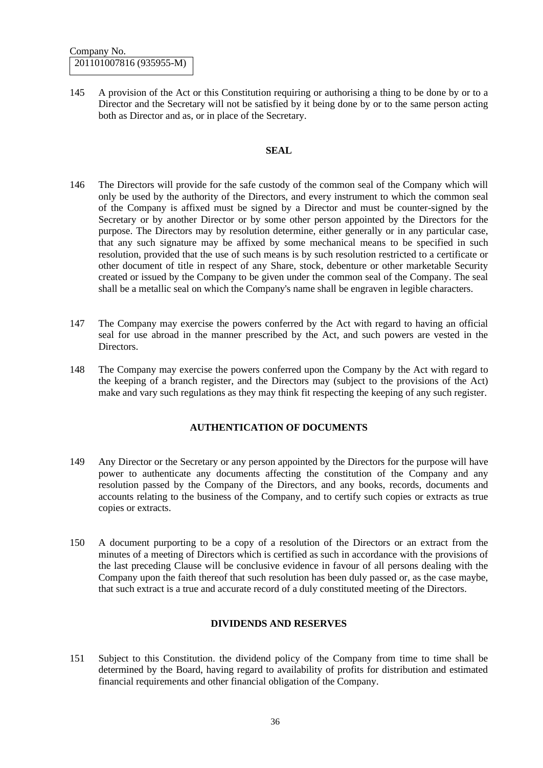145 A provision of the Act or this Constitution requiring or authorising a thing to be done by or to a Director and the Secretary will not be satisfied by it being done by or to the same person acting both as Director and as, or in place of the Secretary.

## SEAL

146 The Directors will provide for the safe custody of the common seal of the Company which will only be used by the authority of the Directors, and every instrument to which the common seal of the Company is affixed must be signed by a Director and must be counter-signed by the Secretary or by another Director or by some other person appointed by the Directors for the purpose. The Directors may by resolution determine, either generally or in any particular case, that any such signature may be affixed by some mechanical means to be specified in such resolution, provided that the use of such means is by such resolution restricted to a certificate or other document of title in respect of any Share, stock, debenture or other marketable Security created or issued by the Company to be given under the common seal of the Company. The seal shall be a metallic seal on which the Company's name shall be engraven in legible characters.

147 The Company may exercise the powers conferred by the Act with regard to having an official seal for use abroad in the manner prescribed by the Act, and such powers are vested in the Directors.

148 The Company may exercise the powers conferred upon the Company by the Act with regard to the keeping of a branch register, and the Directors may (subject to the provisions of the Act) make and vary such regulations as they may think fit respecting the keeping of any such register.

## AUTHENTICATION OF DOCUMENTS

149 Any Director or the Secretary or any person appointed by the Directors for the purpose will have power to authenticate any documents affecting the constitution of the Company and any resolution passed by the Company of the Directors, and any books, records, documents and accounts relating to the business of the Company, and to certify such copies or extracts as true copies or extracts.

150 A document purporting to be a copy of a resolution of the Directors or an extract from the minutes of a meeting of Directors which is certified as such in accordance with the provisions of the last preceding Clause will be conclusive evidence in favour of all persons dealing with the Company upon the faith thereof that such resolution has been duly passed or, as the case maybe, that such extract is a true and accurate record of a duly constituted meeting of the Directors.

## DIVIDENDS AND RESERVES

151 Subject to this Constitution. the dividend policy of the Company from time to time shall be determined by the Board, having regard to availability of profits for distribution and estimated financial requirements and other financial obligation of the Company.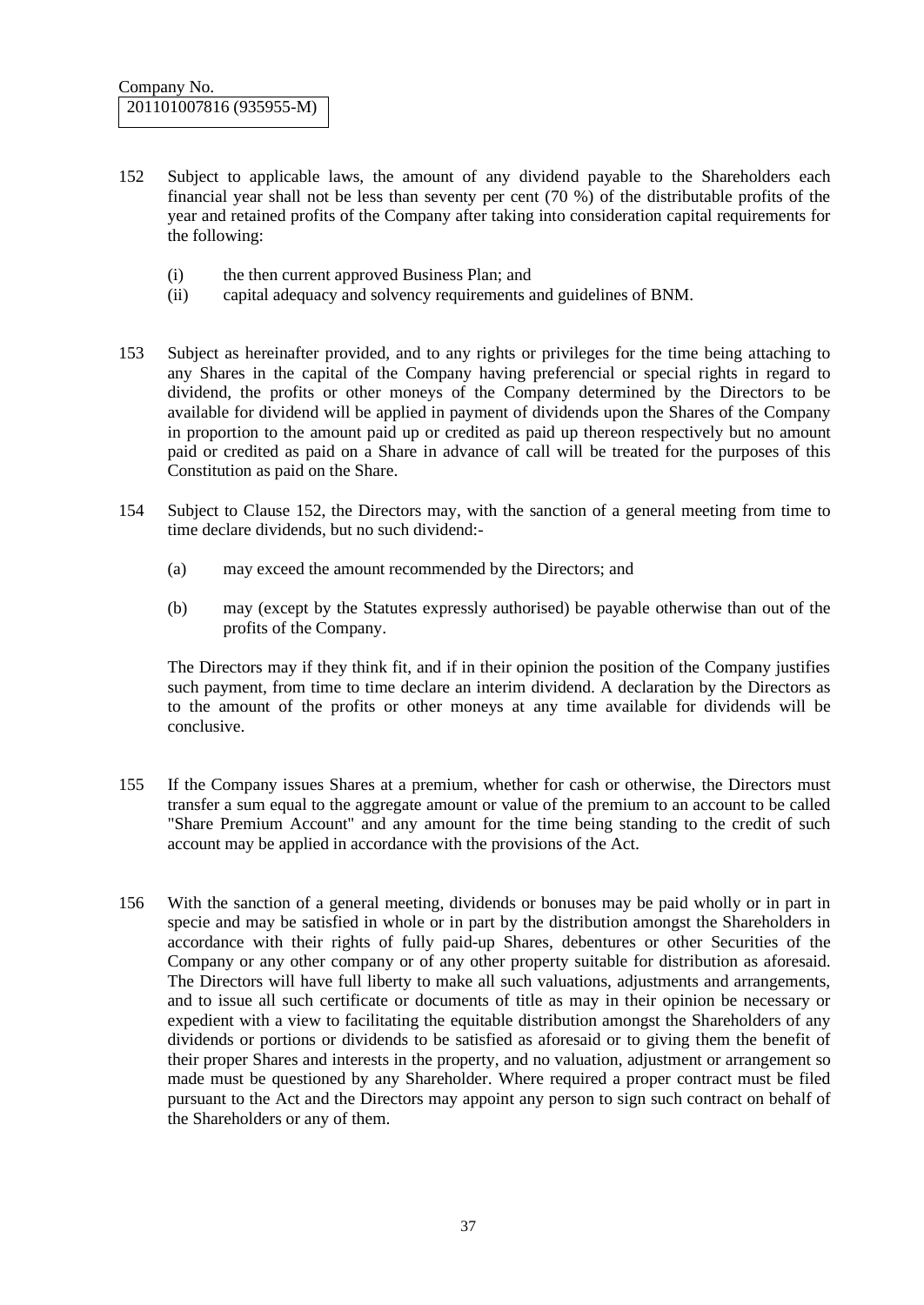Company No.
201101007816 (935955-M)

152 Subject to applicable laws, the amount of any dividend payable to the Shareholders each financial year shall not be less than seventy per cent (70 %) of the distributable profits of the year and retained profits of the Company after taking into consideration capital requirements for the following:

(i) the then current approved Business Plan; and
(ii) capital adequacy and solvency requirements and guidelines of BNM.

153 Subject as hereinafter provided, and to any rights or privileges for the time being attaching to any Shares in the capital of the Company having preferencial or special rights in regard to dividend, the profits or other moneys of the Company determined by the Directors to be available for dividend will be applied in payment of dividends upon the Shares of the Company in proportion to the amount paid up or credited as paid up thereon respectively but no amount paid or credited as paid on a Share in advance of call will be treated for the purposes of this Constitution as paid on the Share.

154 Subject to Clause 152, the Directors may, with the sanction of a general meeting from time to time declare dividends, but no such dividend:-

(a) may exceed the amount recommended by the Directors; and

(b) may (except by the Statutes expressly authorised) be payable otherwise than out of the profits of the Company.

The Directors may if they think fit, and if in their opinion the position of the Company justifies such payment, from time to time declare an interim dividend. A declaration by the Directors as to the amount of the profits or other moneys at any time available for dividends will be conclusive.

155 If the Company issues Shares at a premium, whether for cash or otherwise, the Directors must transfer a sum equal to the aggregate amount or value of the premium to an account to be called "Share Premium Account" and any amount for the time being standing to the credit of such account may be applied in accordance with the provisions of the Act.

156 With the sanction of a general meeting, dividends or bonuses may be paid wholly or in part in specie and may be satisfied in whole or in part by the distribution amongst the Shareholders in accordance with their rights of fully paid-up Shares, debentures or other Securities of the Company or any other company or of any other property suitable for distribution as aforesaid. The Directors will have full liberty to make all such valuations, adjustments and arrangements, and to issue all such certificate or documents of title as may in their opinion be necessary or expedient with a view to facilitating the equitable distribution amongst the Shareholders of any dividends or portions or dividends to be satisfied as aforesaid or to giving them the benefit of their proper Shares and interests in the property, and no valuation, adjustment or arrangement so made must be questioned by any Shareholder. Where required a proper contract must be filed pursuant to the Act and the Directors may appoint any person to sign such contract on behalf of the Shareholders or any of them.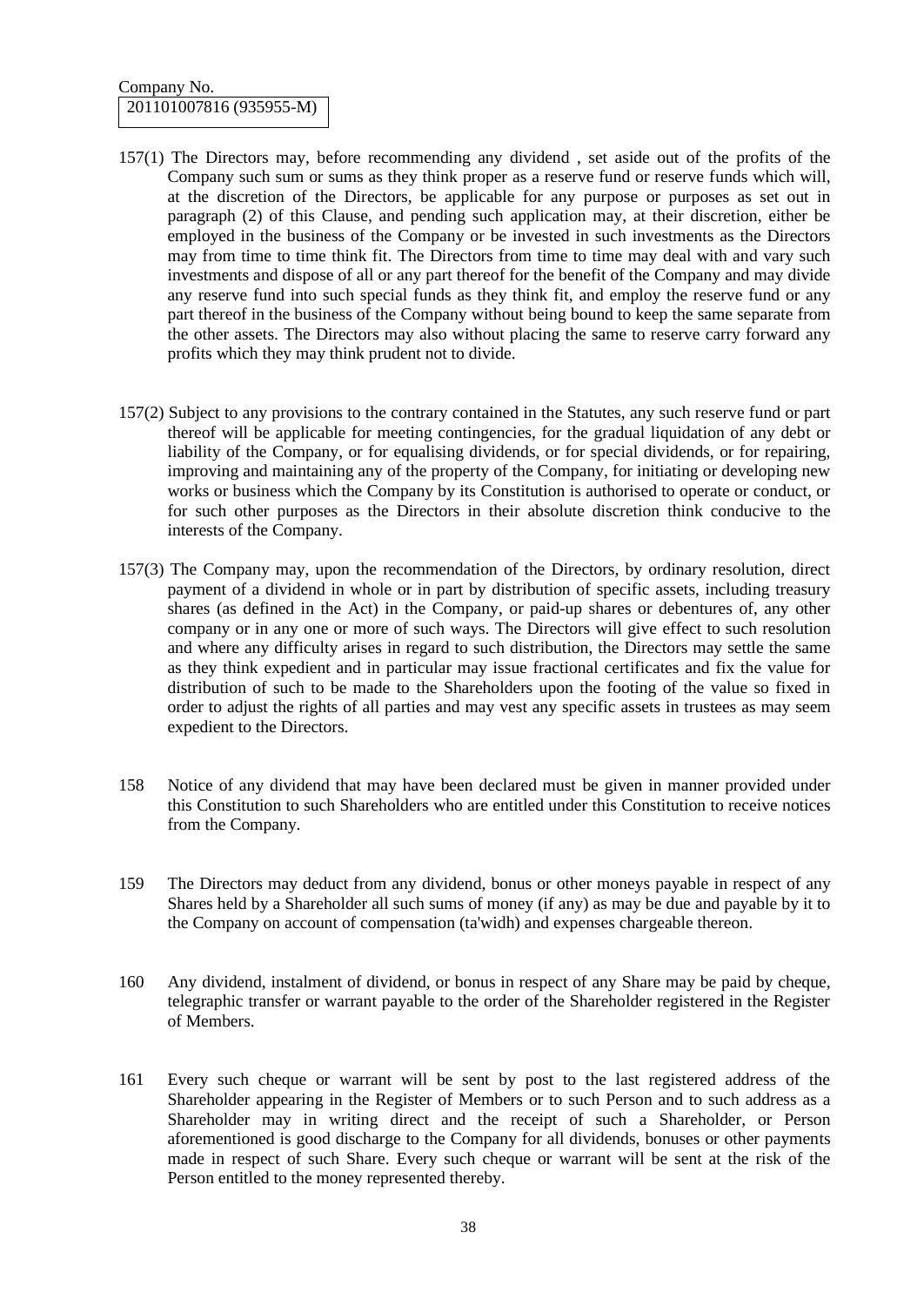157(1) The Directors may, before recommending any dividend , set aside out of the profits of the Company such sum or sums as they think proper as a reserve fund or reserve funds which will, at the discretion of the Directors, be applicable for any purpose or purposes as set out in paragraph (2) of this Clause, and pending such application may, at their discretion, either be employed in the business of the Company or be invested in such investments as the Directors may from time to time think fit. The Directors from time to time may deal with and vary such investments and dispose of all or any part thereof for the benefit of the Company and may divide any reserve fund into such special funds as they think fit, and employ the reserve fund or any part thereof in the business of the Company without being bound to keep the same separate from the other assets. The Directors may also without placing the same to reserve carry forward any profits which they may think prudent not to divide.

157(2) Subject to any provisions to the contrary contained in the Statutes, any such reserve fund or part thereof will be applicable for meeting contingencies, for the gradual liquidation of any debt or liability of the Company, or for equalising dividends, or for special dividends, or for repairing, improving and maintaining any of the property of the Company, for initiating or developing new works or business which the Company by its Constitution is authorised to operate or conduct, or for such other purposes as the Directors in their absolute discretion think conducive to the interests of the Company.

157(3) The Company may, upon the recommendation of the Directors, by ordinary resolution, direct payment of a dividend in whole or in part by distribution of specific assets, including treasury shares (as defined in the Act) in the Company, or paid-up shares or debentures of, any other company or in any one or more of such ways. The Directors will give effect to such resolution and where any difficulty arises in regard to such distribution, the Directors may settle the same as they think expedient and in particular may issue fractional certificates and fix the value for distribution of such to be made to the Shareholders upon the footing of the value so fixed in order to adjust the rights of all parties and may vest any specific assets in trustees as may seem expedient to the Directors.

158 Notice of any dividend that may have been declared must be given in manner provided under this Constitution to such Shareholders who are entitled under this Constitution to receive notices from the Company.

159 The Directors may deduct from any dividend, bonus or other moneys payable in respect of any Shares held by a Shareholder all such sums of money (if any) as may be due and payable by it to the Company on account of compensation (ta'widh) and expenses chargeable thereon.

160 Any dividend, instalment of dividend, or bonus in respect of any Share may be paid by cheque, telegraphic transfer or warrant payable to the order of the Shareholder registered in the Register of Members.

161 Every such cheque or warrant will be sent by post to the last registered address of the Shareholder appearing in the Register of Members or to such Person and to such address as a Shareholder may in writing direct and the receipt of such a Shareholder, or Person aforementioned is good discharge to the Company for all dividends, bonuses or other payments made in respect of such Share. Every such cheque or warrant will be sent at the risk of the Person entitled to the money represented thereby.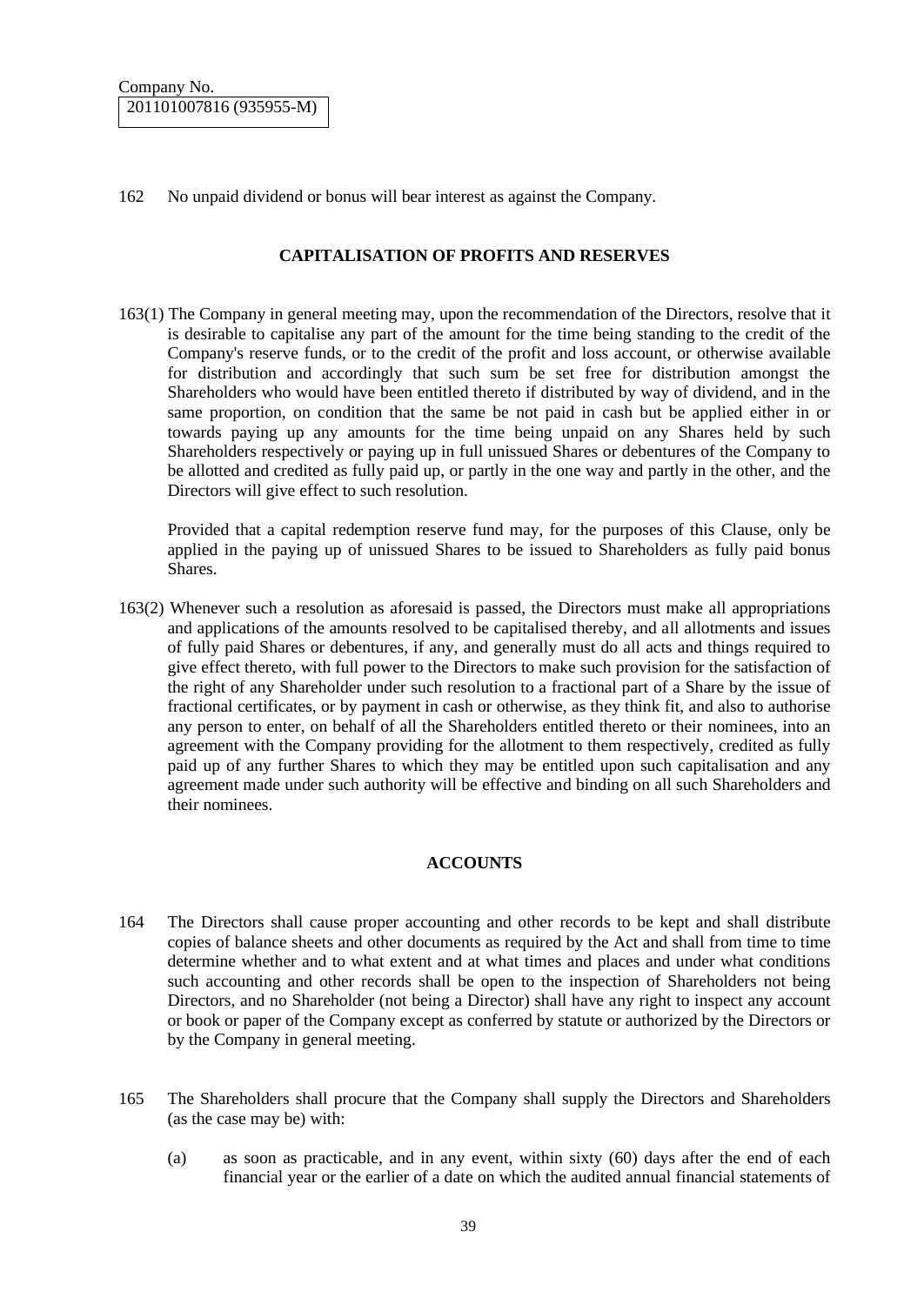162 No unpaid dividend or bonus will bear interest as against the Company.

## CAPITALISATION OF PROFITS AND RESERVES

163(1) The Company in general meeting may, upon the recommendation of the Directors, resolve that it is desirable to capitalise any part of the amount for the time being standing to the credit of the Company's reserve funds, or to the credit of the profit and loss account, or otherwise available for distribution and accordingly that such sum be set free for distribution amongst the Shareholders who would have been entitled thereto if distributed by way of dividend, and in the same proportion, on condition that the same be not paid in cash but be applied either in or towards paying up any amounts for the time being unpaid on any Shares held by such Shareholders respectively or paying up in full unissued Shares or debentures of the Company to be allotted and credited as fully paid up, or partly in the one way and partly in the other, and the Directors will give effect to such resolution.

Provided that a capital redemption reserve fund may, for the purposes of this Clause, only be applied in the paying up of unissued Shares to be issued to Shareholders as fully paid bonus Shares.

163(2) Whenever such a resolution as aforesaid is passed, the Directors must make all appropriations and applications of the amounts resolved to be capitalised thereby, and all allotments and issues of fully paid Shares or debentures, if any, and generally must do all acts and things required to give effect thereto, with full power to the Directors to make such provision for the satisfaction of the right of any Shareholder under such resolution to a fractional part of a Share by the issue of fractional certificates, or by payment in cash or otherwise, as they think fit, and also to authorise any person to enter, on behalf of all the Shareholders entitled thereto or their nominees, into an agreement with the Company providing for the allotment to them respectively, credited as fully paid up of any further Shares to which they may be entitled upon such capitalisation and any agreement made under such authority will be effective and binding on all such Shareholders and their nominees.

## ACCOUNTS

164 The Directors shall cause proper accounting and other records to be kept and shall distribute copies of balance sheets and other documents as required by the Act and shall from time to time determine whether and to what extent and at what times and places and under what conditions such accounting and other records shall be open to the inspection of Shareholders not being Directors, and no Shareholder (not being a Director) shall have any right to inspect any account or book or paper of the Company except as conferred by statute or authorized by the Directors or by the Company in general meeting.

165 The Shareholders shall procure that the Company shall supply the Directors and Shareholders (as the case may be) with:

(a) as soon as practicable, and in any event, within sixty (60) days after the end of each financial year or the earlier of a date on which the audited annual financial statements of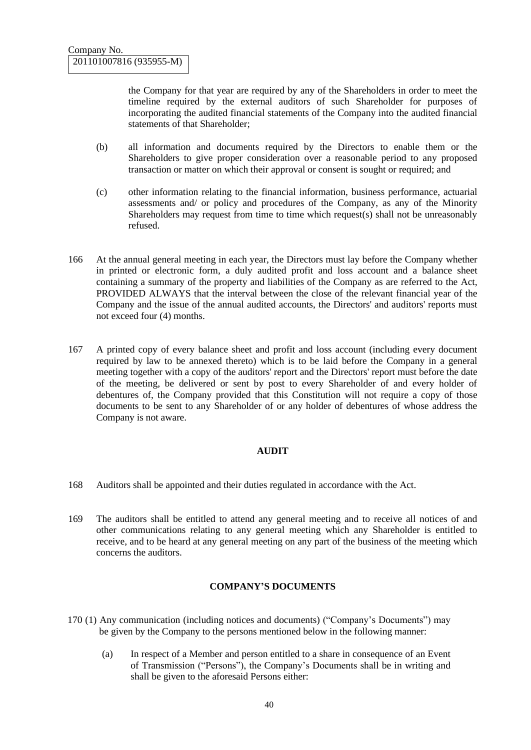the Company for that year are required by any of the Shareholders in order to meet the timeline required by the external auditors of such Shareholder for purposes of incorporating the audited financial statements of the Company into the audited financial statements of that Shareholder;

(b) all information and documents required by the Directors to enable them or the Shareholders to give proper consideration over a reasonable period to any proposed transaction or matter on which their approval or consent is sought or required; and

(c) other information relating to the financial information, business performance, actuarial assessments and/ or policy and procedures of the Company, as any of the Minority Shareholders may request from time to time which request(s) shall not be unreasonably refused.

166 At the annual general meeting in each year, the Directors must lay before the Company whether in printed or electronic form, a duly audited profit and loss account and a balance sheet containing a summary of the property and liabilities of the Company as are referred to the Act, PROVIDED ALWAYS that the interval between the close of the relevant financial year of the Company and the issue of the annual audited accounts, the Directors' and auditors' reports must not exceed four (4) months.

167 A printed copy of every balance sheet and profit and loss account (including every document required by law to be annexed thereto) which is to be laid before the Company in a general meeting together with a copy of the auditors' report and the Directors' report must before the date of the meeting, be delivered or sent by post to every Shareholder of and every holder of debentures of, the Company provided that this Constitution will not require a copy of those documents to be sent to any Shareholder of or any holder of debentures of whose address the Company is not aware.

**AUDIT**

168 Auditors shall be appointed and their duties regulated in accordance with the Act.

169 The auditors shall be entitled to attend any general meeting and to receive all notices of and other communications relating to any general meeting which any Shareholder is entitled to receive, and to be heard at any general meeting on any part of the business of the meeting which concerns the auditors.

**COMPANY'S DOCUMENTS**

170 (1) Any communication (including notices and documents) ("Company's Documents") may be given by the Company to the persons mentioned below in the following manner:

(a) In respect of a Member and person entitled to a share in consequence of an Event of Transmission ("Persons"), the Company's Documents shall be in writing and shall be given to the aforesaid Persons either: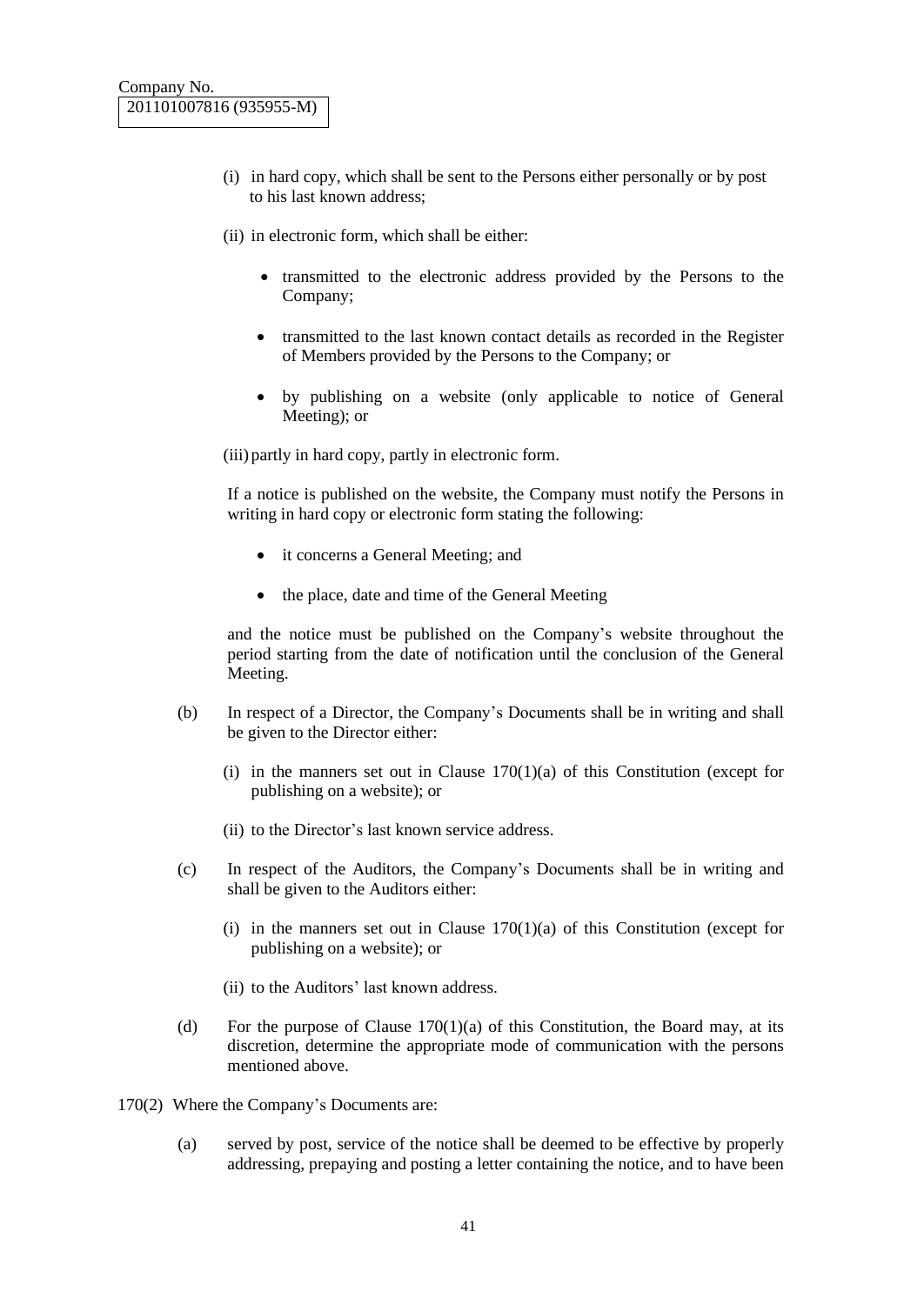(i) in hard copy, which shall be sent to the Persons either personally or by post to his last known address;

(ii) in electronic form, which shall be either:

- transmitted to the electronic address provided by the Persons to the Company;
- transmitted to the last known contact details as recorded in the Register of Members provided by the Persons to the Company; or
- by publishing on a website (only applicable to notice of General Meeting); or

(iii) partly in hard copy, partly in electronic form.

If a notice is published on the website, the Company must notify the Persons in writing in hard copy or electronic form stating the following:

- it concerns a General Meeting; and
- the place, date and time of the General Meeting

and the notice must be published on the Company's website throughout the period starting from the date of notification until the conclusion of the General Meeting.

(b) In respect of a Director, the Company's Documents shall be in writing and shall be given to the Director either:

(i) in the manners set out in Clause 170(1)(a) of this Constitution (except for publishing on a website); or

(ii) to the Director's last known service address.

(c) In respect of the Auditors, the Company's Documents shall be in writing and shall be given to the Auditors either:

(i) in the manners set out in Clause 170(1)(a) of this Constitution (except for publishing on a website); or

(ii) to the Auditors' last known address.

(d) For the purpose of Clause 170(1)(a) of this Constitution, the Board may, at its discretion, determine the appropriate mode of communication with the persons mentioned above.

170(2) Where the Company's Documents are:

(a) served by post, service of the notice shall be deemed to be effective by properly addressing, prepaying and posting a letter containing the notice, and to have been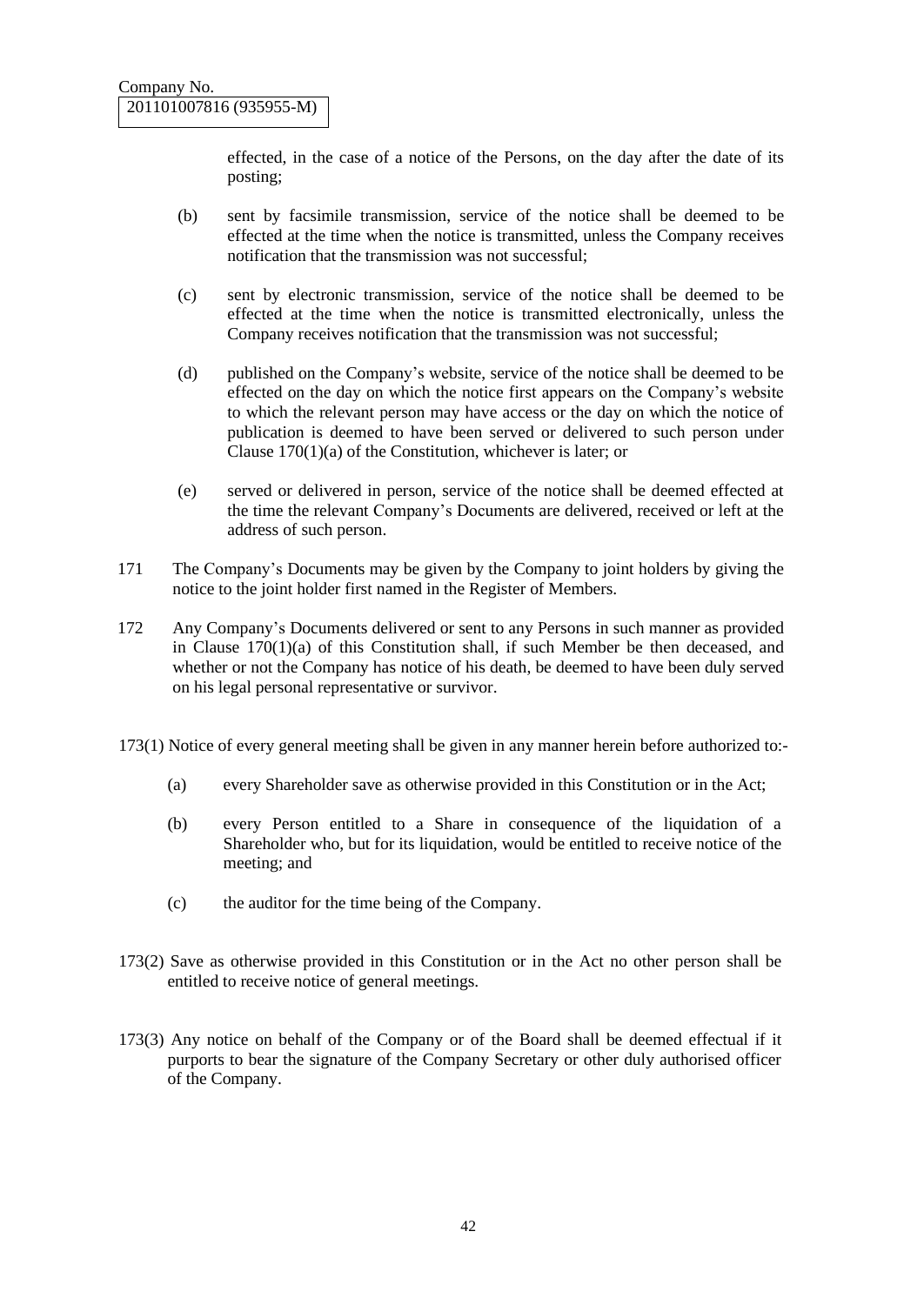effected, in the case of a notice of the Persons, on the day after the date of its posting;

(b) sent by facsimile transmission, service of the notice shall be deemed to be effected at the time when the notice is transmitted, unless the Company receives notification that the transmission was not successful;

(c) sent by electronic transmission, service of the notice shall be deemed to be effected at the time when the notice is transmitted electronically, unless the Company receives notification that the transmission was not successful;

(d) published on the Company's website, service of the notice shall be deemed to be effected on the day on which the notice first appears on the Company's website to which the relevant person may have access or the day on which the notice of publication is deemed to have been served or delivered to such person under Clause 170(1)(a) of the Constitution, whichever is later; or

(e) served or delivered in person, service of the notice shall be deemed effected at the time the relevant Company's Documents are delivered, received or left at the address of such person.

171 The Company's Documents may be given by the Company to joint holders by giving the notice to the joint holder first named in the Register of Members.

172 Any Company's Documents delivered or sent to any Persons in such manner as provided in Clause 170(1)(a) of this Constitution shall, if such Member be then deceased, and whether or not the Company has notice of his death, be deemed to have been duly served on his legal personal representative or survivor.

173(1) Notice of every general meeting shall be given in any manner herein before authorized to:-

(a) every Shareholder save as otherwise provided in this Constitution or in the Act;

(b) every Person entitled to a Share in consequence of the liquidation of a Shareholder who, but for its liquidation, would be entitled to receive notice of the meeting; and

(c) the auditor for the time being of the Company.

173(2) Save as otherwise provided in this Constitution or in the Act no other person shall be entitled to receive notice of general meetings.

173(3) Any notice on behalf of the Company or of the Board shall be deemed effectual if it purports to bear the signature of the Company Secretary or other duly authorised officer of the Company.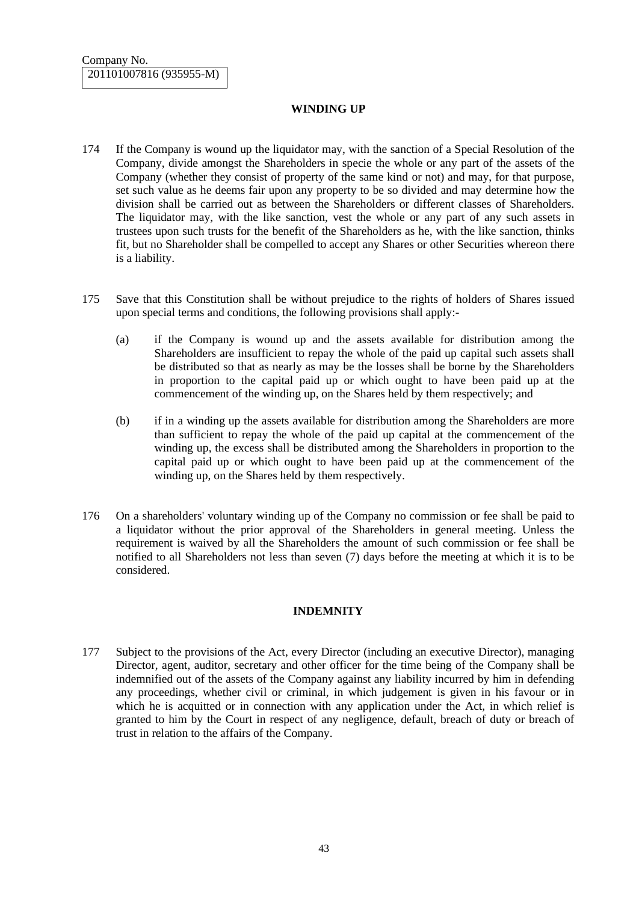Company No.
201101007816 (935955-M)

## WINDING UP

174 If the Company is wound up the liquidator may, with the sanction of a Special Resolution of the Company, divide amongst the Shareholders in specie the whole or any part of the assets of the Company (whether they consist of property of the same kind or not) and may, for that purpose, set such value as he deems fair upon any property to be so divided and may determine how the division shall be carried out as between the Shareholders or different classes of Shareholders. The liquidator may, with the like sanction, vest the whole or any part of any such assets in trustees upon such trusts for the benefit of the Shareholders as he, with the like sanction, thinks fit, but no Shareholder shall be compelled to accept any Shares or other Securities whereon there is a liability.

175 Save that this Constitution shall be without prejudice to the rights of holders of Shares issued upon special terms and conditions, the following provisions shall apply:-

(a) if the Company is wound up and the assets available for distribution among the Shareholders are insufficient to repay the whole of the paid up capital such assets shall be distributed so that as nearly as may be the losses shall be borne by the Shareholders in proportion to the capital paid up or which ought to have been paid up at the commencement of the winding up, on the Shares held by them respectively; and

(b) if in a winding up the assets available for distribution among the Shareholders are more than sufficient to repay the whole of the paid up capital at the commencement of the winding up, the excess shall be distributed among the Shareholders in proportion to the capital paid up or which ought to have been paid up at the commencement of the winding up, on the Shares held by them respectively.

176 On a shareholders' voluntary winding up of the Company no commission or fee shall be paid to a liquidator without the prior approval of the Shareholders in general meeting. Unless the requirement is waived by all the Shareholders the amount of such commission or fee shall be notified to all Shareholders not less than seven (7) days before the meeting at which it is to be considered.

## INDEMNITY

177 Subject to the provisions of the Act, every Director (including an executive Director), managing Director, agent, auditor, secretary and other officer for the time being of the Company shall be indemnified out of the assets of the Company against any liability incurred by him in defending any proceedings, whether civil or criminal, in which judgement is given in his favour or in which he is acquitted or in connection with any application under the Act, in which relief is granted to him by the Court in respect of any negligence, default, breach of duty or breach of trust in relation to the affairs of the Company.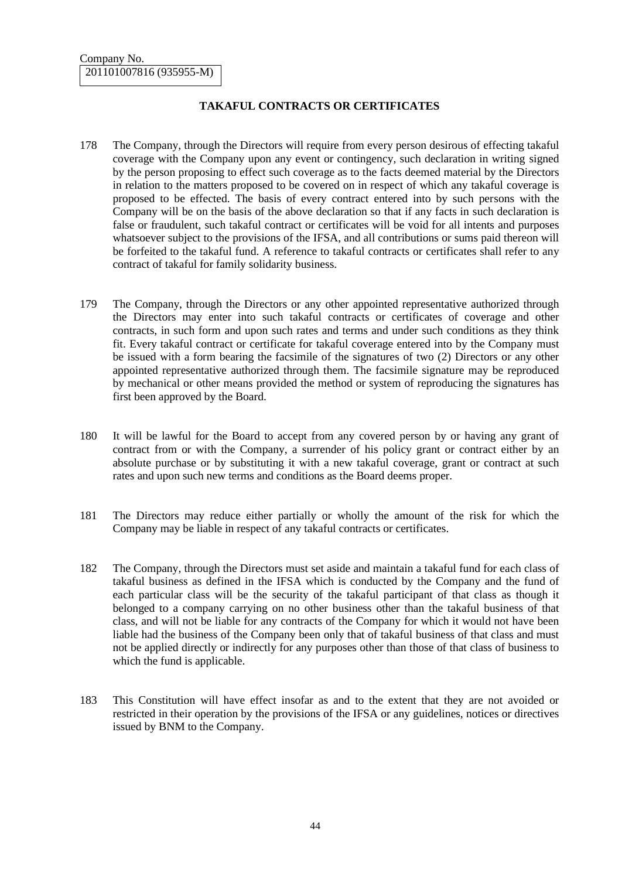Company No.
201101007816 (935955-M)

## TAKAFUL CONTRACTS OR CERTIFICATES

178 The Company, through the Directors will require from every person desirous of effecting takaful coverage with the Company upon any event or contingency, such declaration in writing signed by the person proposing to effect such coverage as to the facts deemed material by the Directors in relation to the matters proposed to be covered on in respect of which any takaful coverage is proposed to be effected. The basis of every contract entered into by such persons with the Company will be on the basis of the above declaration so that if any facts in such declaration is false or fraudulent, such takaful contract or certificates will be void for all intents and purposes whatsoever subject to the provisions of the IFSA, and all contributions or sums paid thereon will be forfeited to the takaful fund. A reference to takaful contracts or certificates shall refer to any contract of takaful for family solidarity business.

179 The Company, through the Directors or any other appointed representative authorized through the Directors may enter into such takaful contracts or certificates of coverage and other contracts, in such form and upon such rates and terms and under such conditions as they think fit. Every takaful contract or certificate for takaful coverage entered into by the Company must be issued with a form bearing the facsimile of the signatures of two (2) Directors or any other appointed representative authorized through them. The facsimile signature may be reproduced by mechanical or other means provided the method or system of reproducing the signatures has first been approved by the Board.

180 It will be lawful for the Board to accept from any covered person by or having any grant of contract from or with the Company, a surrender of his policy grant or contract either by an absolute purchase or by substituting it with a new takaful coverage, grant or contract at such rates and upon such new terms and conditions as the Board deems proper.

181 The Directors may reduce either partially or wholly the amount of the risk for which the Company may be liable in respect of any takaful contracts or certificates.

182 The Company, through the Directors must set aside and maintain a takaful fund for each class of takaful business as defined in the IFSA which is conducted by the Company and the fund of each particular class will be the security of the takaful participant of that class as though it belonged to a company carrying on no other business other than the takaful business of that class, and will not be liable for any contracts of the Company for which it would not have been liable had the business of the Company been only that of takaful business of that class and must not be applied directly or indirectly for any purposes other than those of that class of business to which the fund is applicable.

183 This Constitution will have effect insofar as and to the extent that they are not avoided or restricted in their operation by the provisions of the IFSA or any guidelines, notices or directives issued by BNM to the Company.